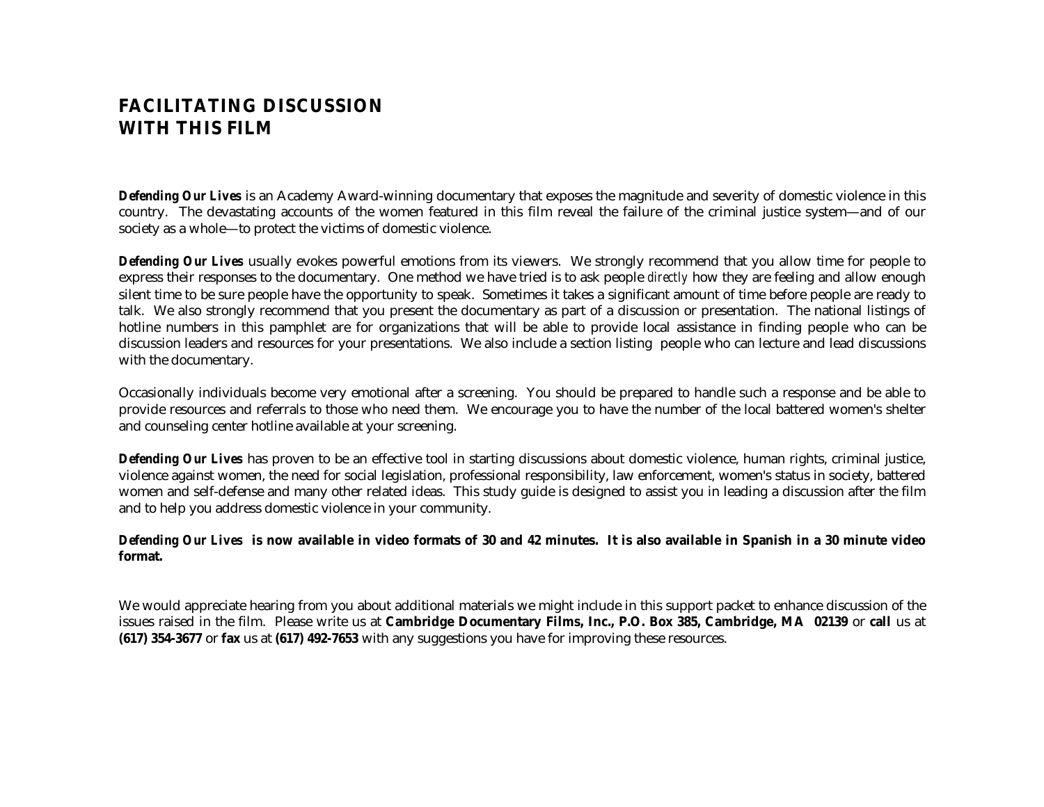# FACILITATING DISCUSSION WITH THIS FILM

***Defending Our Lives*** is an Academy Award-winning documentary that exposes the magnitude and severity of domestic violence in this country. The devastating accounts of the women featured in this film reveal the failure of the criminal justice system—and of our society as a whole—to protect the victims of domestic violence.

***Defending Our Lives*** usually evokes powerful emotions from its viewers. We strongly recommend that you allow time for people to express their responses to the documentary. One method we have tried is to ask people *directly* how they are feeling and allow enough silent time to be sure people have the opportunity to speak. Sometimes it takes a significant amount of time before people are ready to talk. We also strongly recommend that you present the documentary as part of a discussion or presentation. The national listings of hotline numbers in this pamphlet are for organizations that will be able to provide local assistance in finding people who can be discussion leaders and resources for your presentations. We also include a section listing people who can lecture and lead discussions with the documentary.

Occasionally individuals become very emotional after a screening. You should be prepared to handle such a response and be able to provide resources and referrals to those who need them. We encourage you to have the number of the local battered women's shelter and counseling center hotline available at your screening.

***Defending Our Lives*** has proven to be an effective tool in starting discussions about domestic violence, human rights, criminal justice, violence against women, the need for social legislation, professional responsibility, law enforcement, women's status in society, battered women and self-defense and many other related ideas. This study guide is designed to assist you in leading a discussion after the film and to help you address domestic violence in your community.

***Defending Our Lives* is now available in video formats of 30 and 42 minutes. It is also available in Spanish in a 30 minute video format.**

We would appreciate hearing from you about additional materials we might include in this support packet to enhance discussion of the issues raised in the film. Please write us at **Cambridge Documentary Films, Inc., P.O. Box 385, Cambridge, MA 02139** or **call** us at **(617) 354-3677** or **fax** us at **(617) 492-7653** with any suggestions you have for improving these resources.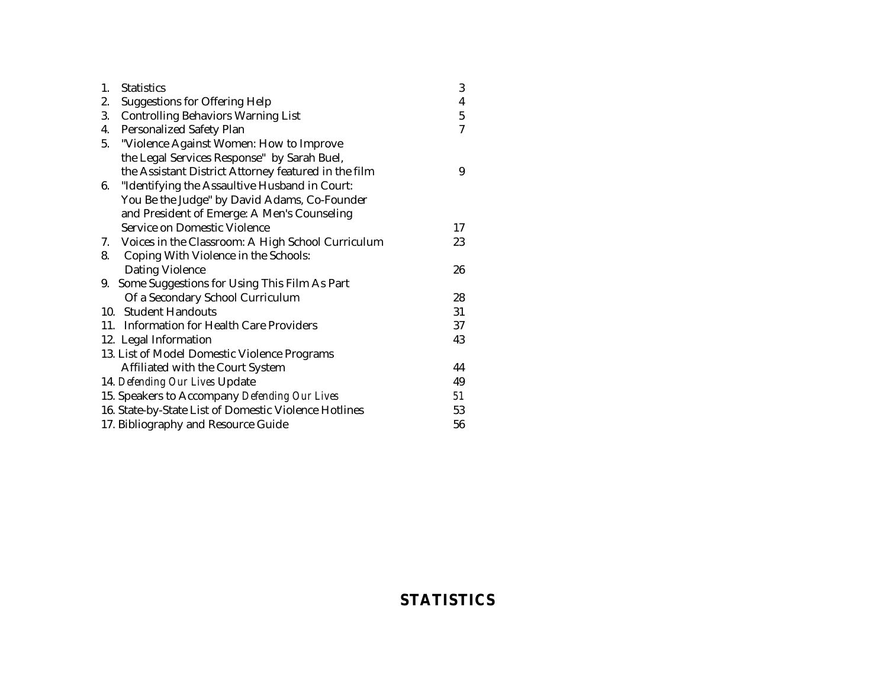| | | |
|---|---|---|
| 1. | Statistics | 3 |
| 2. | Suggestions for Offering Help | 4 |
| 3. | Controlling Behaviors Warning List | 5 |
| 4. | Personalized Safety Plan | 7 |
| 5. | "Violence Against Women: How to Improve the Legal Services Response" by Sarah Buel, the Assistant District Attorney featured in the film | 9 |
| 6. | "Identifying the Assaultive Husband in Court: You Be the Judge" by David Adams, Co-Founder and President of Emerge: A Men's Counseling Service on Domestic Violence | 17 |
| 7. | Voices in the Classroom: A High School Curriculum | 23 |
| 8. | Coping With Violence in the Schools: Dating Violence | 26 |
| 9. | Some Suggestions for Using This Film As Part Of a Secondary School Curriculum | 28 |
| 10. | Student Handouts | 31 |
| 11. | Information for Health Care Providers | 37 |
| 12. | Legal Information | 43 |
| 13. | List of Model Domestic Violence Programs Affiliated with the Court System | 44 |
| 14. | *Defending Our Lives* Update | 49 |
| 15. | Speakers to Accompany *Defending Our Lives* | 51 |
| 16. | State-by-State List of Domestic Violence Hotlines | 53 |
| 17. | Bibliography and Resource Guide | 56 |

# STATISTICS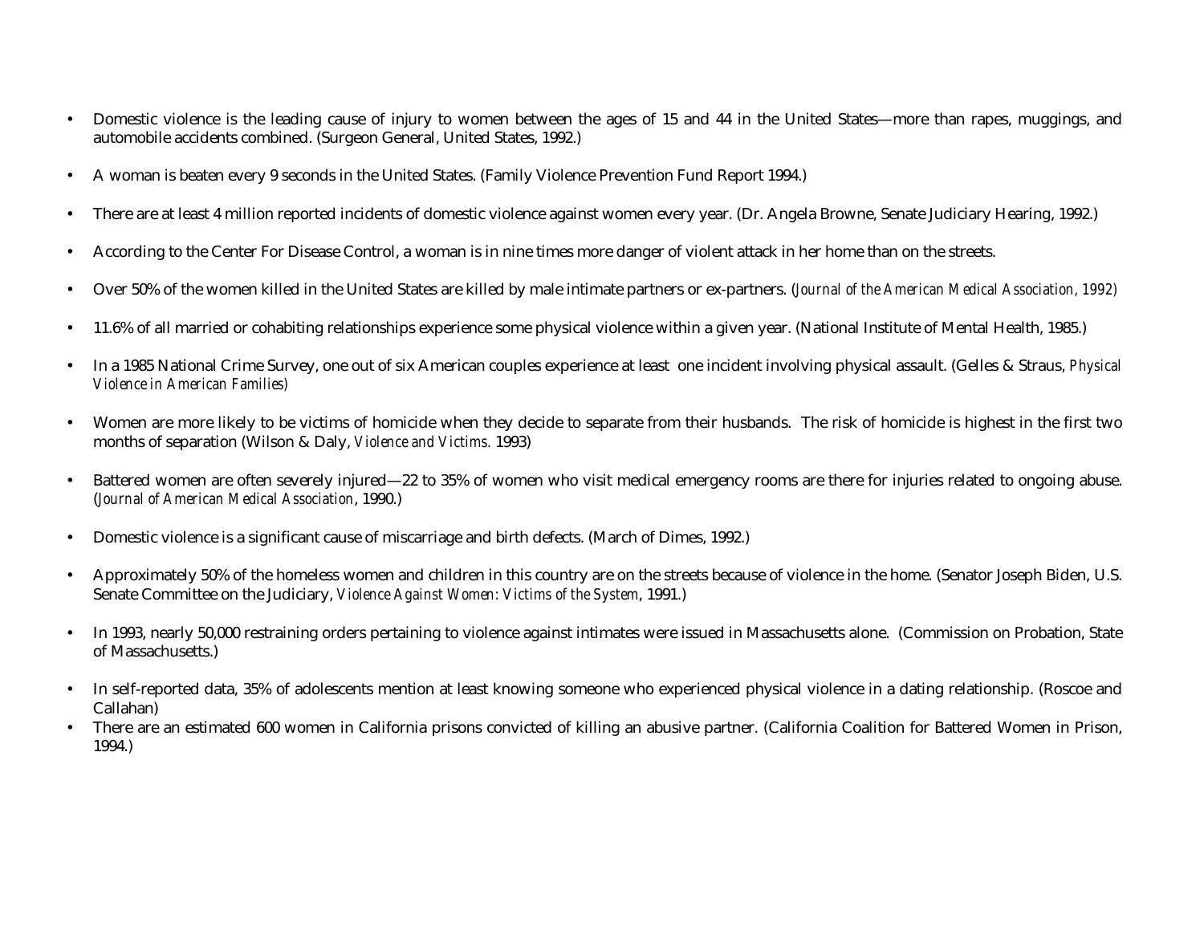- Domestic violence is the leading cause of injury to women between the ages of 15 and 44 in the United States—more than rapes, muggings, and automobile accidents combined. (Surgeon General, United States, 1992.)
- A woman is beaten every 9 seconds in the United States. (Family Violence Prevention Fund Report 1994.)
- There are at least 4 million reported incidents of domestic violence against women every year. (Dr. Angela Browne, Senate Judiciary Hearing, 1992.)
- According to the Center For Disease Control, a woman is in nine times more danger of violent attack in her home than on the streets.
- Over 50% of the women killed in the United States are killed by male intimate partners or ex-partners. (*Journal of the American Medical Association, 1992)*
- 11.6% of all married or cohabiting relationships experience some physical violence within a given year. (National Institute of Mental Health, 1985.)
- In a 1985 National Crime Survey, one out of six American couples experience at least one incident involving physical assault. (Gelles & Straus, *Physical Violence in American Families)*
- Women are more likely to be victims of homicide when they decide to separate from their husbands. The risk of homicide is highest in the first two months of separation (Wilson & Daly, *Violence and Victims.* 1993)
- Battered women are often severely injured—22 to 35% of women who visit medical emergency rooms are there for injuries related to ongoing abuse. (*Journal of American Medical Association*, 1990.)
- Domestic violence is a significant cause of miscarriage and birth defects. (March of Dimes, 1992.)
- Approximately 50% of the homeless women and children in this country are on the streets because of violence in the home. (Senator Joseph Biden, U.S. Senate Committee on the Judiciary, *Violence Against Women: Victims of the System*, 1991.)
- In 1993, nearly 50,000 restraining orders pertaining to violence against intimates were issued in Massachusetts alone. (Commission on Probation, State of Massachusetts.)
- In self-reported data, 35% of adolescents mention at least knowing someone who experienced physical violence in a dating relationship. (Roscoe and Callahan)
- There are an estimated 600 women in California prisons convicted of killing an abusive partner. (California Coalition for Battered Women in Prison, 1994.)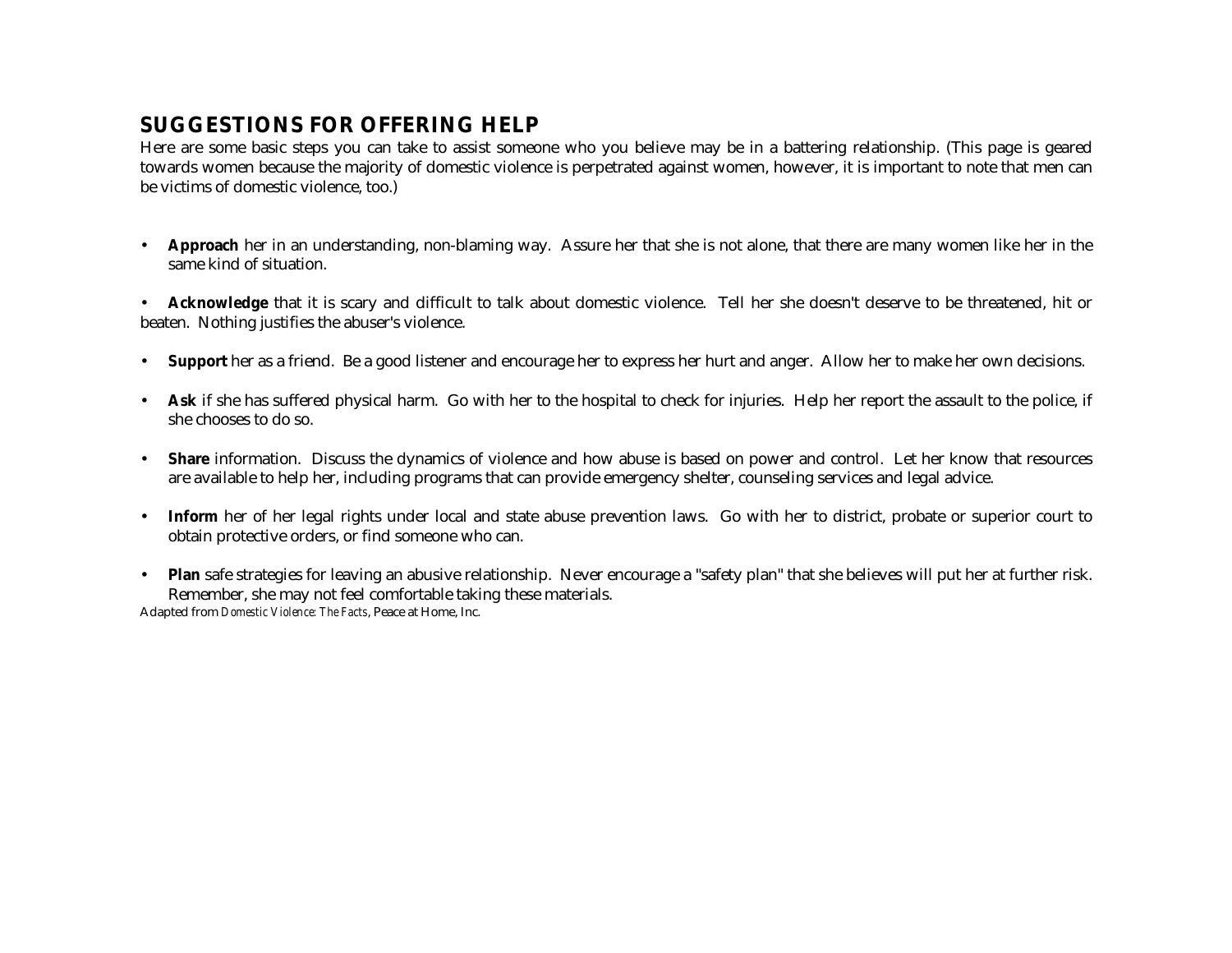## SUGGESTIONS FOR OFFERING HELP

Here are some basic steps you can take to assist someone who you believe may be in a battering relationship. (This page is geared towards women because the majority of domestic violence is perpetrated against women, however, it is important to note that men can be victims of domestic violence, too.)

- **Approach** her in an understanding, non-blaming way. Assure her that she is not alone, that there are many women like her in the same kind of situation.
- **Acknowledge** that it is scary and difficult to talk about domestic violence. Tell her she doesn't deserve to be threatened, hit or beaten. Nothing justifies the abuser's violence.
- **Support** her as a friend. Be a good listener and encourage her to express her hurt and anger. Allow her to make her own decisions.
- **Ask** if she has suffered physical harm. Go with her to the hospital to check for injuries. Help her report the assault to the police, if she chooses to do so.
- **Share** information. Discuss the dynamics of violence and how abuse is based on power and control. Let her know that resources are available to help her, including programs that can provide emergency shelter, counseling services and legal advice.
- **Inform** her of her legal rights under local and state abuse prevention laws. Go with her to district, probate or superior court to obtain protective orders, or find someone who can.
- **Plan** safe strategies for leaving an abusive relationship. Never encourage a "safety plan" that she believes will put her at further risk. Remember, she may not feel comfortable taking these materials.

Adapted from *Domestic Violence: The Facts*, Peace at Home, Inc.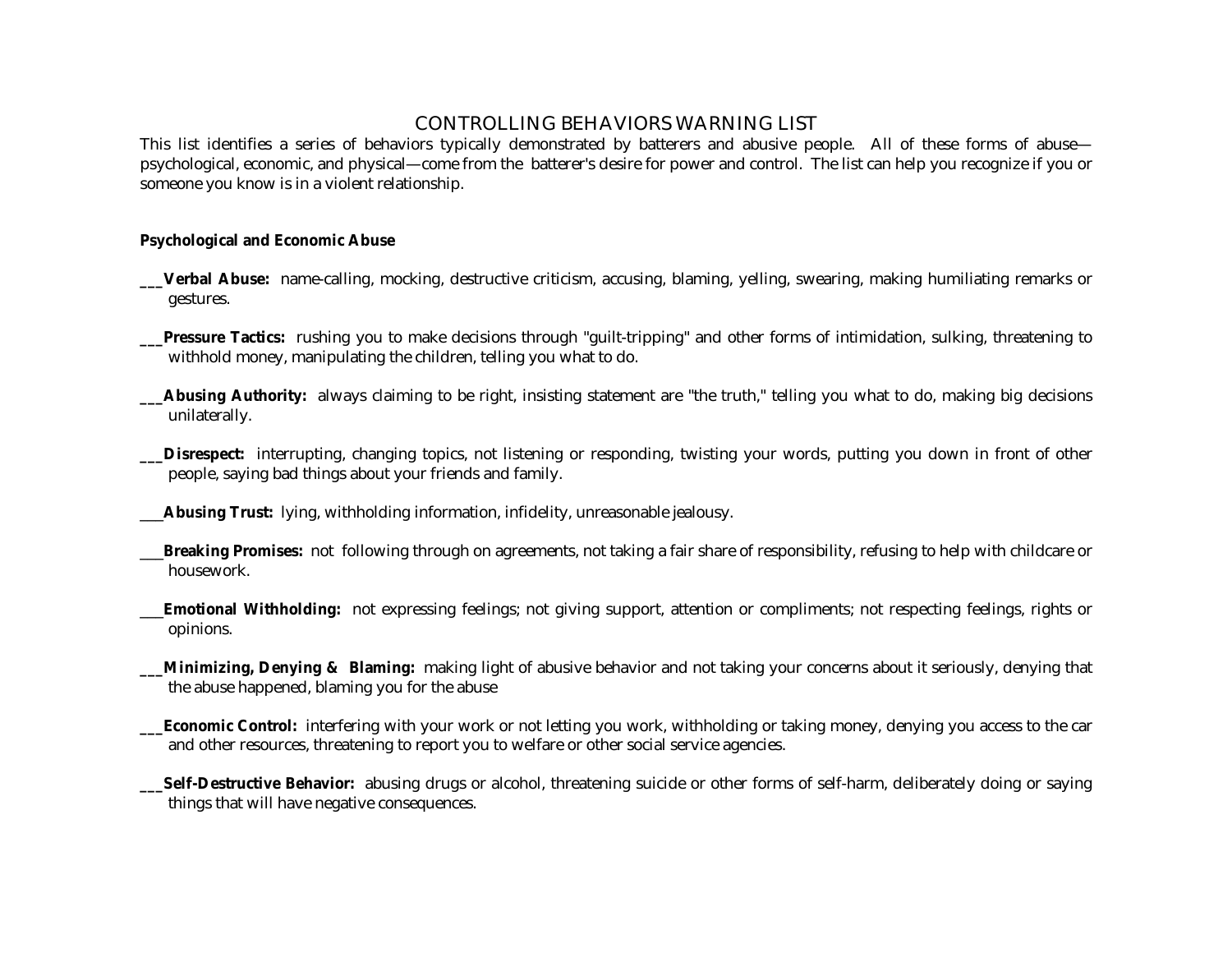# CONTROLLING BEHAVIORS WARNING LIST

This list identifies a series of behaviors typically demonstrated by batterers and abusive people. All of these forms of abuse—psychological, economic, and physical—come from the batterer's desire for power and control. The list can help you recognize if you or someone you know is in a violent relationship.

**Psychological and Economic Abuse**

___**Verbal Abuse:** name-calling, mocking, destructive criticism, accusing, blaming, yelling, swearing, making humiliating remarks or gestures.

___**Pressure Tactics:** rushing you to make decisions through "guilt-tripping" and other forms of intimidation, sulking, threatening to withhold money, manipulating the children, telling you what to do.

___**Abusing Authority:** always claiming to be right, insisting statement are "the truth," telling you what to do, making big decisions unilaterally.

___**Disrespect:** interrupting, changing topics, not listening or responding, twisting your words, putting you down in front of other people, saying bad things about your friends and family.

___**Abusing Trust:** lying, withholding information, infidelity, unreasonable jealousy.

___**Breaking Promises:** not following through on agreements, not taking a fair share of responsibility, refusing to help with childcare or housework.

___**Emotional Withholding:** not expressing feelings; not giving support, attention or compliments; not respecting feelings, rights or opinions.

___**Minimizing, Denying & Blaming:** making light of abusive behavior and not taking your concerns about it seriously, denying that the abuse happened, blaming you for the abuse

___**Economic Control:** interfering with your work or not letting you work, withholding or taking money, denying you access to the car and other resources, threatening to report you to welfare or other social service agencies.

___**Self-Destructive Behavior:** abusing drugs or alcohol, threatening suicide or other forms of self-harm, deliberately doing or saying things that will have negative consequences.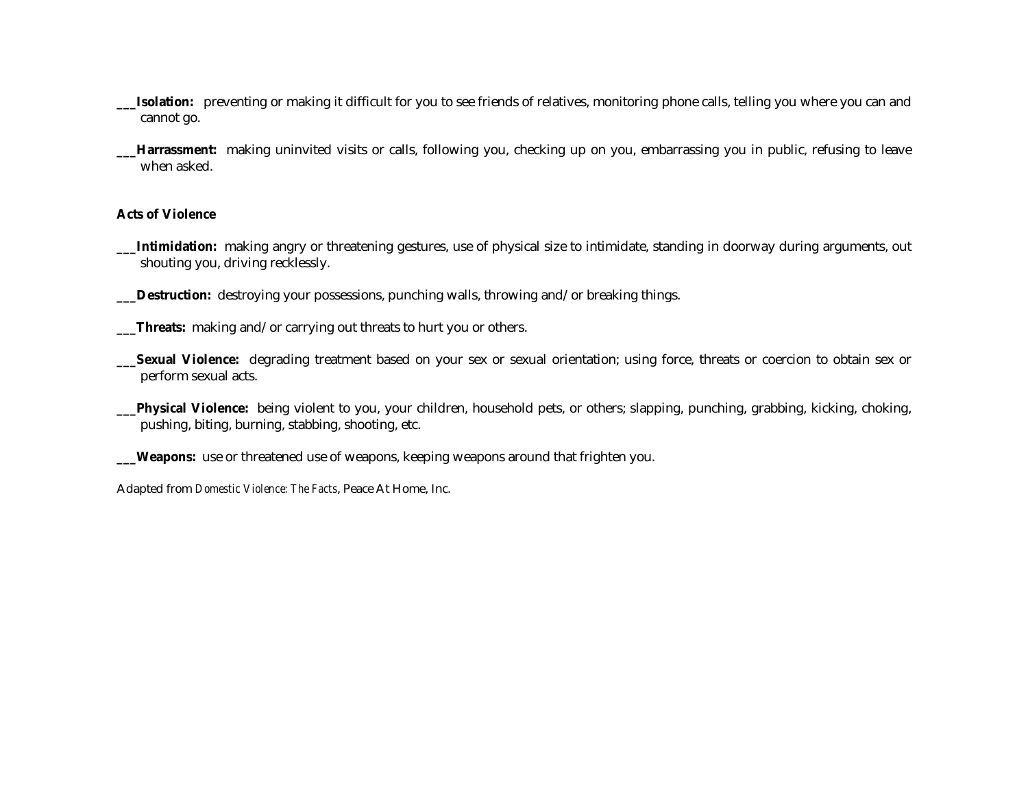___**Isolation:** preventing or making it difficult for you to see friends of relatives, monitoring phone calls, telling you where you can and cannot go.

___**Harrassment:** making uninvited visits or calls, following you, checking up on you, embarrassing you in public, refusing to leave when asked.

**Acts of Violence**

___**Intimidation:** making angry or threatening gestures, use of physical size to intimidate, standing in doorway during arguments, out shouting you, driving recklessly.

___**Destruction:** destroying your possessions, punching walls, throwing and/or breaking things.

___**Threats:** making and/or carrying out threats to hurt you or others.

___**Sexual Violence:** degrading treatment based on your sex or sexual orientation; using force, threats or coercion to obtain sex or perform sexual acts.

___**Physical Violence:** being violent to you, your children, household pets, or others; slapping, punching, grabbing, kicking, choking, pushing, biting, burning, stabbing, shooting, etc.

___**Weapons:** use or threatened use of weapons, keeping weapons around that frighten you.

Adapted from *Domestic Violence: The Facts*, Peace At Home, Inc.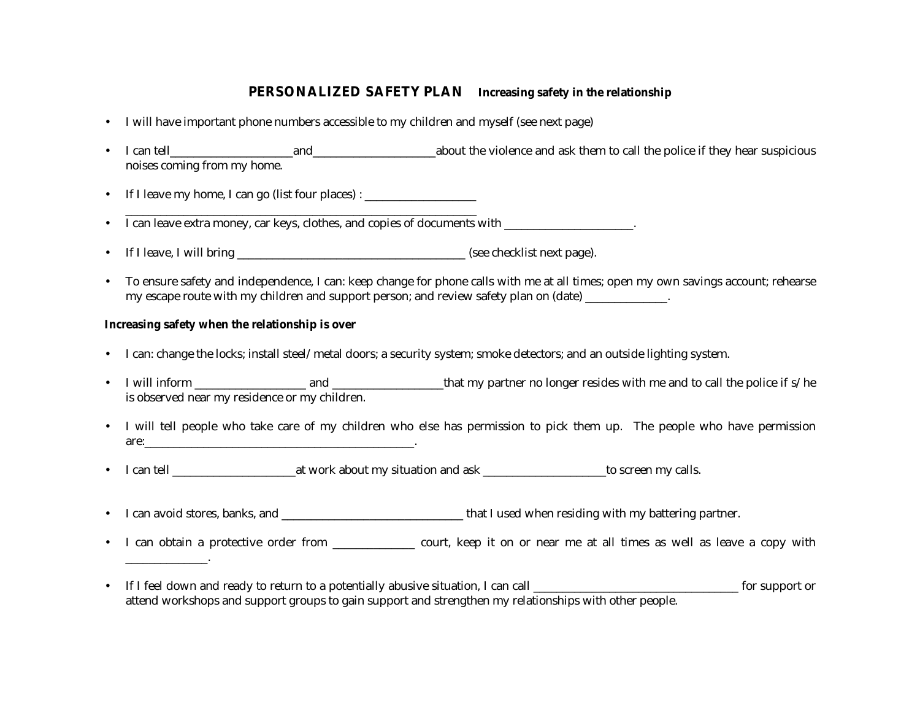## PERSONALIZED SAFETY PLAN **Increasing safety in the relationship**

- I will have important phone numbers accessible to my children and myself (see next page)
- I can tell______________________and______________________about the violence and ask them to call the police if they hear suspicious noises coming from my home.
- If I leave my home, I can go (list four places) : ____________________
  ______________________________________________________________
- I can leave extra money, car keys, clothes, and copies of documents with _______________________.
- If I leave, I will bring _________________________________________ (see checklist next page).
- To ensure safety and independence, I can: keep change for phone calls with me at all times; open my own savings account; rehearse my escape route with my children and support person; and review safety plan on (date) _______________.

**Increasing safety when the relationship is over**

- I can: change the locks; install steel/metal doors; a security system; smoke detectors; and an outside lighting system.
- I will inform ____________________ and ____________________that my partner no longer resides with me and to call the police if s/he is observed near my residence or my children.
- I will tell people who take care of my children who else has permission to pick them up. The people who have permission are:_________________________________________________.
- I can tell ______________________at work about my situation and ask ______________________to screen my calls.
- I can avoid stores, banks, and _________________________________ that I used when residing with my battering partner.
- I can obtain a protective order from _______________ court, keep it on or near me at all times as well as leave a copy with _______________.
- If I feel down and ready to return to a potentially abusive situation, I can call ______________________________________ for support or attend workshops and support groups to gain support and strengthen my relationships with other people.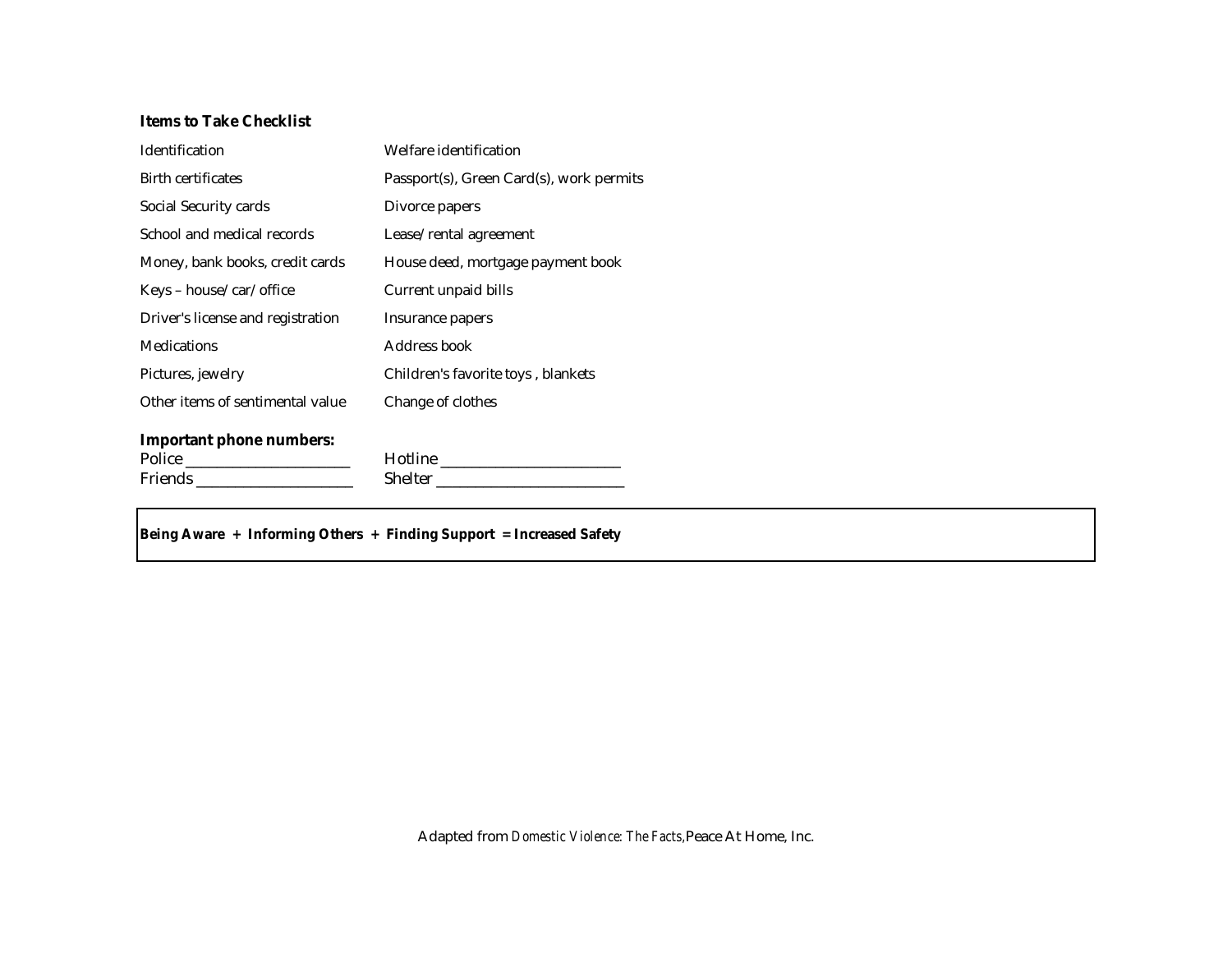**Items to Take Checklist**

| | |
|---|---|
| Identification | Welfare identification |
| Birth certificates | Passport(s), Green Card(s), work permits |
| Social Security cards | Divorce papers |
| School and medical records | Lease/rental agreement |
| Money, bank books, credit cards | House deed, mortgage payment book |
| Keys – house/car/office | Current unpaid bills |
| Driver's license and registration | Insurance papers |
| Medications | Address book |
| Pictures, jewelry | Children's favorite toys , blankets |
| Other items of sentimental value | Change of clothes |

**Important phone numbers:**

Police ____________________ Hotline ______________________

Friends ___________________ Shelter _______________________

**Being Aware + Informing Others + Finding Support = Increased Safety**

Adapted from *Domestic Violence: The Facts,* Peace At Home, Inc.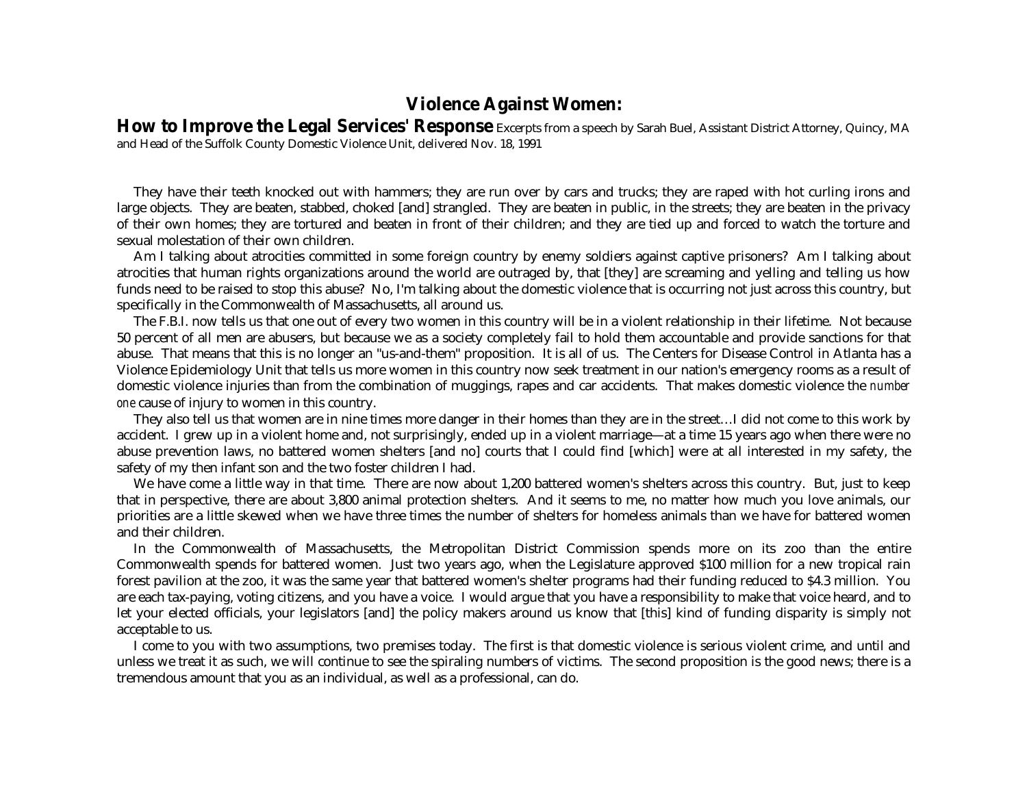# Violence Against Women:

## How to Improve the Legal Services' Response

Excerpts from a speech by Sarah Buel, Assistant District Attorney, Quincy, MA and Head of the Suffolk County Domestic Violence Unit, delivered Nov. 18, 1991

They have their teeth knocked out with hammers; they are run over by cars and trucks; they are raped with hot curling irons and large objects. They are beaten, stabbed, choked [and] strangled. They are beaten in public, in the streets; they are beaten in the privacy of their own homes; they are tortured and beaten in front of their children; and they are tied up and forced to watch the torture and sexual molestation of their own children.

Am I talking about atrocities committed in some foreign country by enemy soldiers against captive prisoners? Am I talking about atrocities that human rights organizations around the world are outraged by, that [they] are screaming and yelling and telling us how funds need to be raised to stop this abuse? No, I'm talking about the domestic violence that is occurring not just across this country, but specifically in the Commonwealth of Massachusetts, all around us.

The F.B.I. now tells us that one out of every two women in this country will be in a violent relationship in their lifetime. Not because 50 percent of all men are abusers, but because we as a society completely fail to hold them accountable and provide sanctions for that abuse. That means that this is no longer an "us-and-them" proposition. It is all of us. The Centers for Disease Control in Atlanta has a Violence Epidemiology Unit that tells us more women in this country now seek treatment in our nation's emergency rooms as a result of domestic violence injuries than from the combination of muggings, rapes and car accidents. That makes domestic violence the *number one* cause of injury to women in this country.

They also tell us that women are in nine times more danger in their homes than they are in the street…I did not come to this work by accident. I grew up in a violent home and, not surprisingly, ended up in a violent marriage—at a time 15 years ago when there were no abuse prevention laws, no battered women shelters [and no] courts that I could find [which] were at all interested in my safety, the safety of my then infant son and the two foster children I had.

We have come a little way in that time. There are now about 1,200 battered women's shelters across this country. But, just to keep that in perspective, there are about 3,800 animal protection shelters. And it seems to me, no matter how much you love animals, our priorities are a little skewed when we have three times the number of shelters for homeless animals than we have for battered women and their children.

In the Commonwealth of Massachusetts, the Metropolitan District Commission spends more on its zoo than the entire Commonwealth spends for battered women. Just two years ago, when the Legislature approved $100 million for a new tropical rain forest pavilion at the zoo, it was the same year that battered women's shelter programs had their funding reduced to $4.3 million. You are each tax-paying, voting citizens, and you have a voice. I would argue that you have a responsibility to make that voice heard, and to let your elected officials, your legislators [and] the policy makers around us know that [this] kind of funding disparity is simply not acceptable to us.

I come to you with two assumptions, two premises today. The first is that domestic violence is serious violent crime, and until and unless we treat it as such, we will continue to see the spiraling numbers of victims. The second proposition is the good news; there is a tremendous amount that you as an individual, as well as a professional, can do.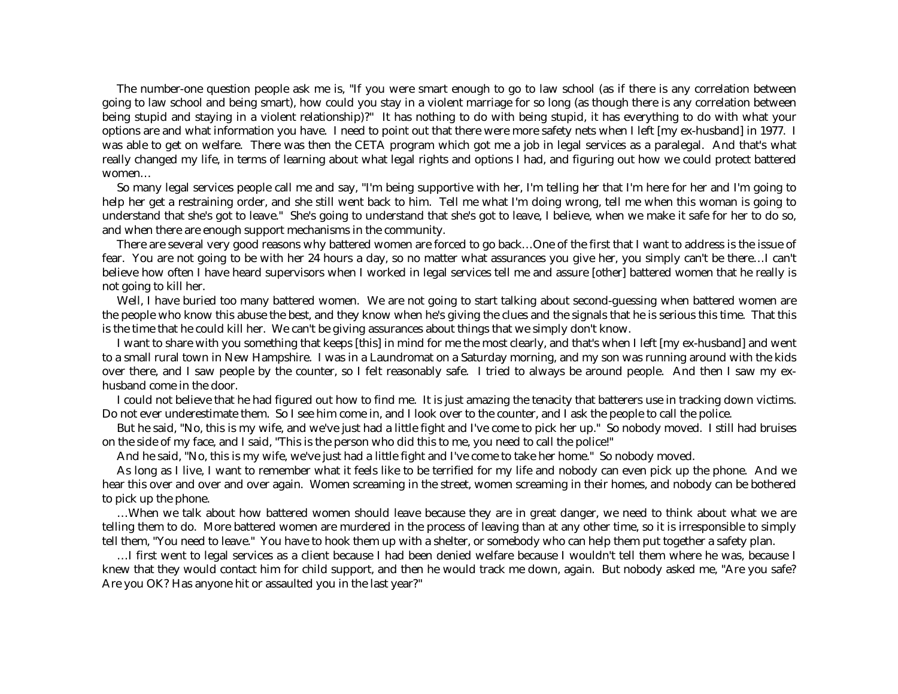The number-one question people ask me is, "If you were smart enough to go to law school (as if there is any correlation between going to law school and being smart), how could you stay in a violent marriage for so long (as though there is any correlation between being stupid and staying in a violent relationship)?" It has nothing to do with being stupid, it has everything to do with what your options are and what information you have. I need to point out that there were more safety nets when I left [my ex-husband] in 1977. I was able to get on welfare. There was then the CETA program which got me a job in legal services as a paralegal. And that's what really changed my life, in terms of learning about what legal rights and options I had, and figuring out how we could protect battered women…

So many legal services people call me and say, "I'm being supportive with her, I'm telling her that I'm here for her and I'm going to help her get a restraining order, and she still went back to him. Tell me what I'm doing wrong, tell me when this woman is going to understand that she's got to leave." She's going to understand that she's got to leave, I believe, when we make it safe for her to do so, and when there are enough support mechanisms in the community.

There are several very good reasons why battered women are forced to go back…One of the first that I want to address is the issue of fear. You are not going to be with her 24 hours a day, so no matter what assurances you give her, you simply can't be there…I can't believe how often I have heard supervisors when I worked in legal services tell me and assure [other] battered women that he really is not going to kill her.

Well, I have buried too many battered women. We are not going to start talking about second-guessing when battered women are the people who know this abuse the best, and they know when he's giving the clues and the signals that he is serious this time. That this is the time that he could kill her. We can't be giving assurances about things that we simply don't know.

I want to share with you something that keeps [this] in mind for me the most clearly, and that's when I left [my ex-husband] and went to a small rural town in New Hampshire. I was in a Laundromat on a Saturday morning, and my son was running around with the kids over there, and I saw people by the counter, so I felt reasonably safe. I tried to always be around people. And then I saw my ex-husband come in the door.

I could not believe that he had figured out how to find me. It is just amazing the tenacity that batterers use in tracking down victims. Do not ever underestimate them. So I see him come in, and I look over to the counter, and I ask the people to call the police.

But he said, "No, this is my wife, and we've just had a little fight and I've come to pick her up." So nobody moved. I still had bruises on the side of my face, and I said, "This is the person who did this to me, you need to call the police!"

And he said, "No, this is my wife, we've just had a little fight and I've come to take her home." So nobody moved.

As long as I live, I want to remember what it feels like to be terrified for my life and nobody can even pick up the phone. And we hear this over and over and over again. Women screaming in the street, women screaming in their homes, and nobody can be bothered to pick up the phone.

…When we talk about how battered women should leave because they are in great danger, we need to think about what we are telling them to do. More battered women are murdered in the process of leaving than at any other time, so it is irresponsible to simply tell them, "You need to leave." You have to hook them up with a shelter, or somebody who can help them put together a safety plan.

…I first went to legal services as a client because I had been denied welfare because I wouldn't tell them where he was, because I knew that they would contact him for child support, and then he would track me down, again. But nobody asked me, "Are you safe? Are you OK? Has anyone hit or assaulted you in the last year?"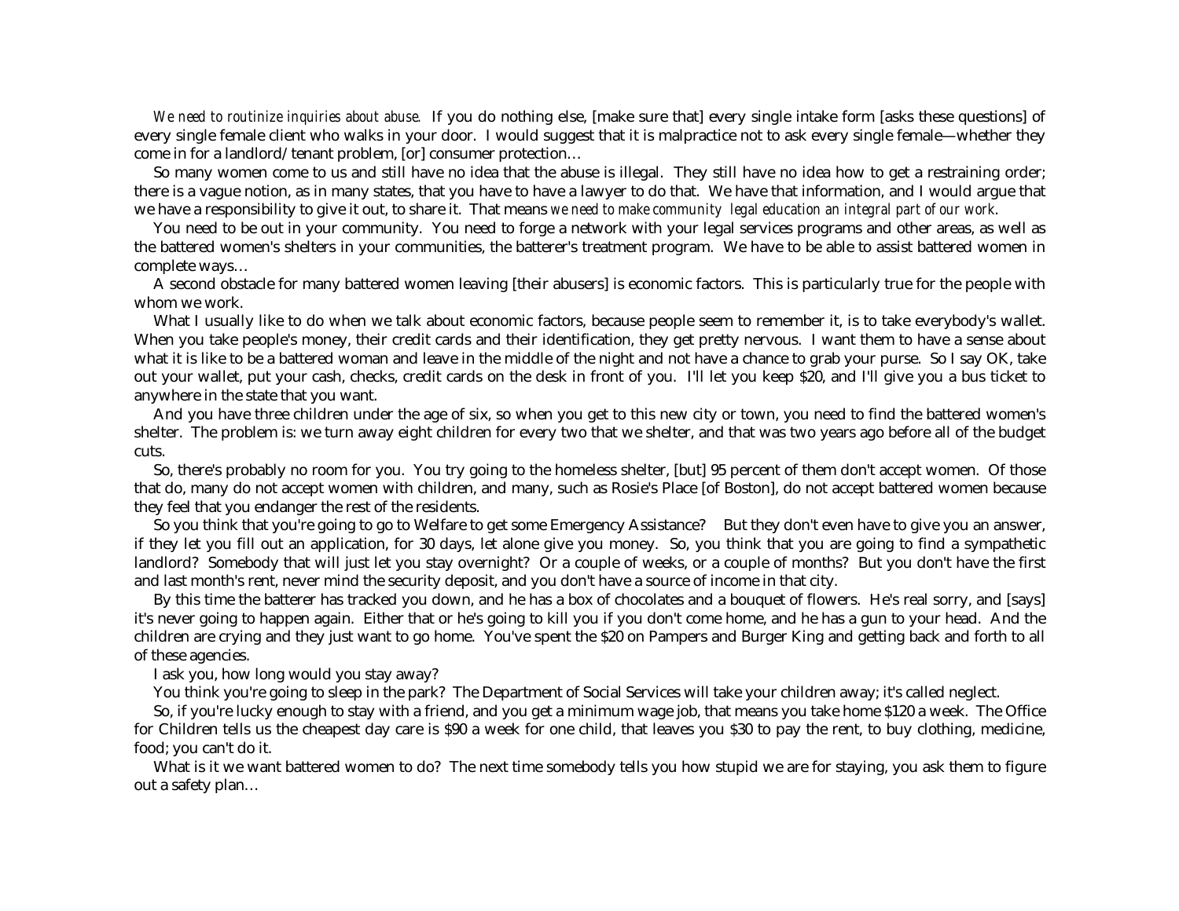*We need to routinize inquiries about abuse.* If you do nothing else, [make sure that] every single intake form [asks these questions] of every single female client who walks in your door. I would suggest that it is malpractice not to ask every single female—whether they come in for a landlord/tenant problem, [or] consumer protection…

So many women come to us and still have no idea that the abuse is illegal. They still have no idea how to get a restraining order; there is a vague notion, as in many states, that you have to have a lawyer to do that. We have that information, and I would argue that we have a responsibility to give it out, to share it. That means *we need to make community legal education an integral part of our work*.

You need to be out in your community. You need to forge a network with your legal services programs and other areas, as well as the battered women's shelters in your communities, the batterer's treatment program. We have to be able to assist battered women in complete ways…

A second obstacle for many battered women leaving [their abusers] is economic factors. This is particularly true for the people with whom we work.

What I usually like to do when we talk about economic factors, because people seem to remember it, is to take everybody's wallet. When you take people's money, their credit cards and their identification, they get pretty nervous. I want them to have a sense about what it is like to be a battered woman and leave in the middle of the night and not have a chance to grab your purse. So I say OK, take out your wallet, put your cash, checks, credit cards on the desk in front of you. I'll let you keep $20, and I'll give you a bus ticket to anywhere in the state that you want.

And you have three children under the age of six, so when you get to this new city or town, you need to find the battered women's shelter. The problem is: we turn away eight children for every two that we shelter, and that was two years ago before all of the budget cuts.

So, there's probably no room for you. You try going to the homeless shelter, [but] 95 percent of them don't accept women. Of those that do, many do not accept women with children, and many, such as Rosie's Place [of Boston], do not accept battered women because they feel that you endanger the rest of the residents.

So you think that you're going to go to Welfare to get some Emergency Assistance? But they don't even have to give you an answer, if they let you fill out an application, for 30 days, let alone give you money. So, you think that you are going to find a sympathetic landlord? Somebody that will just let you stay overnight? Or a couple of weeks, or a couple of months? But you don't have the first and last month's rent, never mind the security deposit, and you don't have a source of income in that city.

By this time the batterer has tracked you down, and he has a box of chocolates and a bouquet of flowers. He's real sorry, and [says] it's never going to happen again. Either that or he's going to kill you if you don't come home, and he has a gun to your head. And the children are crying and they just want to go home. You've spent the $20 on Pampers and Burger King and getting back and forth to all of these agencies.

I ask you, how long would you stay away?

You think you're going to sleep in the park? The Department of Social Services will take your children away; it's called neglect.

So, if you're lucky enough to stay with a friend, and you get a minimum wage job, that means you take home $120 a week. The Office for Children tells us the cheapest day care is $90 a week for one child, that leaves you $30 to pay the rent, to buy clothing, medicine, food; you can't do it.

What is it we want battered women to do? The next time somebody tells you how stupid we are for staying, you ask them to figure out a safety plan…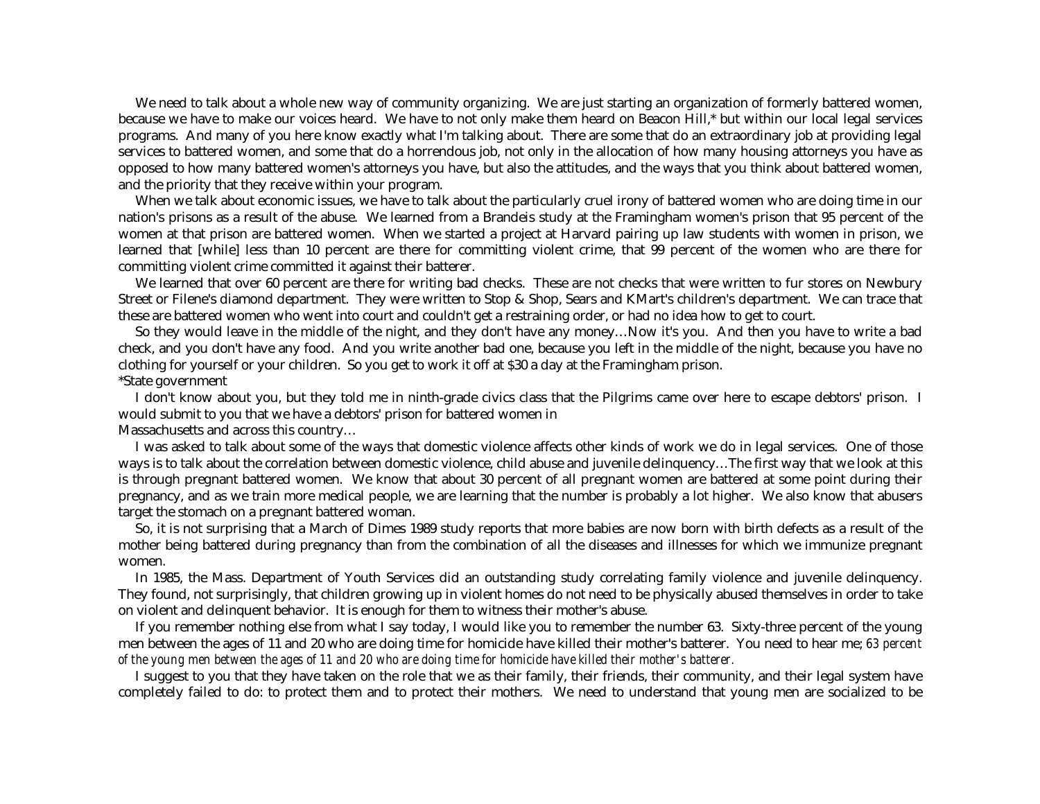We need to talk about a whole new way of community organizing. We are just starting an organization of formerly battered women, because we have to make our voices heard. We have to not only make them heard on Beacon Hill,* but within our local legal services programs. And many of you here know exactly what I'm talking about. There are some that do an extraordinary job at providing legal services to battered women, and some that do a horrendous job, not only in the allocation of how many housing attorneys you have as opposed to how many battered women's attorneys you have, but also the attitudes, and the ways that you think about battered women, and the priority that they receive within your program.

When we talk about economic issues, we have to talk about the particularly cruel irony of battered women who are doing time in our nation's prisons as a result of the abuse. We learned from a Brandeis study at the Framingham women's prison that 95 percent of the women at that prison are battered women. When we started a project at Harvard pairing up law students with women in prison, we learned that [while] less than 10 percent are there for committing violent crime, that 99 percent of the women who are there for committing violent crime committed it against their batterer.

We learned that over 60 percent are there for writing bad checks. These are not checks that were written to fur stores on Newbury Street or Filene's diamond department. They were written to Stop & Shop, Sears and KMart's children's department. We can trace that these are battered women who went into court and couldn't get a restraining order, or had no idea how to get to court.

So they would leave in the middle of the night, and they don't have any money…Now it's you. And then you have to write a bad check, and you don't have any food. And you write another bad one, because you left in the middle of the night, because you have no clothing for yourself or your children. So you get to work it off at $30 a day at the Framingham prison.

*State government

I don't know about you, but they told me in ninth-grade civics class that the Pilgrims came over here to escape debtors' prison. I would submit to you that we have a debtors' prison for battered women in Massachusetts and across this country…

I was asked to talk about some of the ways that domestic violence affects other kinds of work we do in legal services. One of those ways is to talk about the correlation between domestic violence, child abuse and juvenile delinquency…The first way that we look at this is through pregnant battered women. We know that about 30 percent of all pregnant women are battered at some point during their pregnancy, and as we train more medical people, we are learning that the number is probably a lot higher. We also know that abusers target the stomach on a pregnant battered woman.

So, it is not surprising that a March of Dimes 1989 study reports that more babies are now born with birth defects as a result of the mother being battered during pregnancy than from the combination of all the diseases and illnesses for which we immunize pregnant women.

In 1985, the Mass. Department of Youth Services did an outstanding study correlating family violence and juvenile delinquency. They found, not surprisingly, that children growing up in violent homes do not need to be physically abused themselves in order to take on violent and delinquent behavior. It is enough for them to witness their mother's abuse.

If you remember nothing else from what I say today, I would like you to remember the number 63. Sixty-three percent of the young men between the ages of 11 and 20 who are doing time for homicide have killed their mother's batterer. You need to hear me; *63 percent of the young men between the ages of 11 and 20 who are doing time for homicide have killed their mother's batterer.*

I suggest to you that they have taken on the role that we as their family, their friends, their community, and their legal system have completely failed to do: to protect them and to protect their mothers. We need to understand that young men are socialized to be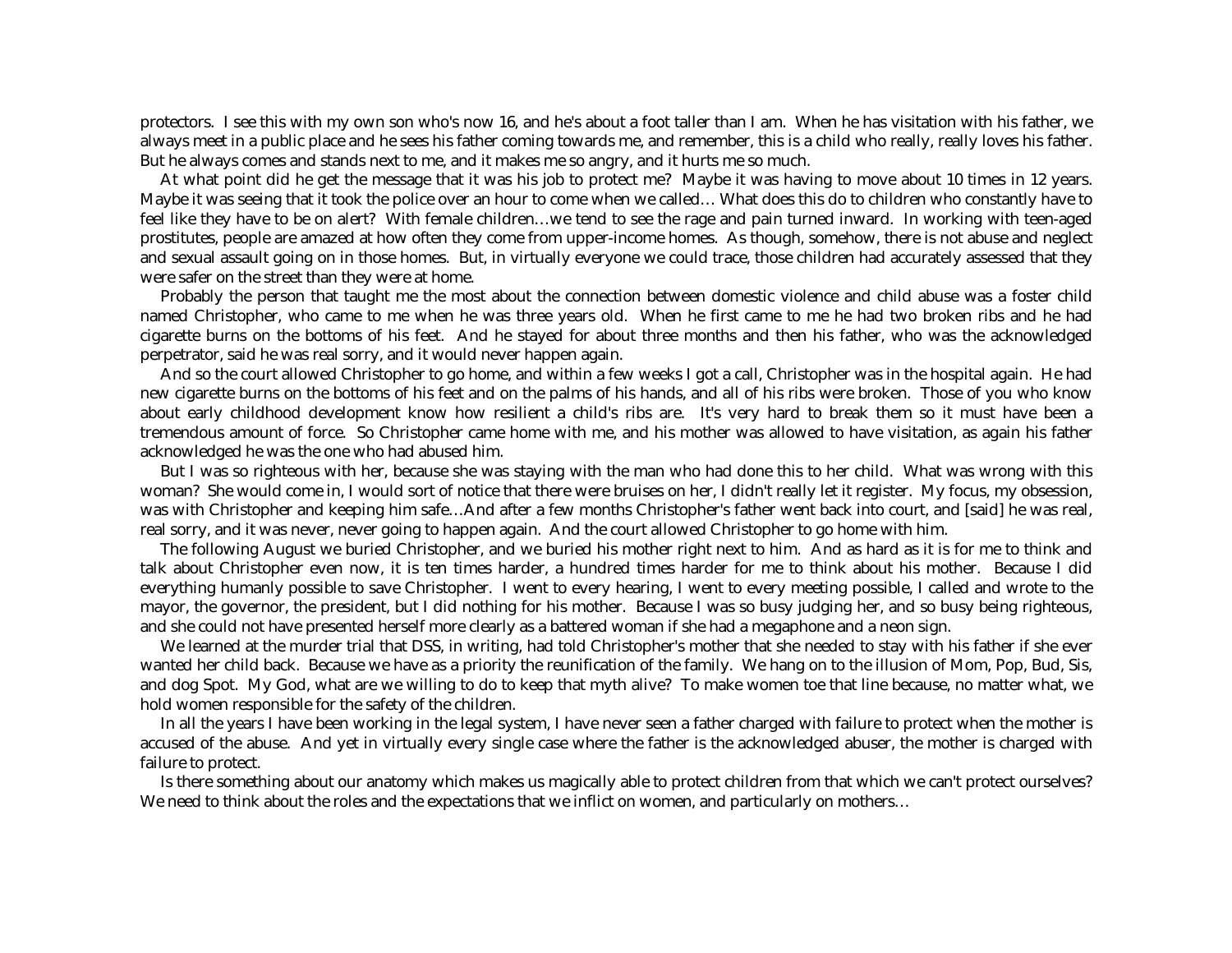protectors. I see this with my own son who's now 16, and he's about a foot taller than I am. When he has visitation with his father, we always meet in a public place and he sees his father coming towards me, and remember, this is a child who really, really loves his father. But he always comes and stands next to me, and it makes me so angry, and it hurts me so much.

At what point did he get the message that it was his job to protect me? Maybe it was having to move about 10 times in 12 years. Maybe it was seeing that it took the police over an hour to come when we called… What does this do to children who constantly have to feel like they have to be on alert? With female children…we tend to see the rage and pain turned inward. In working with teen-aged prostitutes, people are amazed at how often they come from upper-income homes. As though, somehow, there is not abuse and neglect and sexual assault going on in those homes. But, in virtually everyone we could trace, those children had accurately assessed that they were safer on the street than they were at home.

Probably the person that taught me the most about the connection between domestic violence and child abuse was a foster child named Christopher, who came to me when he was three years old. When he first came to me he had two broken ribs and he had cigarette burns on the bottoms of his feet. And he stayed for about three months and then his father, who was the acknowledged perpetrator, said he was real sorry, and it would never happen again.

And so the court allowed Christopher to go home, and within a few weeks I got a call, Christopher was in the hospital again. He had new cigarette burns on the bottoms of his feet and on the palms of his hands, and all of his ribs were broken. Those of you who know about early childhood development know how resilient a child's ribs are. It's very hard to break them so it must have been a tremendous amount of force. So Christopher came home with me, and his mother was allowed to have visitation, as again his father acknowledged he was the one who had abused him.

But I was so righteous with her, because she was staying with the man who had done this to her child. What was wrong with this woman? She would come in, I would sort of notice that there were bruises on her, I didn't really let it register. My focus, my obsession, was with Christopher and keeping him safe…And after a few months Christopher's father went back into court, and [said] he was real, real sorry, and it was never, never going to happen again. And the court allowed Christopher to go home with him.

The following August we buried Christopher, and we buried his mother right next to him. And as hard as it is for me to think and talk about Christopher even now, it is ten times harder, a hundred times harder for me to think about his mother. Because I did everything humanly possible to save Christopher. I went to every hearing, I went to every meeting possible, I called and wrote to the mayor, the governor, the president, but I did nothing for his mother. Because I was so busy judging her, and so busy being righteous, and she could not have presented herself more clearly as a battered woman if she had a megaphone and a neon sign.

We learned at the murder trial that DSS, in writing, had told Christopher's mother that she needed to stay with his father if she ever wanted her child back. Because we have as a priority the reunification of the family. We hang on to the illusion of Mom, Pop, Bud, Sis, and dog Spot. My God, what are we willing to do to keep that myth alive? To make women toe that line because, no matter what, we hold women responsible for the safety of the children.

In all the years I have been working in the legal system, I have never seen a father charged with failure to protect when the mother is accused of the abuse. And yet in virtually every single case where the father is the acknowledged abuser, the mother is charged with failure to protect.

Is there something about our anatomy which makes us magically able to protect children from that which we can't protect ourselves? We need to think about the roles and the expectations that we inflict on women, and particularly on mothers…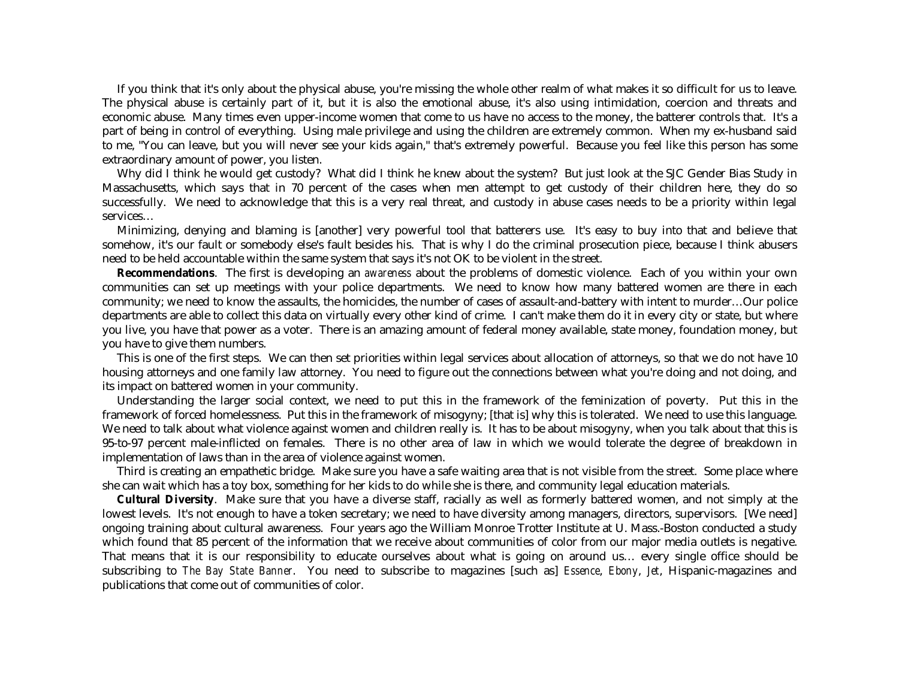If you think that it's only about the physical abuse, you're missing the whole other realm of what makes it so difficult for us to leave. The physical abuse is certainly part of it, but it is also the emotional abuse, it's also using intimidation, coercion and threats and economic abuse. Many times even upper-income women that come to us have no access to the money, the batterer controls that. It's a part of being in control of everything. Using male privilege and using the children are extremely common. When my ex-husband said to me, "You can leave, but you will never see your kids again," that's extremely powerful. Because you feel like this person has some extraordinary amount of power, you listen.

Why did I think he would get custody? What did I think he knew about the system? But just look at the SJC Gender Bias Study in Massachusetts, which says that in 70 percent of the cases when men attempt to get custody of their children here, they do so successfully. We need to acknowledge that this is a very real threat, and custody in abuse cases needs to be a priority within legal services…

Minimizing, denying and blaming is [another] very powerful tool that batterers use. It's easy to buy into that and believe that somehow, it's our fault or somebody else's fault besides his. That is why I do the criminal prosecution piece, because I think abusers need to be held accountable within the same system that says it's not OK to be violent in the street.

**Recommendations**. The first is developing an *awareness* about the problems of domestic violence. Each of you within your own communities can set up meetings with your police departments. We need to know how many battered women are there in each community; we need to know the assaults, the homicides, the number of cases of assault-and-battery with intent to murder…Our police departments are able to collect this data on virtually every other kind of crime. I can't make them do it in every city or state, but where you live, you have that power as a voter. There is an amazing amount of federal money available, state money, foundation money, but you have to give them numbers.

This is one of the first steps. We can then set priorities within legal services about allocation of attorneys, so that we do not have 10 housing attorneys and one family law attorney. You need to figure out the connections between what you're doing and not doing, and its impact on battered women in your community.

Understanding the larger social context, we need to put this in the framework of the feminization of poverty. Put this in the framework of forced homelessness. Put this in the framework of misogyny; [that is] why this is tolerated. We need to use this language. We need to talk about what violence against women and children really is. It has to be about misogyny, when you talk about that this is 95-to-97 percent male-inflicted on females. There is no other area of law in which we would tolerate the degree of breakdown in implementation of laws than in the area of violence against women.

Third is creating an empathetic bridge. Make sure you have a safe waiting area that is not visible from the street. Some place where she can wait which has a toy box, something for her kids to do while she is there, and community legal education materials.

**Cultural Diversity**. Make sure that you have a diverse staff, racially as well as formerly battered women, and not simply at the lowest levels. It's not enough to have a token secretary; we need to have diversity among managers, directors, supervisors. [We need] ongoing training about cultural awareness. Four years ago the William Monroe Trotter Institute at U. Mass.-Boston conducted a study which found that 85 percent of the information that we receive about communities of color from our major media outlets is negative. That means that it is our responsibility to educate ourselves about what is going on around us… every single office should be subscribing to *The Bay State Banner*. You need to subscribe to magazines [such as] *Essence*, *Ebony*, *Jet*, Hispanic-magazines and publications that come out of communities of color.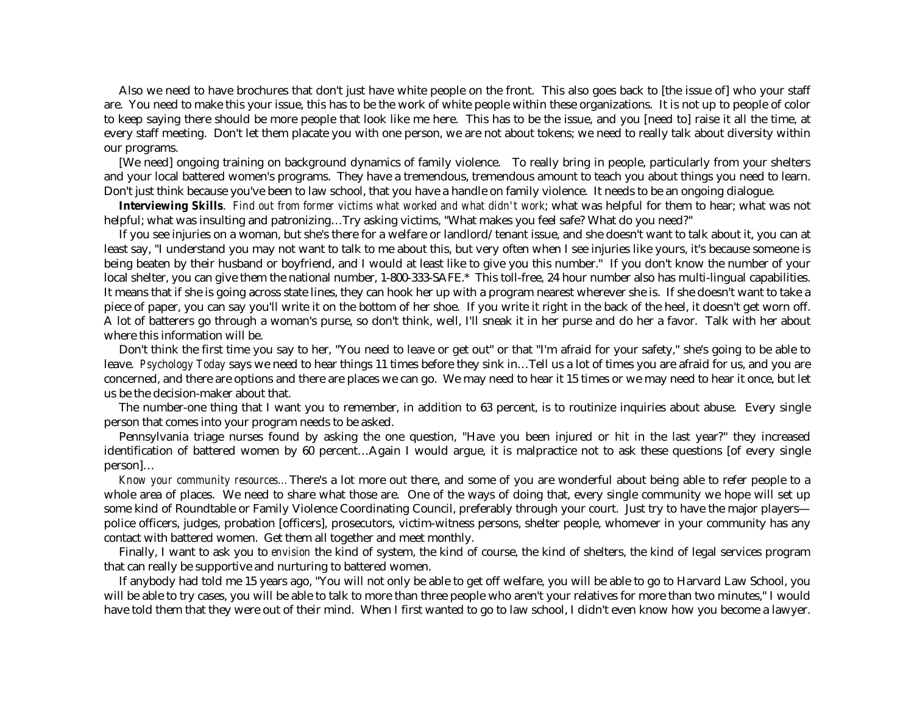Also we need to have brochures that don't just have white people on the front. This also goes back to [the issue of] who your staff are. You need to make this your issue, this has to be the work of white people within these organizations. It is not up to people of color to keep saying there should be more people that look like me here. This has to be the issue, and you [need to] raise it all the time, at every staff meeting. Don't let them placate you with one person, we are not about tokens; we need to really talk about diversity within our programs.

[We need] ongoing training on background dynamics of family violence. To really bring in people, particularly from your shelters and your local battered women's programs. They have a tremendous, tremendous amount to teach you about things you need to learn. Don't just think because you've been to law school, that you have a handle on family violence. It needs to be an ongoing dialogue.

**Interviewing Skills**. *Find out from former victims what worked and what didn't work*; what was helpful for them to hear; what was not helpful; what was insulting and patronizing…Try asking victims, "What makes you feel safe? What do you need?"

If you see injuries on a woman, but she's there for a welfare or landlord/tenant issue, and she doesn't want to talk about it, you can at least say, "I understand you may not want to talk to me about this, but very often when I see injuries like yours, it's because someone is being beaten by their husband or boyfriend, and I would at least like to give you this number." If you don't know the number of your local shelter, you can give them the national number, 1-800-333-SAFE.* This toll-free, 24 hour number also has multi-lingual capabilities. It means that if she is going across state lines, they can hook her up with a program nearest wherever she is. If she doesn't want to take a piece of paper, you can say you'll write it on the bottom of her shoe. If you write it right in the back of the heel, it doesn't get worn off. A lot of batterers go through a woman's purse, so don't think, well, I'll sneak it in her purse and do her a favor. Talk with her about where this information will be.

Don't think the first time you say to her, "You need to leave or get out" or that "I'm afraid for your safety," she's going to be able to leave. *Psychology Today* says we need to hear things 11 times before they sink in…Tell us a lot of times you are afraid for us, and you are concerned, and there are options and there are places we can go. We may need to hear it 15 times or we may need to hear it once, but let us be the decision-maker about that.

The number-one thing that I want you to remember, in addition to 63 percent, is to routinize inquiries about abuse. Every single person that comes into your program needs to be asked.

Pennsylvania triage nurses found by asking the one question, "Have you been injured or hit in the last year?" they increased identification of battered women by 60 percent…Again I would argue, it is malpractice not to ask these questions [of every single person]…

*Know your community resources…* There's a lot more out there, and some of you are wonderful about being able to refer people to a whole area of places. We need to share what those are. One of the ways of doing that, every single community we hope will set up some kind of Roundtable or Family Violence Coordinating Council, preferably through your court. Just try to have the major players—police officers, judges, probation [officers], prosecutors, victim-witness persons, shelter people, whomever in your community has any contact with battered women. Get them all together and meet monthly.

Finally, I want to ask you to *envision* the kind of system, the kind of course, the kind of shelters, the kind of legal services program that can really be supportive and nurturing to battered women.

If anybody had told me 15 years ago, "You will not only be able to get off welfare, you will be able to go to Harvard Law School, you will be able to try cases, you will be able to talk to more than three people who aren't your relatives for more than two minutes," I would have told them that they were out of their mind. When I first wanted to go to law school, I didn't even know how you become a lawyer.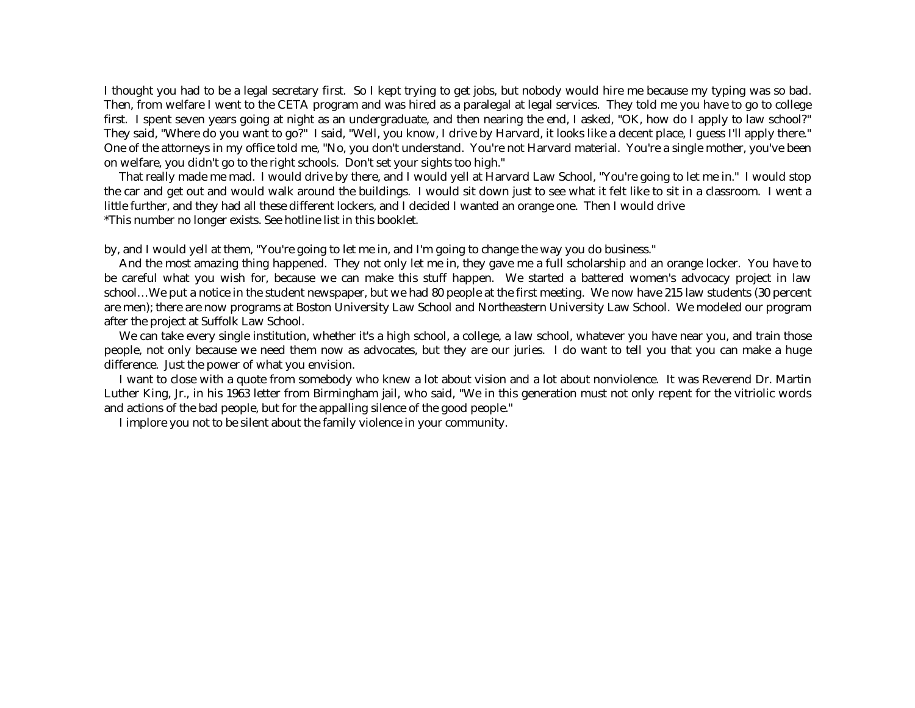I thought you had to be a legal secretary first. So I kept trying to get jobs, but nobody would hire me because my typing was so bad. Then, from welfare I went to the CETA program and was hired as a paralegal at legal services. They told me you have to go to college first. I spent seven years going at night as an undergraduate, and then nearing the end, I asked, "OK, how do I apply to law school?" They said, "Where do you want to go?" I said, "Well, you know, I drive by Harvard, it looks like a decent place, I guess I'll apply there." One of the attorneys in my office told me, "No, you don't understand. You're not Harvard material. You're a single mother, you've been on welfare, you didn't go to the right schools. Don't set your sights too high."

That really made me mad. I would drive by there, and I would yell at Harvard Law School, "You're going to let me in." I would stop the car and get out and would walk around the buildings. I would sit down just to see what it felt like to sit in a classroom. I went a little further, and they had all these different lockers, and I decided I wanted an orange one. Then I would drive by, and I would yell at them, "You're going to let me in, and I'm going to change the way you do business."

And the most amazing thing happened. They not only let me in, they gave me a full scholarship *and* an orange locker. You have to be careful what you wish for, because we can make this stuff happen. We started a battered women's advocacy project in law school…We put a notice in the student newspaper, but we had 80 people at the first meeting. We now have 215 law students (30 percent are men); there are now programs at Boston University Law School and Northeastern University Law School. We modeled our program after the project at Suffolk Law School.

We can take every single institution, whether it's a high school, a college, a law school, whatever you have near you, and train those people, not only because we need them now as advocates, but they are our juries. I do want to tell you that you can make a huge difference. Just the power of what you envision.

I want to close with a quote from somebody who knew a lot about vision and a lot about nonviolence. It was Reverend Dr. Martin Luther King, Jr., in his 1963 letter from Birmingham jail, who said, "We in this generation must not only repent for the vitriolic words and actions of the bad people, but for the appalling silence of the good people."

I implore you not to be silent about the family violence in your community.

*This number no longer exists. See hotline list in this booklet.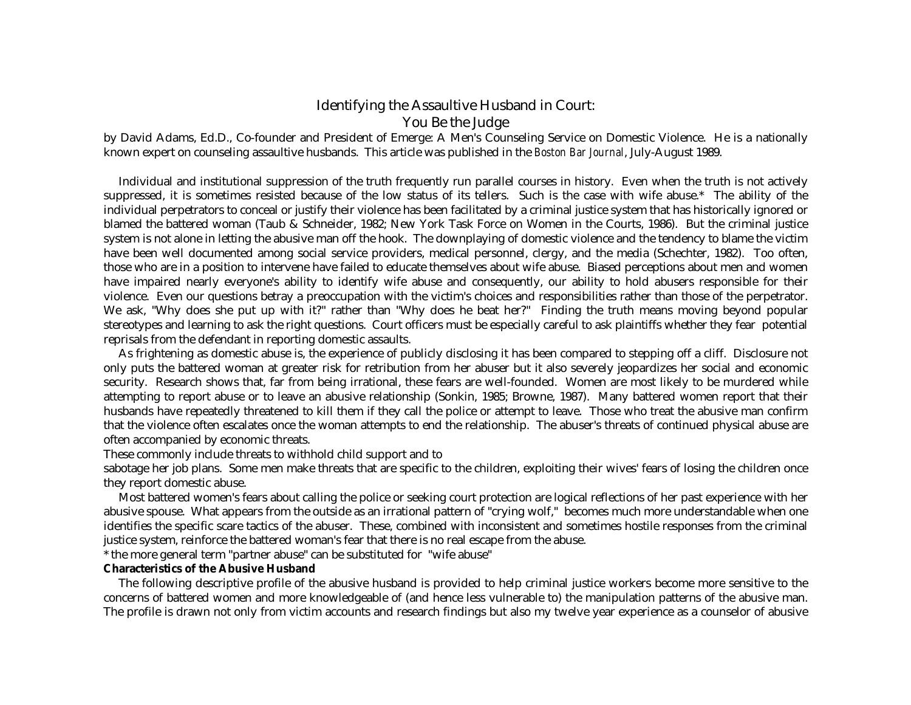# Identifying the Assaultive Husband in Court:
# You Be the Judge

by David Adams, Ed.D., Co-founder and President of Emerge: A Men's Counseling Service on Domestic Violence. He is a nationally known expert on counseling assaultive husbands. This article was published in the *Boston Bar Journal*, July-August 1989.

Individual and institutional suppression of the truth frequently run parallel courses in history. Even when the truth is not actively suppressed, it is sometimes resisted because of the low status of its tellers. Such is the case with wife abuse.* The ability of the individual perpetrators to conceal or justify their violence has been facilitated by a criminal justice system that has historically ignored or blamed the battered woman (Taub & Schneider, 1982; New York Task Force on Women in the Courts, 1986). But the criminal justice system is not alone in letting the abusive man off the hook. The downplaying of domestic violence and the tendency to blame the victim have been well documented among social service providers, medical personnel, clergy, and the media (Schechter, 1982). Too often, those who are in a position to intervene have failed to educate themselves about wife abuse. Biased perceptions about men and women have impaired nearly everyone's ability to identify wife abuse and consequently, our ability to hold abusers responsible for their violence. Even our questions betray a preoccupation with the victim's choices and responsibilities rather than those of the perpetrator. We ask, "Why does she put up with it?" rather than "Why does he beat her?" Finding the truth means moving beyond popular stereotypes and learning to ask the right questions. Court officers must be especially careful to ask plaintiffs whether they fear potential reprisals from the defendant in reporting domestic assaults.

As frightening as domestic abuse is, the experience of publicly disclosing it has been compared to stepping off a cliff. Disclosure not only puts the battered woman at greater risk for retribution from her abuser but it also severely jeopardizes her social and economic security. Research shows that, far from being irrational, these fears are well-founded. Women are most likely to be murdered while attempting to report abuse or to leave an abusive relationship (Sonkin, 1985; Browne, 1987). Many battered women report that their husbands have repeatedly threatened to kill them if they call the police or attempt to leave. Those who treat the abusive man confirm that the violence often escalates once the woman attempts to end the relationship. The abuser's threats of continued physical abuse are often accompanied by economic threats.
These commonly include threats to withhold child support and to sabotage her job plans. Some men make threats that are specific to the children, exploiting their wives' fears of losing the children once they report domestic abuse.

Most battered women's fears about calling the police or seeking court protection are logical reflections of her past experience with her abusive spouse. What appears from the outside as an irrational pattern of "crying wolf," becomes much more understandable when one identifies the specific scare tactics of the abuser. These, combined with inconsistent and sometimes hostile responses from the criminal justice system, reinforce the battered woman's fear that there is no real escape from the abuse.

* the more general term "partner abuse" can be substituted for "wife abuse"

**Characteristics of the Abusive Husband**

The following descriptive profile of the abusive husband is provided to help criminal justice workers become more sensitive to the concerns of battered women and more knowledgeable of (and hence less vulnerable to) the manipulation patterns of the abusive man. The profile is drawn not only from victim accounts and research findings but also my twelve year experience as a counselor of abusive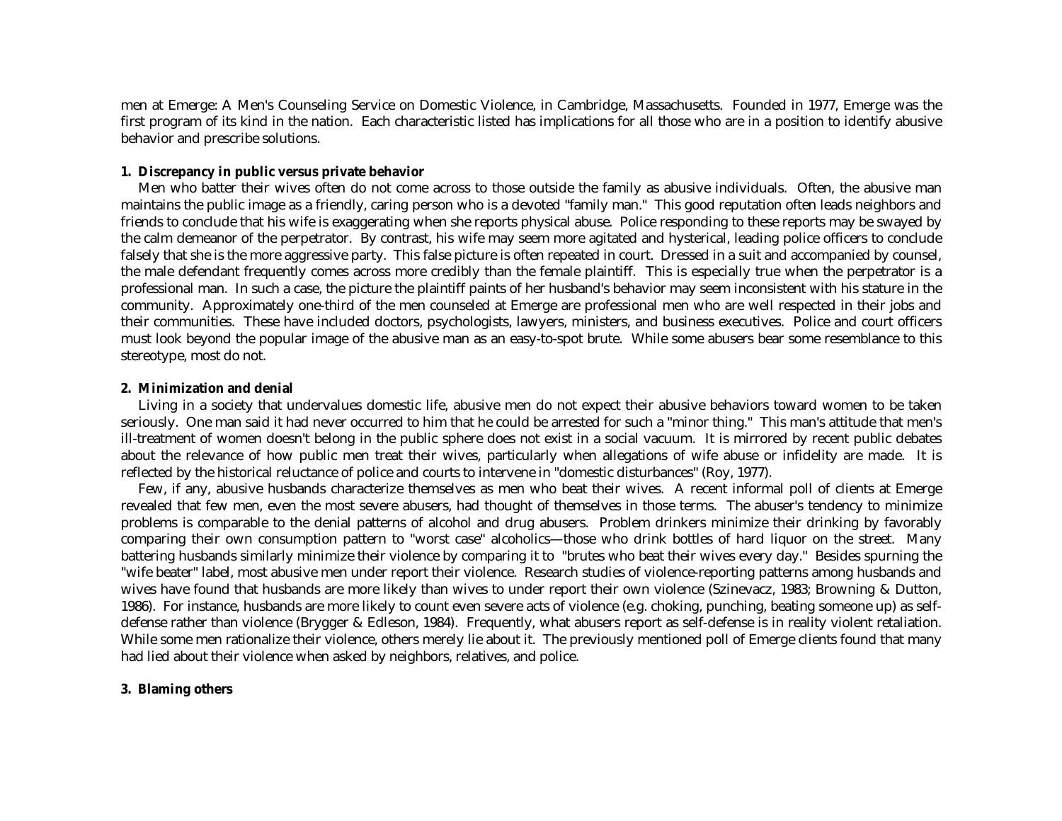men at Emerge: A Men's Counseling Service on Domestic Violence, in Cambridge, Massachusetts. Founded in 1977, Emerge was the first program of its kind in the nation. Each characteristic listed has implications for all those who are in a position to identify abusive behavior and prescribe solutions.

**1. Discrepancy in public versus private behavior**

Men who batter their wives often do not come across to those outside the family as abusive individuals. Often, the abusive man maintains the public image as a friendly, caring person who is a devoted "family man." This good reputation often leads neighbors and friends to conclude that his wife is exaggerating when she reports physical abuse. Police responding to these reports may be swayed by the calm demeanor of the perpetrator. By contrast, his wife may seem more agitated and hysterical, leading police officers to conclude falsely that she is the more aggressive party. This false picture is often repeated in court. Dressed in a suit and accompanied by counsel, the male defendant frequently comes across more credibly than the female plaintiff. This is especially true when the perpetrator is a professional man. In such a case, the picture the plaintiff paints of her husband's behavior may seem inconsistent with his stature in the community. Approximately one-third of the men counseled at Emerge are professional men who are well respected in their jobs and their communities. These have included doctors, psychologists, lawyers, ministers, and business executives. Police and court officers must look beyond the popular image of the abusive man as an easy-to-spot brute. While some abusers bear some resemblance to this stereotype, most do not.

**2. Minimization and denial**

Living in a society that undervalues domestic life, abusive men do not expect their abusive behaviors toward women to be taken seriously. One man said it had never occurred to him that he could be arrested for such a "minor thing." This man's attitude that men's ill-treatment of women doesn't belong in the public sphere does not exist in a social vacuum. It is mirrored by recent public debates about the relevance of how public men treat their wives, particularly when allegations of wife abuse or infidelity are made. It is reflected by the historical reluctance of police and courts to intervene in "domestic disturbances" (Roy, 1977).

Few, if any, abusive husbands characterize themselves as men who beat their wives. A recent informal poll of clients at Emerge revealed that few men, even the most severe abusers, had thought of themselves in those terms. The abuser's tendency to minimize problems is comparable to the denial patterns of alcohol and drug abusers. Problem drinkers minimize their drinking by favorably comparing their own consumption pattern to "worst case" alcoholics—those who drink bottles of hard liquor on the street. Many battering husbands similarly minimize their violence by comparing it to "brutes who beat their wives every day." Besides spurning the "wife beater" label, most abusive men under report their violence. Research studies of violence-reporting patterns among husbands and wives have found that husbands are more likely than wives to under report their own violence (Szinevacz, 1983; Browning & Dutton, 1986). For instance, husbands are more likely to count even severe acts of violence (e.g. choking, punching, beating someone up) as self-defense rather than violence (Brygger & Edleson, 1984). Frequently, what abusers report as self-defense is in reality violent retaliation. While some men rationalize their violence, others merely lie about it. The previously mentioned poll of Emerge clients found that many had lied about their violence when asked by neighbors, relatives, and police.

**3. Blaming others**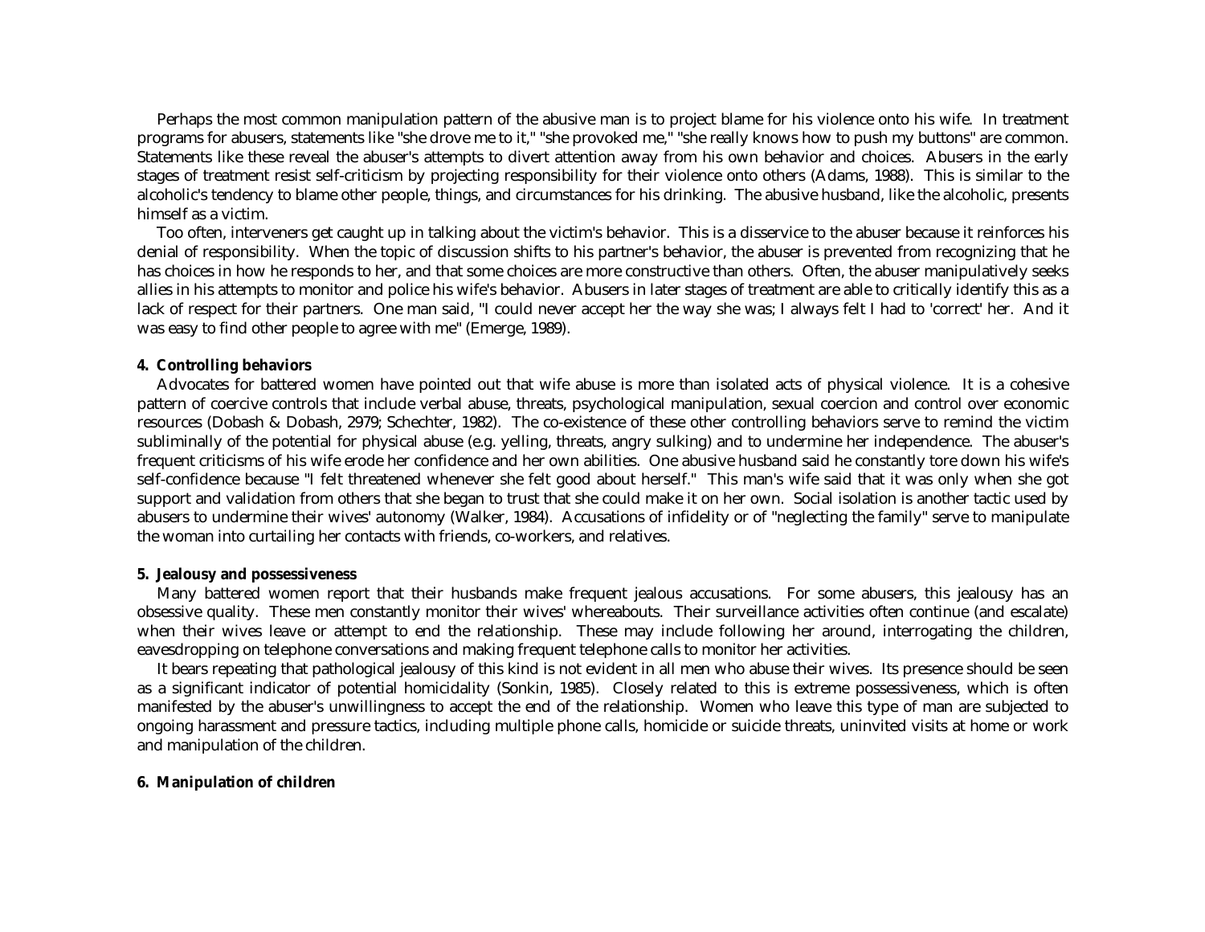Perhaps the most common manipulation pattern of the abusive man is to project blame for his violence onto his wife. In treatment programs for abusers, statements like "she drove me to it," "she provoked me," "she really knows how to push my buttons" are common. Statements like these reveal the abuser's attempts to divert attention away from his own behavior and choices. Abusers in the early stages of treatment resist self-criticism by projecting responsibility for their violence onto others (Adams, 1988). This is similar to the alcoholic's tendency to blame other people, things, and circumstances for his drinking. The abusive husband, like the alcoholic, presents himself as a victim.

Too often, interveners get caught up in talking about the victim's behavior. This is a disservice to the abuser because it reinforces his denial of responsibility. When the topic of discussion shifts to his partner's behavior, the abuser is prevented from recognizing that he has choices in how he responds to her, and that some choices are more constructive than others. Often, the abuser manipulatively seeks allies in his attempts to monitor and police his wife's behavior. Abusers in later stages of treatment are able to critically identify this as a lack of respect for their partners. One man said, "I could never accept her the way she was; I always felt I had to 'correct' her. And it was easy to find other people to agree with me" (Emerge, 1989).

**4. Controlling behaviors**

Advocates for battered women have pointed out that wife abuse is more than isolated acts of physical violence. It is a cohesive pattern of coercive controls that include verbal abuse, threats, psychological manipulation, sexual coercion and control over economic resources (Dobash & Dobash, 2979; Schechter, 1982). The co-existence of these other controlling behaviors serve to remind the victim subliminally of the potential for physical abuse (e.g. yelling, threats, angry sulking) and to undermine her independence. The abuser's frequent criticisms of his wife erode her confidence and her own abilities. One abusive husband said he constantly tore down his wife's self-confidence because "I felt threatened whenever she felt good about herself." This man's wife said that it was only when she got support and validation from others that she began to trust that she could make it on her own. Social isolation is another tactic used by abusers to undermine their wives' autonomy (Walker, 1984). Accusations of infidelity or of "neglecting the family" serve to manipulate the woman into curtailing her contacts with friends, co-workers, and relatives.

**5. Jealousy and possessiveness**

Many battered women report that their husbands make frequent jealous accusations. For some abusers, this jealousy has an obsessive quality. These men constantly monitor their wives' whereabouts. Their surveillance activities often continue (and escalate) when their wives leave or attempt to end the relationship. These may include following her around, interrogating the children, eavesdropping on telephone conversations and making frequent telephone calls to monitor her activities.

It bears repeating that pathological jealousy of this kind is not evident in all men who abuse their wives. Its presence should be seen as a significant indicator of potential homicidality (Sonkin, 1985). Closely related to this is extreme possessiveness, which is often manifested by the abuser's unwillingness to accept the end of the relationship. Women who leave this type of man are subjected to ongoing harassment and pressure tactics, including multiple phone calls, homicide or suicide threats, uninvited visits at home or work and manipulation of the children.

**6. Manipulation of children**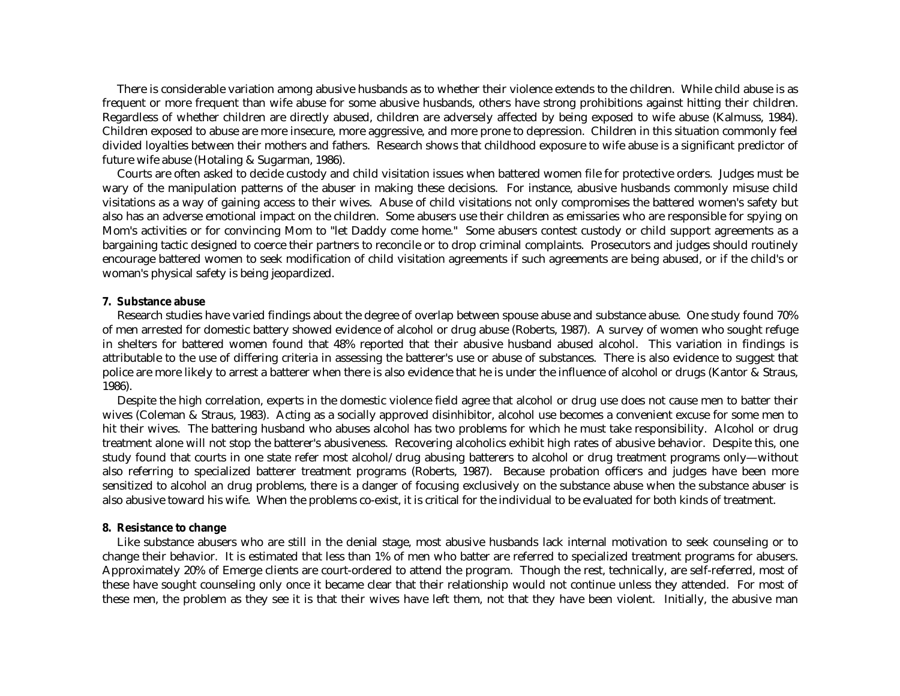There is considerable variation among abusive husbands as to whether their violence extends to the children. While child abuse is as frequent or more frequent than wife abuse for some abusive husbands, others have strong prohibitions against hitting their children. Regardless of whether children are directly abused, children are adversely affected by being exposed to wife abuse (Kalmuss, 1984). Children exposed to abuse are more insecure, more aggressive, and more prone to depression. Children in this situation commonly feel divided loyalties between their mothers and fathers. Research shows that childhood exposure to wife abuse is a significant predictor of future wife abuse (Hotaling & Sugarman, 1986).

Courts are often asked to decide custody and child visitation issues when battered women file for protective orders. Judges must be wary of the manipulation patterns of the abuser in making these decisions. For instance, abusive husbands commonly misuse child visitations as a way of gaining access to their wives. Abuse of child visitations not only compromises the battered women's safety but also has an adverse emotional impact on the children. Some abusers use their children as emissaries who are responsible for spying on Mom's activities or for convincing Mom to "let Daddy come home." Some abusers contest custody or child support agreements as a bargaining tactic designed to coerce their partners to reconcile or to drop criminal complaints. Prosecutors and judges should routinely encourage battered women to seek modification of child visitation agreements if such agreements are being abused, or if the child's or woman's physical safety is being jeopardized.

**7. Substance abuse**

Research studies have varied findings about the degree of overlap between spouse abuse and substance abuse. One study found 70% of men arrested for domestic battery showed evidence of alcohol or drug abuse (Roberts, 1987). A survey of women who sought refuge in shelters for battered women found that 48% reported that their abusive husband abused alcohol. This variation in findings is attributable to the use of differing criteria in assessing the batterer's use or abuse of substances. There is also evidence to suggest that police are more likely to arrest a batterer when there is also evidence that he is under the influence of alcohol or drugs (Kantor & Straus, 1986).

Despite the high correlation, experts in the domestic violence field agree that alcohol or drug use does not cause men to batter their wives (Coleman & Straus, 1983). Acting as a socially approved disinhibitor, alcohol use becomes a convenient excuse for some men to hit their wives. The battering husband who abuses alcohol has two problems for which he must take responsibility. Alcohol or drug treatment alone will not stop the batterer's abusiveness. Recovering alcoholics exhibit high rates of abusive behavior. Despite this, one study found that courts in one state refer most alcohol/drug abusing batterers to alcohol or drug treatment programs only—without also referring to specialized batterer treatment programs (Roberts, 1987). Because probation officers and judges have been more sensitized to alcohol an drug problems, there is a danger of focusing exclusively on the substance abuse when the substance abuser is also abusive toward his wife. When the problems co-exist, it is critical for the individual to be evaluated for both kinds of treatment.

**8. Resistance to change**

Like substance abusers who are still in the denial stage, most abusive husbands lack internal motivation to seek counseling or to change their behavior. It is estimated that less than 1% of men who batter are referred to specialized treatment programs for abusers. Approximately 20% of Emerge clients are court-ordered to attend the program. Though the rest, technically, are self-referred, most of these have sought counseling only once it became clear that their relationship would not continue unless they attended. For most of these men, the problem as they see it is that their wives have left them, not that they have been violent. Initially, the abusive man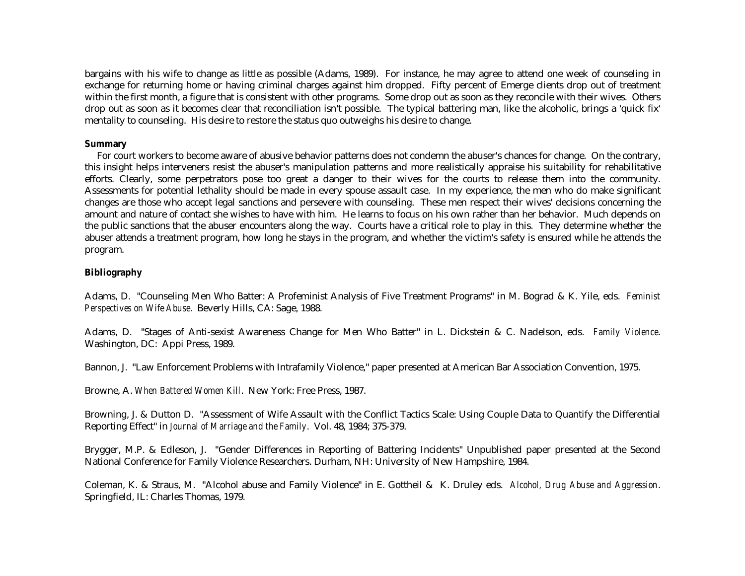bargains with his wife to change as little as possible (Adams, 1989). For instance, he may agree to attend one week of counseling in exchange for returning home or having criminal charges against him dropped. Fifty percent of Emerge clients drop out of treatment within the first month, a figure that is consistent with other programs. Some drop out as soon as they reconcile with their wives. Others drop out as soon as it becomes clear that reconciliation isn't possible. The typical battering man, like the alcoholic, brings a 'quick fix' mentality to counseling. His desire to restore the status quo outweighs his desire to change.

**Summary**

For court workers to become aware of abusive behavior patterns does not condemn the abuser's chances for change. On the contrary, this insight helps interveners resist the abuser's manipulation patterns and more realistically appraise his suitability for rehabilitative efforts. Clearly, some perpetrators pose too great a danger to their wives for the courts to release them into the community. Assessments for potential lethality should be made in every spouse assault case. In my experience, the men who do make significant changes are those who accept legal sanctions and persevere with counseling. These men respect their wives' decisions concerning the amount and nature of contact she wishes to have with him. He learns to focus on his own rather than her behavior. Much depends on the public sanctions that the abuser encounters along the way. Courts have a critical role to play in this. They determine whether the abuser attends a treatment program, how long he stays in the program, and whether the victim's safety is ensured while he attends the program.

**Bibliography**

Adams, D. "Counseling Men Who Batter: A Profeminist Analysis of Five Treatment Programs" in M. Bograd & K. Yile, eds. *Feminist Perspectives on Wife Abuse*. Beverly Hills, CA: Sage, 1988.

Adams, D. "Stages of Anti-sexist Awareness Change for Men Who Batter" in L. Dickstein & C. Nadelson, eds. *Family Violence*. Washington, DC: Appi Press, 1989.

Bannon, J. "Law Enforcement Problems with Intrafamily Violence," paper presented at American Bar Association Convention, 1975.

Browne, A. *When Battered Women Kill*. New York: Free Press, 1987.

Browning, J. & Dutton D. "Assessment of Wife Assault with the Conflict Tactics Scale: Using Couple Data to Quantify the Differential Reporting Effect" in *Journal of Marriage and the Family*. Vol. 48, 1984; 375-379.

Brygger, M.P. & Edleson, J. "Gender Differences in Reporting of Battering Incidents" Unpublished paper presented at the Second National Conference for Family Violence Researchers. Durham, NH: University of New Hampshire, 1984.

Coleman, K. & Straus, M. "Alcohol abuse and Family Violence" in E. Gottheil & K. Druley eds. *Alcohol, Drug Abuse and Aggression*. Springfield, IL: Charles Thomas, 1979.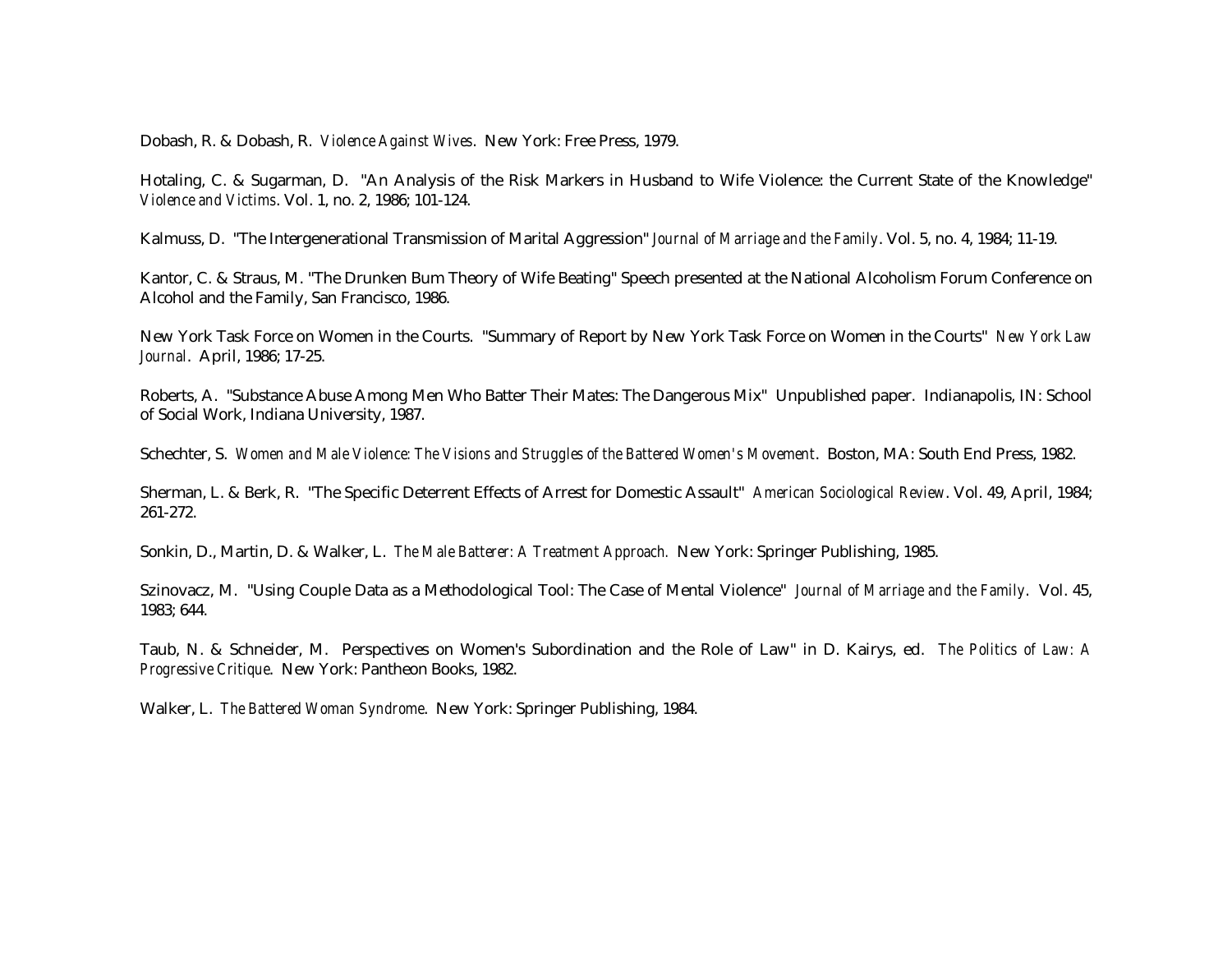Dobash, R. & Dobash, R. *Violence Against Wives*. New York: Free Press, 1979.

Hotaling, C. & Sugarman, D. "An Analysis of the Risk Markers in Husband to Wife Violence: the Current State of the Knowledge" *Violence and Victims*. Vol. 1, no. 2, 1986; 101-124.

Kalmuss, D. "The Intergenerational Transmission of Marital Aggression" *Journal of Marriage and the Family*. Vol. 5, no. 4, 1984; 11-19.

Kantor, C. & Straus, M. "The Drunken Bum Theory of Wife Beating" Speech presented at the National Alcoholism Forum Conference on Alcohol and the Family, San Francisco, 1986.

New York Task Force on Women in the Courts. "Summary of Report by New York Task Force on Women in the Courts" *New York Law Journal*. April, 1986; 17-25.

Roberts, A. "Substance Abuse Among Men Who Batter Their Mates: The Dangerous Mix" Unpublished paper. Indianapolis, IN: School of Social Work, Indiana University, 1987.

Schechter, S. *Women and Male Violence: The Visions and Struggles of the Battered Women's Movement*. Boston, MA: South End Press, 1982.

Sherman, L. & Berk, R. "The Specific Deterrent Effects of Arrest for Domestic Assault" *American Sociological Review*. Vol. 49, April, 1984; 261-272.

Sonkin, D., Martin, D. & Walker, L. *The Male Batterer: A Treatment Approach.* New York: Springer Publishing, 1985.

Szinovacz, M. "Using Couple Data as a Methodological Tool: The Case of Mental Violence" *Journal of Marriage and the Family*. Vol. 45, 1983; 644.

Taub, N. & Schneider, M. Perspectives on Women's Subordination and the Role of Law" in D. Kairys, ed. *The Politics of Law: A Progressive Critique*. New York: Pantheon Books, 1982.

Walker, L. *The Battered Woman Syndrome*. New York: Springer Publishing, 1984.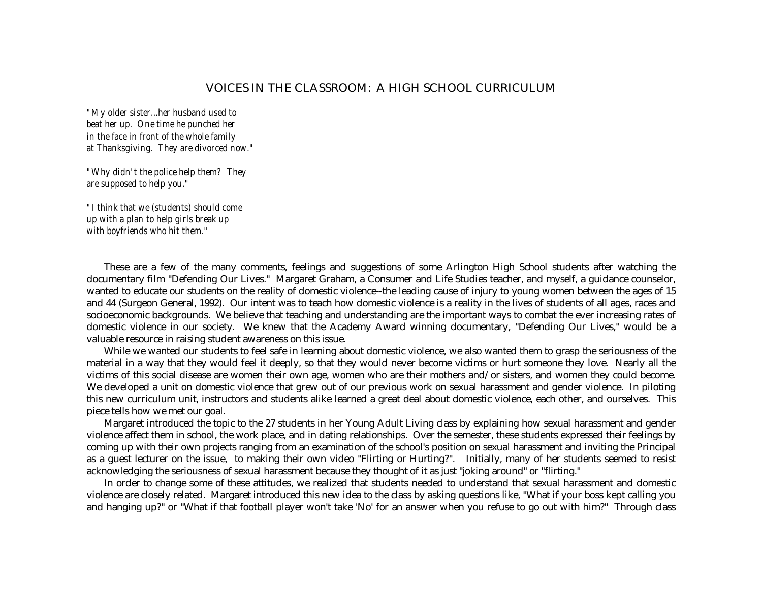## VOICES IN THE CLASSROOM: A HIGH SCHOOL CURRICULUM

*"My older sister...her husband used to beat her up. One time he punched her in the face in front of the whole family at Thanksgiving. They are divorced now."*

*"Why didn't the police help them? They are supposed to help you."*

*"I think that we (students) should come up with a plan to help girls break up with boyfriends who hit them."*

These are a few of the many comments, feelings and suggestions of some Arlington High School students after watching the documentary film "Defending Our Lives." Margaret Graham, a Consumer and Life Studies teacher, and myself, a guidance counselor, wanted to educate our students on the reality of domestic violence--the leading cause of injury to young women between the ages of 15 and 44 (Surgeon General, 1992). Our intent was to teach how domestic violence is a reality in the lives of students of all ages, races and socioeconomic backgrounds. We believe that teaching and understanding are the important ways to combat the ever increasing rates of domestic violence in our society. We knew that the Academy Award winning documentary, "Defending Our Lives," would be a valuable resource in raising student awareness on this issue.

While we wanted our students to feel safe in learning about domestic violence, we also wanted them to grasp the seriousness of the material in a way that they would feel it deeply, so that they would never become victims or hurt someone they love. Nearly all the victims of this social disease are women their own age, women who are their mothers and/or sisters, and women they could become. We developed a unit on domestic violence that grew out of our previous work on sexual harassment and gender violence. In piloting this new curriculum unit, instructors and students alike learned a great deal about domestic violence, each other, and ourselves. This piece tells how we met our goal.

Margaret introduced the topic to the 27 students in her Young Adult Living class by explaining how sexual harassment and gender violence affect them in school, the work place, and in dating relationships. Over the semester, these students expressed their feelings by coming up with their own projects ranging from an examination of the school's position on sexual harassment and inviting the Principal as a guest lecturer on the issue, to making their own video "Flirting or Hurting?". Initially, many of her students seemed to resist acknowledging the seriousness of sexual harassment because they thought of it as just "joking around" or "flirting."

In order to change some of these attitudes, we realized that students needed to understand that sexual harassment and domestic violence are closely related. Margaret introduced this new idea to the class by asking questions like, "What if your boss kept calling you and hanging up?" or "What if that football player won't take 'No' for an answer when you refuse to go out with him?" Through class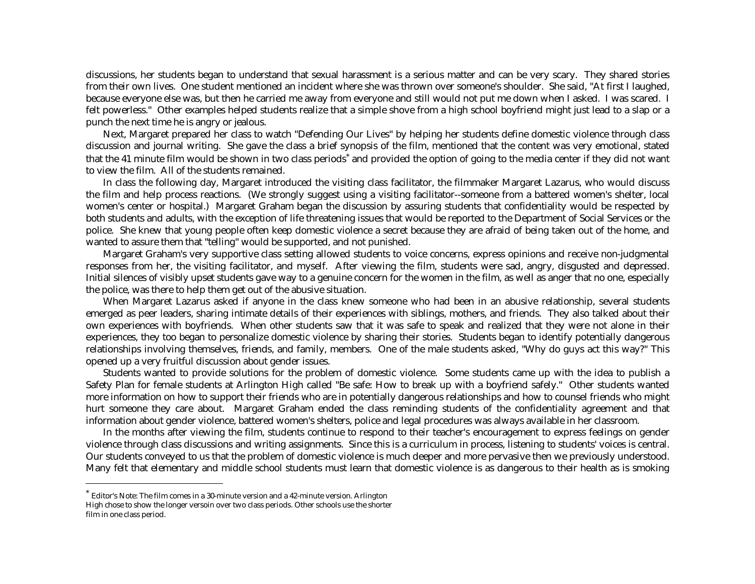discussions, her students began to understand that sexual harassment is a serious matter and can be very scary. They shared stories from their own lives. One student mentioned an incident where she was thrown over someone's shoulder. She said, "At first I laughed, because everyone else was, but then he carried me away from everyone and still would not put me down when I asked. I was scared. I felt powerless." Other examples helped students realize that a simple shove from a high school boyfriend might just lead to a slap or a punch the next time he is angry or jealous.

Next, Margaret prepared her class to watch "Defending Our Lives" by helping her students define domestic violence through class discussion and journal writing. She gave the class a brief synopsis of the film, mentioned that the content was very emotional, stated that the 41 minute film would be shown in two class periods* and provided the option of going to the media center if they did not want to view the film. All of the students remained.

In class the following day, Margaret introduced the visiting class facilitator, the filmmaker Margaret Lazarus, who would discuss the film and help process reactions. (We strongly suggest using a visiting facilitator--someone from a battered women's shelter, local women's center or hospital.) Margaret Graham began the discussion by assuring students that confidentiality would be respected by both students and adults, with the exception of life threatening issues that would be reported to the Department of Social Services or the police. She knew that young people often keep domestic violence a secret because they are afraid of being taken out of the home, and wanted to assure them that "telling" would be supported, and not punished.

Margaret Graham's very supportive class setting allowed students to voice concerns, express opinions and receive non-judgmental responses from her, the visiting facilitator, and myself. After viewing the film, students were sad, angry, disgusted and depressed. Initial silences of visibly upset students gave way to a genuine concern for the women in the film, as well as anger that no one, especially the police, was there to help them get out of the abusive situation.

When Margaret Lazarus asked if anyone in the class knew someone who had been in an abusive relationship, several students emerged as peer leaders, sharing intimate details of their experiences with siblings, mothers, and friends. They also talked about their own experiences with boyfriends. When other students saw that it was safe to speak and realized that they were not alone in their experiences, they too began to personalize domestic violence by sharing their stories. Students began to identify potentially dangerous relationships involving themselves, friends, and family, members. One of the male students asked, "Why do guys act this way?" This opened up a very fruitful discussion about gender issues.

Students wanted to provide solutions for the problem of domestic violence. Some students came up with the idea to publish a Safety Plan for female students at Arlington High called "Be safe: How to break up with a boyfriend safely." Other students wanted more information on how to support their friends who are in potentially dangerous relationships and how to counsel friends who might hurt someone they care about. Margaret Graham ended the class reminding students of the confidentiality agreement and that information about gender violence, battered women's shelters, police and legal procedures was always available in her classroom.

In the months after viewing the film, students continue to respond to their teacher's encouragement to express feelings on gender violence through class discussions and writing assignments. Since this is a curriculum in process, listening to students' voices is central. Our students conveyed to us that the problem of domestic violence is much deeper and more pervasive then we previously understood. Many felt that elementary and middle school students must learn that domestic violence is as dangerous to their health as is smoking

---

* Editor's Note: The film comes in a 30-minute version and a 42-minute version. Arlington High chose to show the longer versoin over two class periods. Other schools use the shorter film in one class period.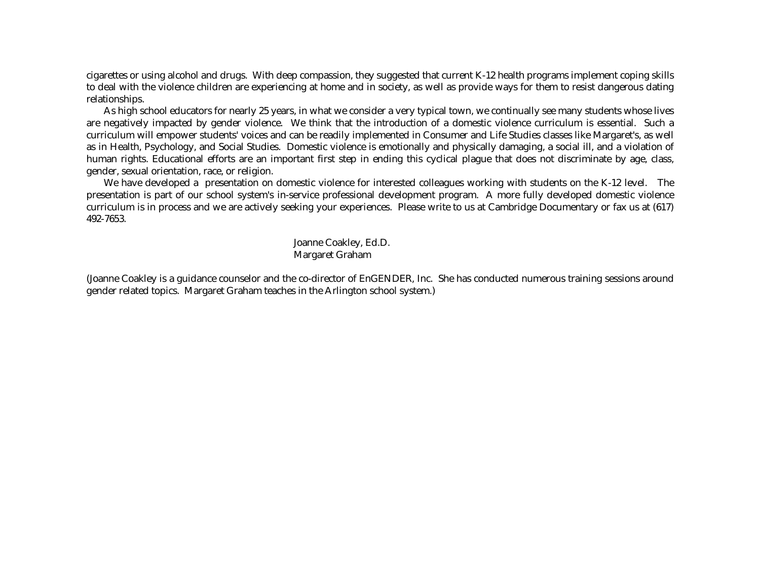cigarettes or using alcohol and drugs. With deep compassion, they suggested that current K-12 health programs implement coping skills to deal with the violence children are experiencing at home and in society, as well as provide ways for them to resist dangerous dating relationships.

As high school educators for nearly 25 years, in what we consider a very typical town, we continually see many students whose lives are negatively impacted by gender violence. We think that the introduction of a domestic violence curriculum is essential. Such a curriculum will empower students' voices and can be readily implemented in Consumer and Life Studies classes like Margaret's, as well as in Health, Psychology, and Social Studies. Domestic violence is emotionally and physically damaging, a social ill, and a violation of human rights. Educational efforts are an important first step in ending this cyclical plague that does not discriminate by age, class, gender, sexual orientation, race, or religion.

We have developed a presentation on domestic violence for interested colleagues working with students on the K-12 level. The presentation is part of our school system's in-service professional development program. A more fully developed domestic violence curriculum is in process and we are actively seeking your experiences. Please write to us at Cambridge Documentary or fax us at (617) 492-7653.

Joanne Coakley, Ed.D.
Margaret Graham

(Joanne Coakley is a guidance counselor and the co-director of EnGENDER, Inc. She has conducted numerous training sessions around gender related topics. Margaret Graham teaches in the Arlington school system.)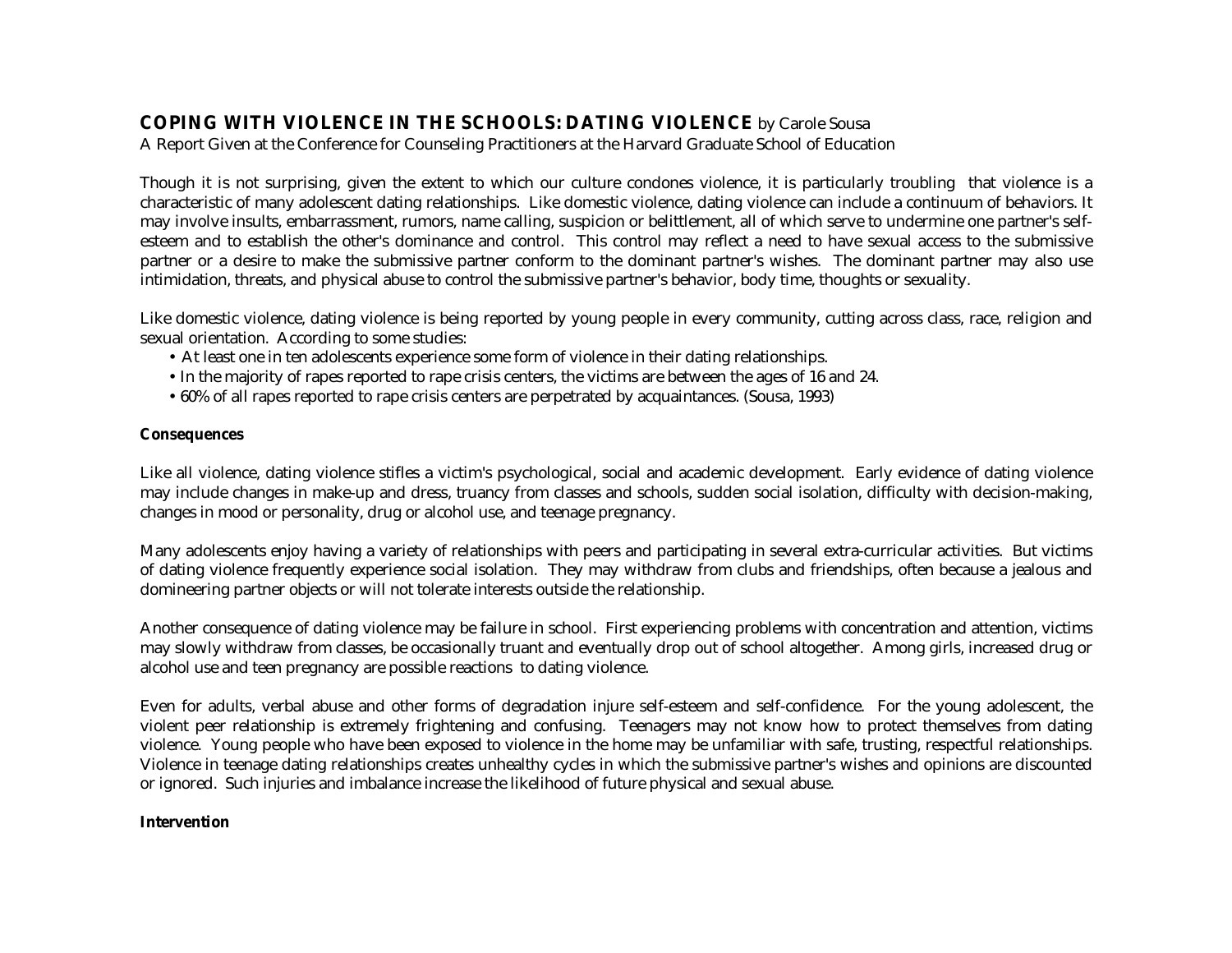## COPING WITH VIOLENCE IN THE SCHOOLS: DATING VIOLENCE by Carole Sousa

A Report Given at the Conference for Counseling Practitioners at the Harvard Graduate School of Education

Though it is not surprising, given the extent to which our culture condones violence, it is particularly troubling that violence is a characteristic of many adolescent dating relationships. Like domestic violence, dating violence can include a continuum of behaviors. It may involve insults, embarrassment, rumors, name calling, suspicion or belittlement, all of which serve to undermine one partner's self-esteem and to establish the other's dominance and control. This control may reflect a need to have sexual access to the submissive partner or a desire to make the submissive partner conform to the dominant partner's wishes. The dominant partner may also use intimidation, threats, and physical abuse to control the submissive partner's behavior, body time, thoughts or sexuality.

Like domestic violence, dating violence is being reported by young people in every community, cutting across class, race, religion and sexual orientation. According to some studies:

- At least one in ten adolescents experience some form of violence in their dating relationships.
- In the majority of rapes reported to rape crisis centers, the victims are between the ages of 16 and 24.
- 60% of all rapes reported to rape crisis centers are perpetrated by acquaintances. (Sousa, 1993)

**Consequences**

Like all violence, dating violence stifles a victim's psychological, social and academic development. Early evidence of dating violence may include changes in make-up and dress, truancy from classes and schools, sudden social isolation, difficulty with decision-making, changes in mood or personality, drug or alcohol use, and teenage pregnancy.

Many adolescents enjoy having a variety of relationships with peers and participating in several extra-curricular activities. But victims of dating violence frequently experience social isolation. They may withdraw from clubs and friendships, often because a jealous and domineering partner objects or will not tolerate interests outside the relationship.

Another consequence of dating violence may be failure in school. First experiencing problems with concentration and attention, victims may slowly withdraw from classes, be occasionally truant and eventually drop out of school altogether. Among girls, increased drug or alcohol use and teen pregnancy are possible reactions to dating violence.

Even for adults, verbal abuse and other forms of degradation injure self-esteem and self-confidence. For the young adolescent, the violent peer relationship is extremely frightening and confusing. Teenagers may not know how to protect themselves from dating violence. Young people who have been exposed to violence in the home may be unfamiliar with safe, trusting, respectful relationships. Violence in teenage dating relationships creates unhealthy cycles in which the submissive partner's wishes and opinions are discounted or ignored. Such injuries and imbalance increase the likelihood of future physical and sexual abuse.

**Intervention**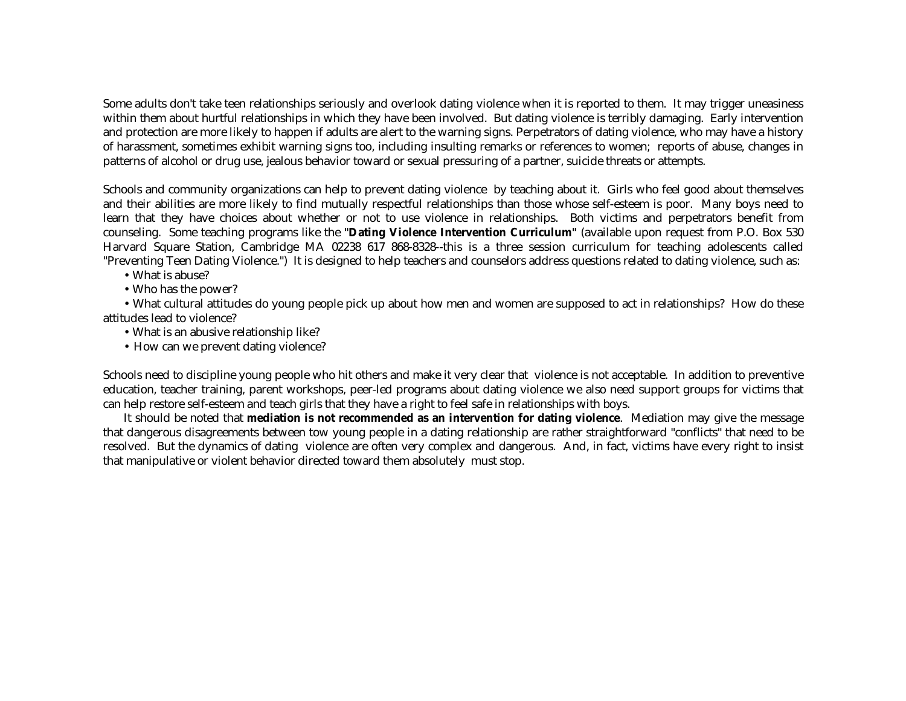Some adults don't take teen relationships seriously and overlook dating violence when it is reported to them. It may trigger uneasiness within them about hurtful relationships in which they have been involved. But dating violence is terribly damaging. Early intervention and protection are more likely to happen if adults are alert to the warning signs. Perpetrators of dating violence, who may have a history of harassment, sometimes exhibit warning signs too, including insulting remarks or references to women; reports of abuse, changes in patterns of alcohol or drug use, jealous behavior toward or sexual pressuring of a partner, suicide threats or attempts.

Schools and community organizations can help to prevent dating violence by teaching about it. Girls who feel good about themselves and their abilities are more likely to find mutually respectful relationships than those whose self-esteem is poor. Many boys need to learn that they have choices about whether or not to use violence in relationships. Both victims and perpetrators benefit from counseling. Some teaching programs like the **"Dating Violence Intervention Curriculum"** (available upon request from P.O. Box 530 Harvard Square Station, Cambridge MA 02238 617 868-8328--this is a three session curriculum for teaching adolescents called "Preventing Teen Dating Violence.") It is designed to help teachers and counselors address questions related to dating violence, such as:

- What is abuse?
- Who has the power?
- What cultural attitudes do young people pick up about how men and women are supposed to act in relationships? How do these attitudes lead to violence?
- What is an abusive relationship like?
- How can we prevent dating violence?

Schools need to discipline young people who hit others and make it very clear that violence is not acceptable. In addition to preventive education, teacher training, parent workshops, peer-led programs about dating violence we also need support groups for victims that can help restore self-esteem and teach girls that they have a right to feel safe in relationships with boys.

It should be noted that **mediation is not recommended as an intervention for dating violence**. Mediation may give the message that dangerous disagreements between tow young people in a dating relationship are rather straightforward "conflicts" that need to be resolved. But the dynamics of dating violence are often very complex and dangerous. And, in fact, victims have every right to insist that manipulative or violent behavior directed toward them absolutely must stop.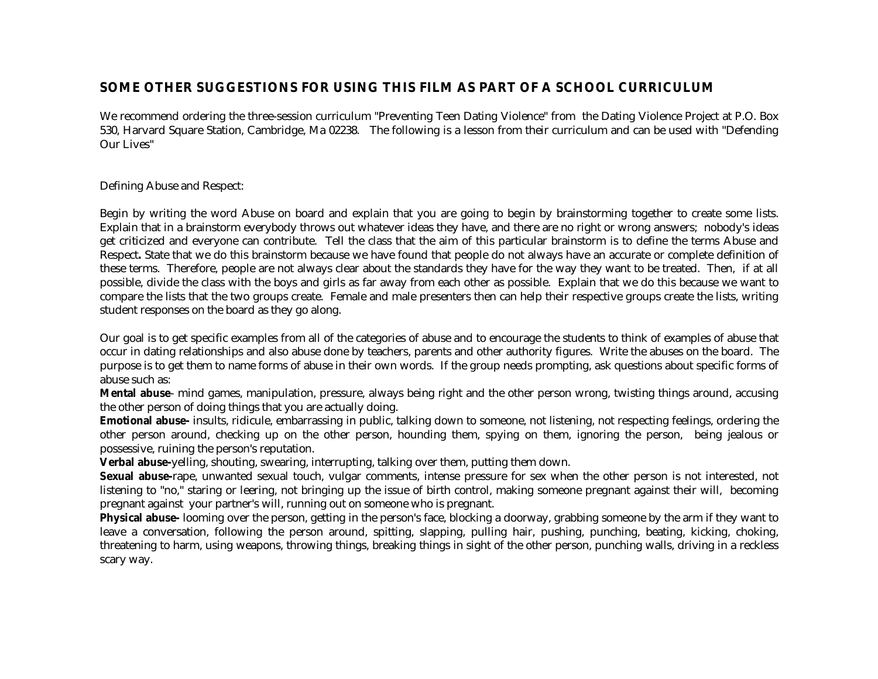## SOME OTHER SUGGESTIONS FOR USING THIS FILM AS PART OF A SCHOOL CURRICULUM

We recommend ordering the three-session curriculum "Preventing Teen Dating Violence" from the Dating Violence Project at P.O. Box 530, Harvard Square Station, Cambridge, Ma 02238. The following is a lesson from their curriculum and can be used with "Defending Our Lives"

Defining Abuse and Respect:

Begin by writing the word Abuse on board and explain that you are going to begin by brainstorming together to create some lists. Explain that in a brainstorm everybody throws out whatever ideas they have, and there are no right or wrong answers; nobody's ideas get criticized and everyone can contribute. Tell the class that the aim of this particular brainstorm is to define the terms Abuse and Respect**.** State that we do this brainstorm because we have found that people do not always have an accurate or complete definition of these terms. Therefore, people are not always clear about the standards they have for the way they want to be treated. Then, if at all possible, divide the class with the boys and girls as far away from each other as possible. Explain that we do this because we want to compare the lists that the two groups create. Female and male presenters then can help their respective groups create the lists, writing student responses on the board as they go along.

Our goal is to get specific examples from all of the categories of abuse and to encourage the students to think of examples of abuse that occur in dating relationships and also abuse done by teachers, parents and other authority figures. Write the abuses on the board. The purpose is to get them to name forms of abuse in their own words. If the group needs prompting, ask questions about specific forms of abuse such as:

**Mental abuse**- mind games, manipulation, pressure, always being right and the other person wrong, twisting things around, accusing the other person of doing things that you are actually doing.

**Emotional abuse-** insults, ridicule, embarrassing in public, talking down to someone, not listening, not respecting feelings, ordering the other person around, checking up on the other person, hounding them, spying on them, ignoring the person, being jealous or possessive, ruining the person's reputation.

**Verbal abuse-**yelling, shouting, swearing, interrupting, talking over them, putting them down.

**Sexual abuse-**rape, unwanted sexual touch, vulgar comments, intense pressure for sex when the other person is not interested, not listening to "no," staring or leering, not bringing up the issue of birth control, making someone pregnant against their will, becoming pregnant against your partner's will, running out on someone who is pregnant.

**Physical abuse-** looming over the person, getting in the person's face, blocking a doorway, grabbing someone by the arm if they want to leave a conversation, following the person around, spitting, slapping, pulling hair, pushing, punching, beating, kicking, choking, threatening to harm, using weapons, throwing things, breaking things in sight of the other person, punching walls, driving in a reckless scary way.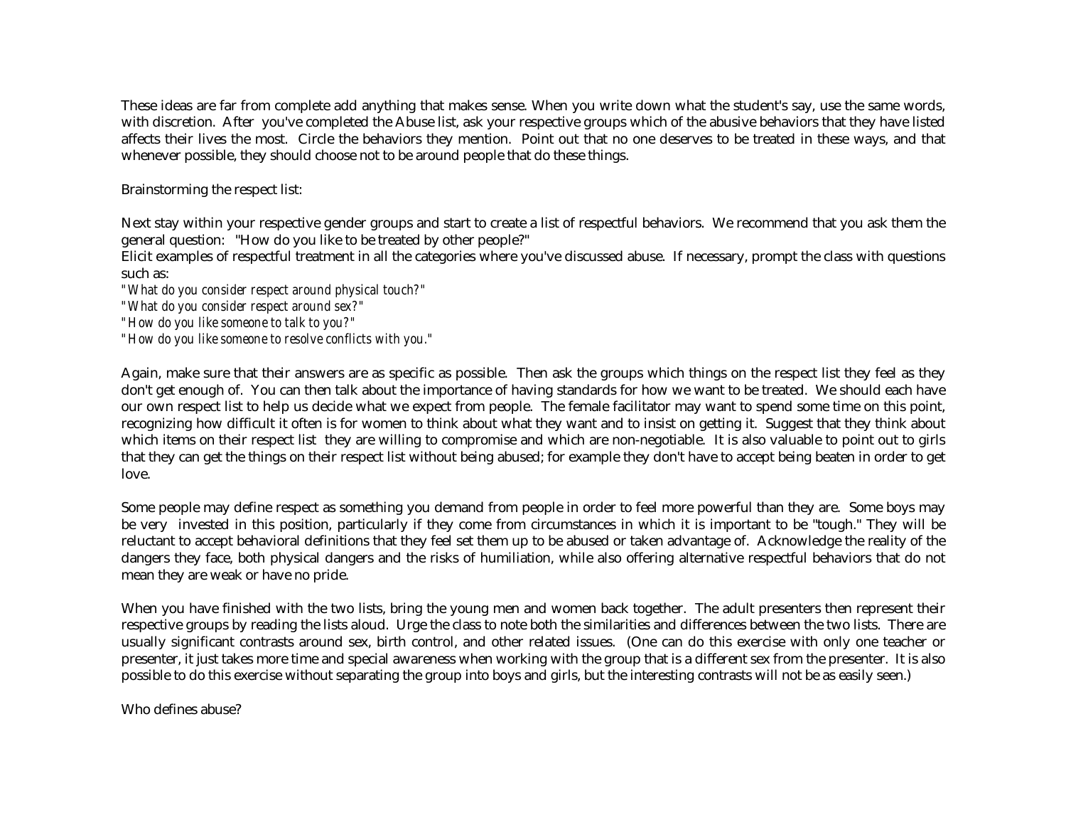These ideas are far from complete add anything that makes sense. When you write down what the student's say, use the same words, with discretion. After you've completed the Abuse list, ask your respective groups which of the abusive behaviors that they have listed affects their lives the most. Circle the behaviors they mention. Point out that no one deserves to be treated in these ways, and that whenever possible, they should choose not to be around people that do these things.

Brainstorming the respect list:

Next stay within your respective gender groups and start to create a list of respectful behaviors. We recommend that you ask them the general question: "How do you like to be treated by other people?"
Elicit examples of respectful treatment in all the categories where you've discussed abuse. If necessary, prompt the class with questions such as:

*"What do you consider respect around physical touch?"*
*"What do you consider respect around sex?"*
*"How do you like someone to talk to you?"*
*"How do you like someone to resolve conflicts with you."*

Again, make sure that their answers are as specific as possible. Then ask the groups which things on the respect list they feel as they don't get enough of. You can then talk about the importance of having standards for how we want to be treated. We should each have our own respect list to help us decide what we expect from people. The female facilitator may want to spend some time on this point, recognizing how difficult it often is for women to think about what they want and to insist on getting it. Suggest that they think about which items on their respect list they are willing to compromise and which are non-negotiable. It is also valuable to point out to girls that they can get the things on their respect list without being abused; for example they don't have to accept being beaten in order to get love.

Some people may define respect as something you demand from people in order to feel more powerful than they are. Some boys may be very invested in this position, particularly if they come from circumstances in which it is important to be "tough." They will be reluctant to accept behavioral definitions that they feel set them up to be abused or taken advantage of. Acknowledge the reality of the dangers they face, both physical dangers and the risks of humiliation, while also offering alternative respectful behaviors that do not mean they are weak or have no pride.

When you have finished with the two lists, bring the young men and women back together. The adult presenters then represent their respective groups by reading the lists aloud. Urge the class to note both the similarities and differences between the two lists. There are usually significant contrasts around sex, birth control, and other related issues. (One can do this exercise with only one teacher or presenter, it just takes more time and special awareness when working with the group that is a different sex from the presenter. It is also possible to do this exercise without separating the group into boys and girls, but the interesting contrasts will not be as easily seen.)

Who defines abuse?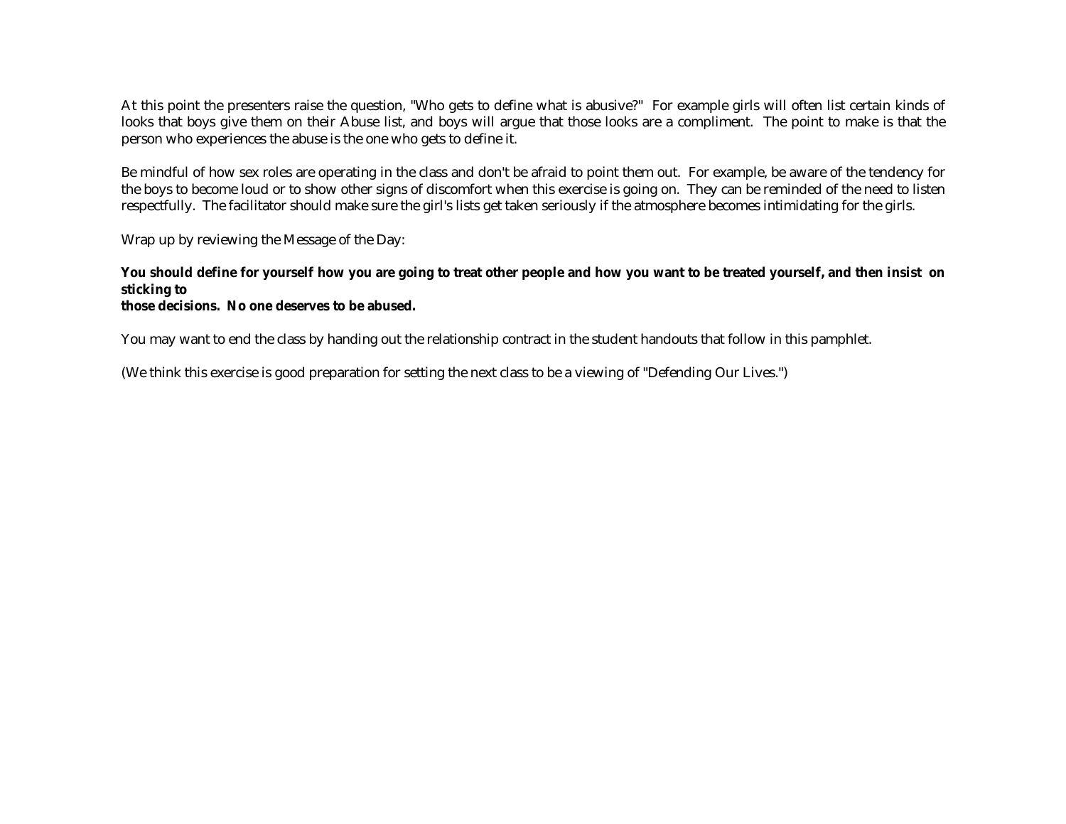At this point the presenters raise the question, "Who gets to define what is abusive?" For example girls will often list certain kinds of looks that boys give them on their Abuse list, and boys will argue that those looks are a compliment. The point to make is that the person who experiences the abuse is the one who gets to define it.

Be mindful of how sex roles are operating in the class and don't be afraid to point them out. For example, be aware of the tendency for the boys to become loud or to show other signs of discomfort when this exercise is going on. They can be reminded of the need to listen respectfully. The facilitator should make sure the girl's lists get taken seriously if the atmosphere becomes intimidating for the girls.

Wrap up by reviewing the Message of the Day:

**You should define for yourself how you are going to treat other people and how you want to be treated yourself, and then insist on sticking to those decisions. No one deserves to be abused.**

You may want to end the class by handing out the relationship contract in the student handouts that follow in this pamphlet.

(We think this exercise is good preparation for setting the next class to be a viewing of "Defending Our Lives.")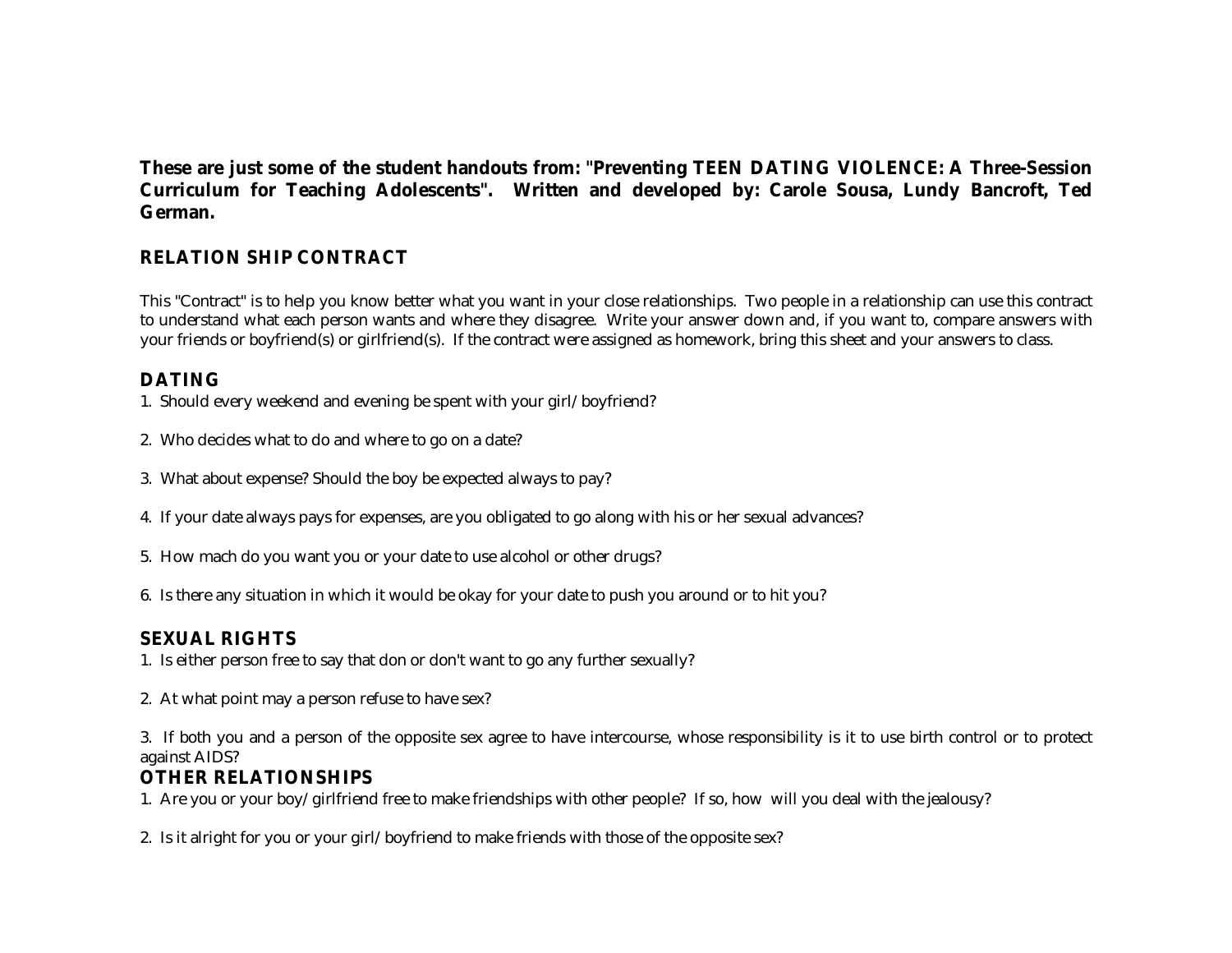**These are just some of the student handouts from: "Preventing TEEN DATING VIOLENCE: A Three-Session Curriculum for Teaching Adolescents". Written and developed by: Carole Sousa, Lundy Bancroft, Ted German.**

## RELATION SHIP CONTRACT

This "Contract" is to help you know better what you want in your close relationships. Two people in a relationship can use this contract to understand what each person wants and where they disagree. Write your answer down and, if you want to, compare answers with your friends or boyfriend(s) or girlfriend(s). If the contract were assigned as homework, bring this sheet and your answers to class.

### DATING

1. Should every weekend and evening be spent with your girl/boyfriend?

2. Who decides what to do and where to go on a date?

3. What about expense? Should the boy be expected always to pay?

4. If your date always pays for expenses, are you obligated to go along with his or her sexual advances?

5. How mach do you want you or your date to use alcohol or other drugs?

6. Is there any situation in which it would be okay for your date to push you around or to hit you?

### SEXUAL RIGHTS

1. Is either person free to say that don or don't want to go any further sexually?

2. At what point may a person refuse to have sex?

3. If both you and a person of the opposite sex agree to have intercourse, whose responsibility is it to use birth control or to protect against AIDS?

### OTHER RELATIONSHIPS

1. Are you or your boy/girlfriend free to make friendships with other people? If so, how will you deal with the jealousy?

2. Is it alright for you or your girl/boyfriend to make friends with those of the opposite sex?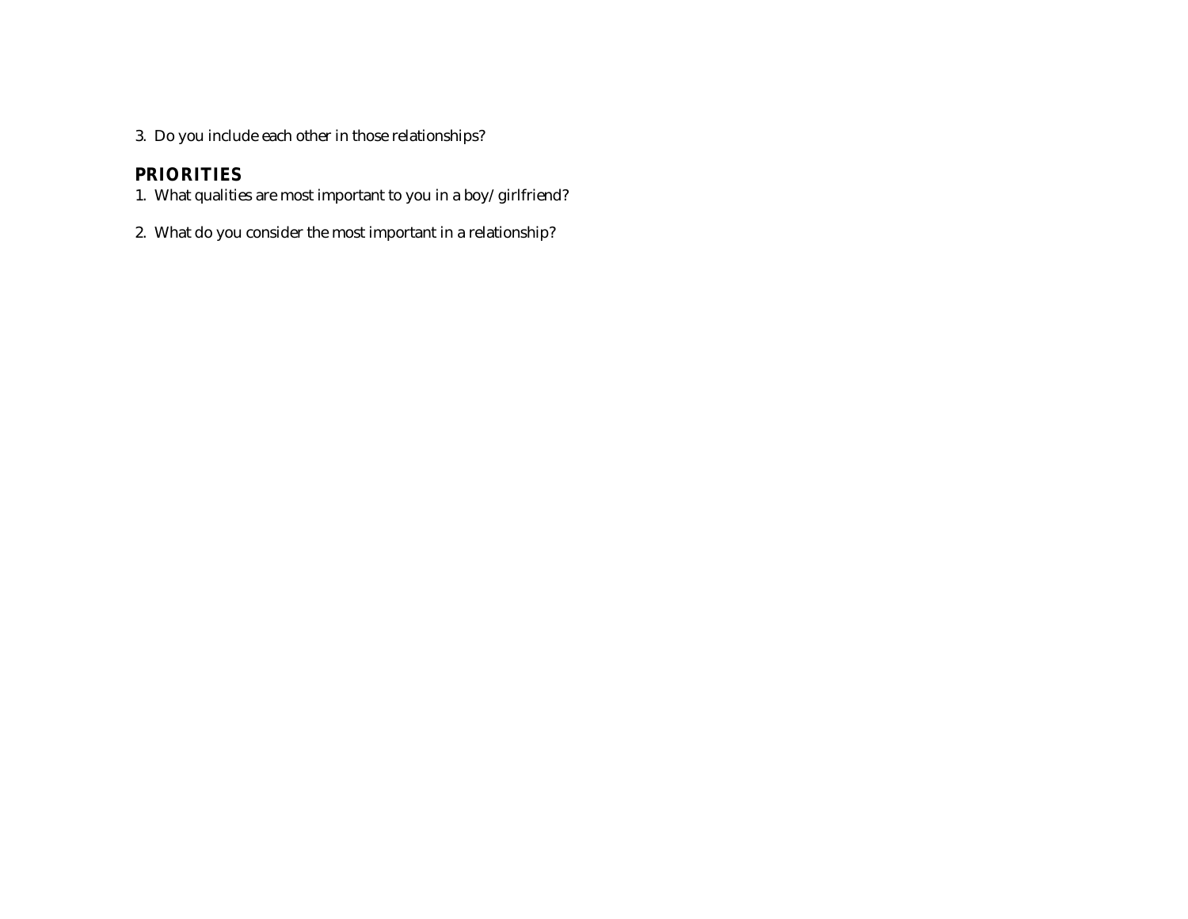3. Do you include each other in those relationships?

## PRIORITIES

1. What qualities are most important to you in a boy/girlfriend?

2. What do you consider the most important in a relationship?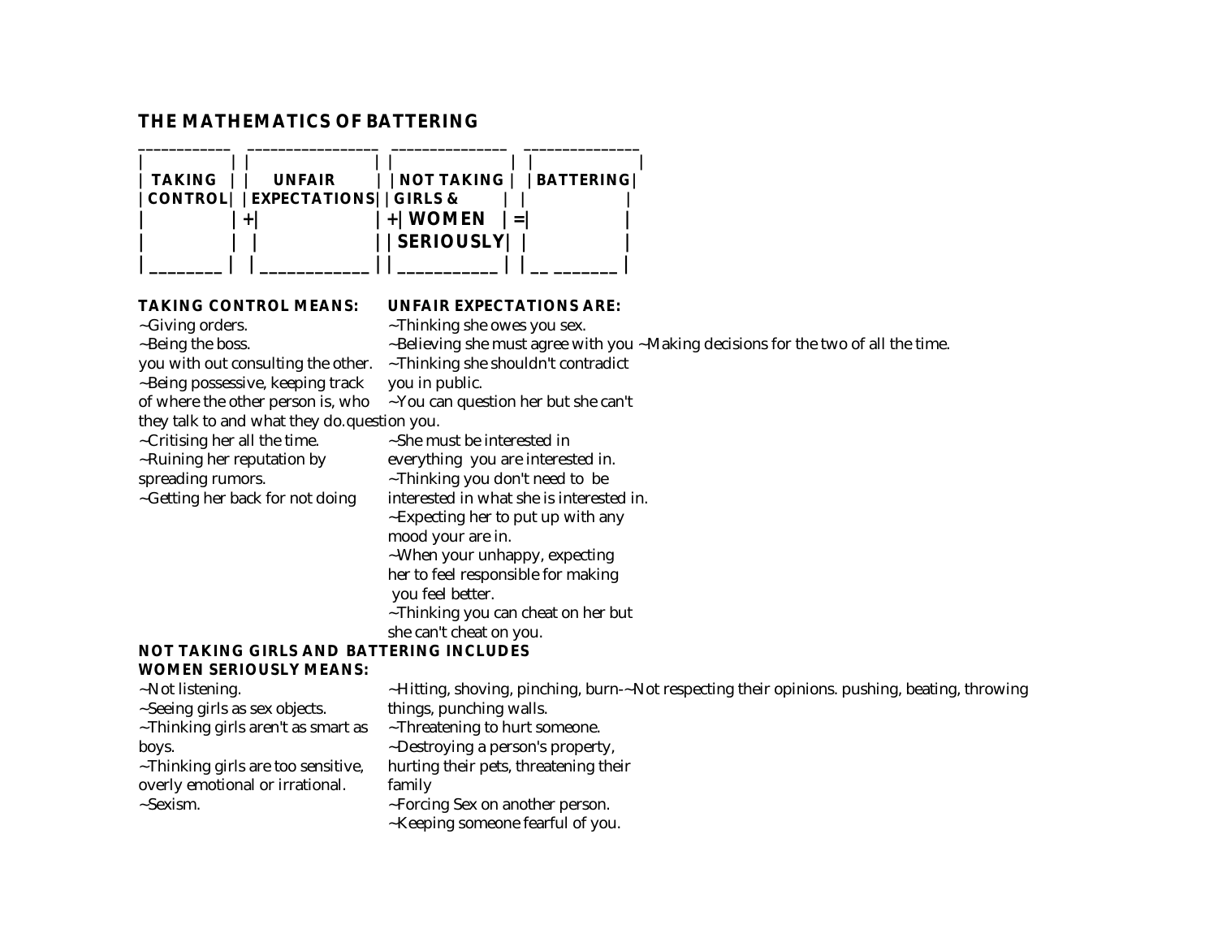## THE MATHEMATICS OF BATTERING

TAKING CONTROL + UNFAIR EXPECTATIONS + NOT TAKING GIRLS & WOMEN SERIOUSLY = BATTERING

**TAKING CONTROL MEANS:**

~Giving orders.

~Being the boss.

~Making decisions for the two of you with out consulting the other.

~Being possessive, keeping track of where the other person is, who they talk to and what they do.

~Critising her all the time.

~Ruining her reputation by spreading rumors.

~Getting her back for not doing

**UNFAIR EXPECTATIONS ARE:**

~Thinking she owes you sex.

~Believing she must agree with you all the time.

~Thinking she shouldn't contradict you in public.

~You can question her but she can't question you.

~She must be interested in everything you are interested in.

~Thinking you don't need to be interested in what she is interested in.

~Expecting her to put up with any mood your are in.

~When your unhappy, expecting her to feel responsible for making you feel better.

~Thinking you can cheat on her but she can't cheat on you.

**NOT TAKING GIRLS AND WOMEN SERIOUSLY MEANS:**

~Not listening.

~Not respecting their opinions.

~Seeing girls as sex objects.

~Thinking girls aren't as smart as boys.

~Thinking girls are too sensitive, overly emotional or irrational.

~Sexism.

**BATTERING INCLUDES**

~Hitting, shoving, pinching, burn-pushing, beating, throwing things, punching walls.

~Threatening to hurt someone.

~Destroying a person's property, hurting their pets, threatening their family

~Forcing Sex on another person.

~Keeping someone fearful of you.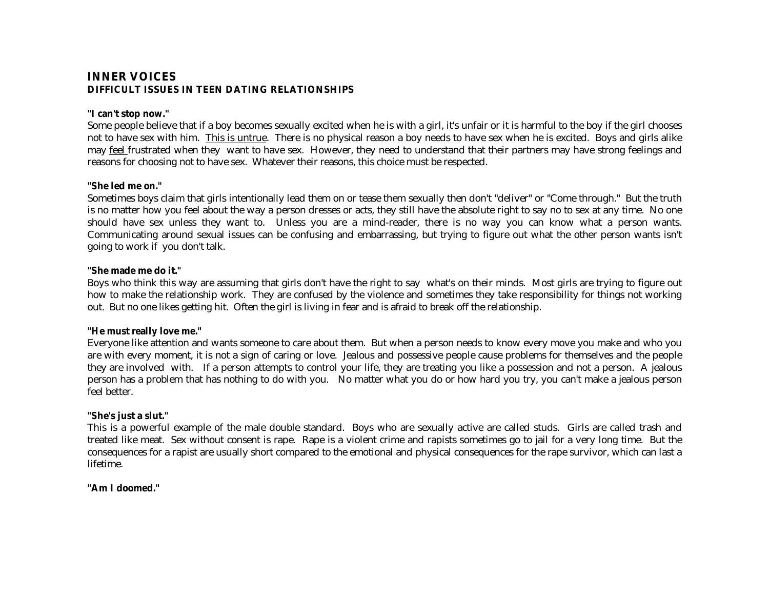# INNER VOICES

## DIFFICULT ISSUES IN TEEN DATING RELATIONSHIPS

**"I can't stop now."**

Some people believe that if a boy becomes sexually excited when he is with a girl, it's unfair or it is harmful to the boy if the girl chooses not to have sex with him. This is untrue. There is no physical reason a boy needs to have sex when he is excited. Boys and girls alike may feel frustrated when they want to have sex. However, they need to understand that their partners may have strong feelings and reasons for choosing not to have sex. Whatever their reasons, this choice must be respected.

**"She led me on."**

Sometimes boys claim that girls intentionally lead them on or tease them sexually then don't "deliver" or "Come through." But the truth is no matter how you feel about the way a person dresses or acts, they still have the absolute right to say no to sex at any time. No one should have sex unless they want to. Unless you are a mind-reader, there is no way you can know what a person wants. Communicating around sexual issues can be confusing and embarrassing, but trying to figure out what the other person wants isn't going to work if you don't talk.

**"She made me do it."**

Boys who think this way are assuming that girls don't have the right to say what's on their minds. Most girls are trying to figure out how to make the relationship work. They are confused by the violence and sometimes they take responsibility for things not working out. But no one likes getting hit. Often the girl is living in fear and is afraid to break off the relationship.

**"He must really love me."**

Everyone like attention and wants someone to care about them. But when a person needs to know every move you make and who you are with every moment, it is not a sign of caring or love. Jealous and possessive people cause problems for themselves and the people they are involved with. If a person attempts to control your life, they are treating you like a possession and not a person. A jealous person has a problem that has nothing to do with you. No matter what you do or how hard you try, you can't make a jealous person feel better.

**"She's just a slut."**

This is a powerful example of the male double standard. Boys who are sexually active are called studs. Girls are called trash and treated like meat. Sex without consent is rape. Rape is a violent crime and rapists sometimes go to jail for a very long time. But the consequences for a rapist are usually short compared to the emotional and physical consequences for the rape survivor, which can last a lifetime.

**"Am I doomed."**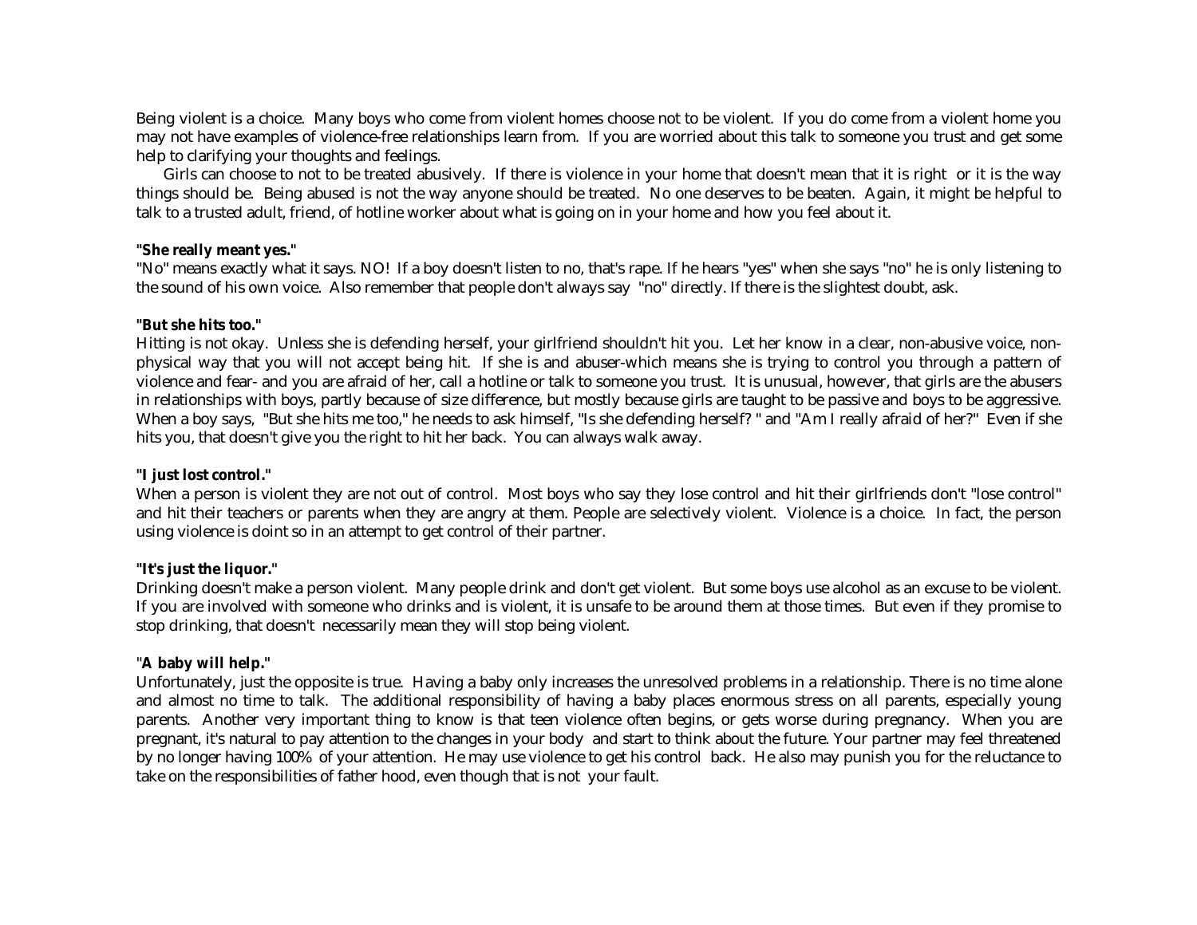Being violent is a choice. Many boys who come from violent homes choose not to be violent. If you do come from a violent home you may not have examples of violence-free relationships learn from. If you are worried about this talk to someone you trust and get some help to clarifying your thoughts and feelings.

Girls can choose to not to be treated abusively. If there is violence in your home that doesn't mean that it is right or it is the way things should be. Being abused is not the way anyone should be treated. No one deserves to be beaten. Again, it might be helpful to talk to a trusted adult, friend, of hotline worker about what is going on in your home and how you feel about it.

**"She really meant yes."**

"No" means exactly what it says. NO! If a boy doesn't listen to no, that's rape. If he hears "yes" when she says "no" he is only listening to the sound of his own voice. Also remember that people don't always say "no" directly. If there is the slightest doubt, ask.

**"But she hits too."**

Hitting is not okay. Unless she is defending herself, your girlfriend shouldn't hit you. Let her know in a clear, non-abusive voice, non-physical way that you will not accept being hit. If she is and abuser-which means she is trying to control you through a pattern of violence and fear- and you are afraid of her, call a hotline or talk to someone you trust. It is unusual, however, that girls are the abusers in relationships with boys, partly because of size difference, but mostly because girls are taught to be passive and boys to be aggressive. When a boy says, "But she hits me too," he needs to ask himself, "Is she defending herself? " and "Am I really afraid of her?" Even if she hits you, that doesn't give you the right to hit her back. You can always walk away.

**"I just lost control."**

When a person is violent they are not out of control. Most boys who say they lose control and hit their girlfriends don't "lose control" and hit their teachers or parents when they are angry at them. People are selectively violent. Violence is a choice. In fact, the person using violence is doint so in an attempt to get control of their partner.

**"It's just the liquor."**

Drinking doesn't make a person violent. Many people drink and don't get violent. But some boys use alcohol as an excuse to be violent. If you are involved with someone who drinks and is violent, it is unsafe to be around them at those times. But even if they promise to stop drinking, that doesn't necessarily mean they will stop being violent.

**"A baby will help."**

Unfortunately, just the opposite is true. Having a baby only increases the unresolved problems in a relationship. There is no time alone and almost no time to talk. The additional responsibility of having a baby places enormous stress on all parents, especially young parents. Another very important thing to know is that teen violence often begins, or gets worse during pregnancy. When you are pregnant, it's natural to pay attention to the changes in your body and start to think about the future. Your partner may feel threatened by no longer having 100% of your attention. He may use violence to get his control back. He also may punish you for the reluctance to take on the responsibilities of father hood, even though that is not your fault.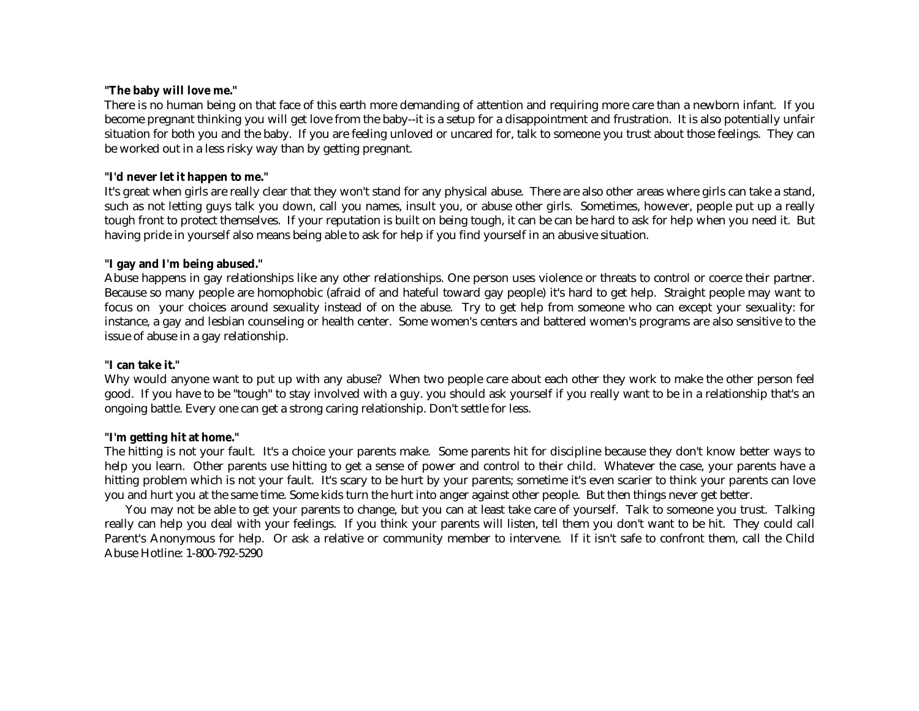**"The baby will love me."**
There is no human being on that face of this earth more demanding of attention and requiring more care than a newborn infant. If you become pregnant thinking you will get love from the baby--it is a setup for a disappointment and frustration. It is also potentially unfair situation for both you and the baby. If you are feeling unloved or uncared for, talk to someone you trust about those feelings. They can be worked out in a less risky way than by getting pregnant.

**"I'd never let it happen to me."**
It's great when girls are really clear that they won't stand for any physical abuse. There are also other areas where girls can take a stand, such as not letting guys talk you down, call you names, insult you, or abuse other girls. Sometimes, however, people put up a really tough front to protect themselves. If your reputation is built on being tough, it can be can be hard to ask for help when you need it. But having pride in yourself also means being able to ask for help if you find yourself in an abusive situation.

**"I gay and I'm being abused."**
Abuse happens in gay relationships like any other relationships. One person uses violence or threats to control or coerce their partner. Because so many people are homophobic (afraid of and hateful toward gay people) it's hard to get help. Straight people may want to focus on your choices around sexuality instead of on the abuse. Try to get help from someone who can except your sexuality: for instance, a gay and lesbian counseling or health center. Some women's centers and battered women's programs are also sensitive to the issue of abuse in a gay relationship.

**"I can take it."**
Why would anyone want to put up with any abuse? When two people care about each other they work to make the other person feel good. If you have to be "tough" to stay involved with a guy. you should ask yourself if you really want to be in a relationship that's an ongoing battle. Every one can get a strong caring relationship. Don't settle for less.

**"I'm getting hit at home."**
The hitting is not your fault. It's a choice your parents make. Some parents hit for discipline because they don't know better ways to help you learn. Other parents use hitting to get a sense of power and control to their child. Whatever the case, your parents have a hitting problem which is not your fault. It's scary to be hurt by your parents; sometime it's even scarier to think your parents can love you and hurt you at the same time. Some kids turn the hurt into anger against other people. But then things never get better.

You may not be able to get your parents to change, but you can at least take care of yourself. Talk to someone you trust. Talking really can help you deal with your feelings. If you think your parents will listen, tell them you don't want to be hit. They could call Parent's Anonymous for help. Or ask a relative or community member to intervene. If it isn't safe to confront them, call the Child Abuse Hotline: 1-800-792-5290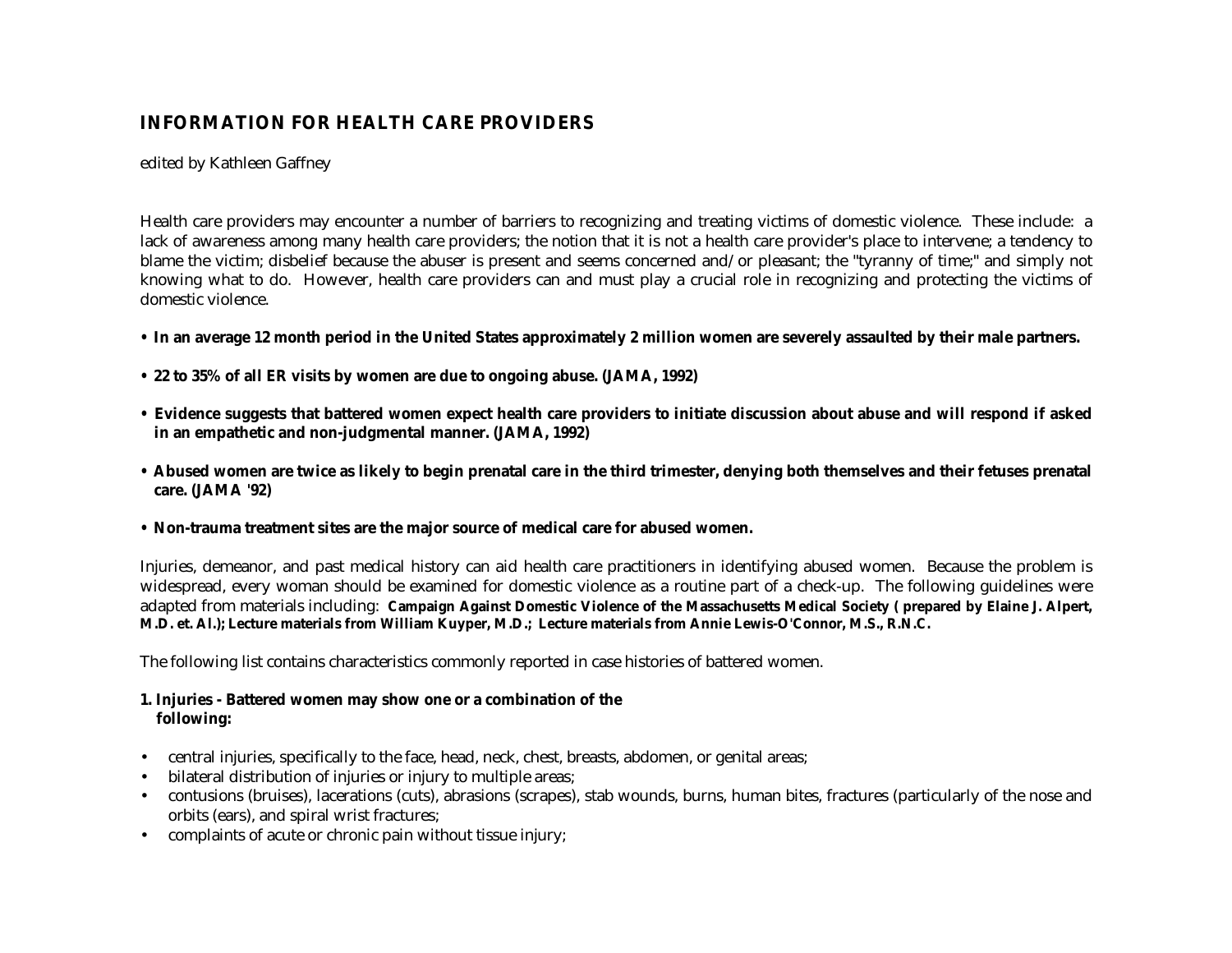## INFORMATION FOR HEALTH CARE PROVIDERS

edited by Kathleen Gaffney

Health care providers may encounter a number of barriers to recognizing and treating victims of domestic violence. These include: a lack of awareness among many health care providers; the notion that it is not a health care provider's place to intervene; a tendency to blame the victim; disbelief because the abuser is present and seems concerned and/or pleasant; the "tyranny of time;" and simply not knowing what to do. However, health care providers can and must play a crucial role in recognizing and protecting the victims of domestic violence.

- **In an average 12 month period in the United States approximately 2 million women are severely assaulted by their male partners.**

- **22 to 35% of all ER visits by women are due to ongoing abuse. (JAMA, 1992)**

- **Evidence suggests that battered women expect health care providers to initiate discussion about abuse and will respond if asked in an empathetic and non-judgmental manner. (JAMA, 1992)**

- **Abused women are twice as likely to begin prenatal care in the third trimester, denying both themselves and their fetuses prenatal care. (JAMA '92)**

- **Non-trauma treatment sites are the major source of medical care for abused women.**

Injuries, demeanor, and past medical history can aid health care practitioners in identifying abused women. Because the problem is widespread, every woman should be examined for domestic violence as a routine part of a check-up. The following guidelines were adapted from materials including: **Campaign Against Domestic Violence of the Massachusetts Medical Society ( prepared by Elaine J. Alpert, M.D. et. Al.); Lecture materials from William Kuyper, M.D.; Lecture materials from Annie Lewis-O'Connor, M.S., R.N.C.**

The following list contains characteristics commonly reported in case histories of battered women.

**1. Injuries - Battered women may show one or a combination of the following:**

- central injuries, specifically to the face, head, neck, chest, breasts, abdomen, or genital areas;
- bilateral distribution of injuries or injury to multiple areas;
- contusions (bruises), lacerations (cuts), abrasions (scrapes), stab wounds, burns, human bites, fractures (particularly of the nose and orbits (ears), and spiral wrist fractures;
- complaints of acute or chronic pain without tissue injury;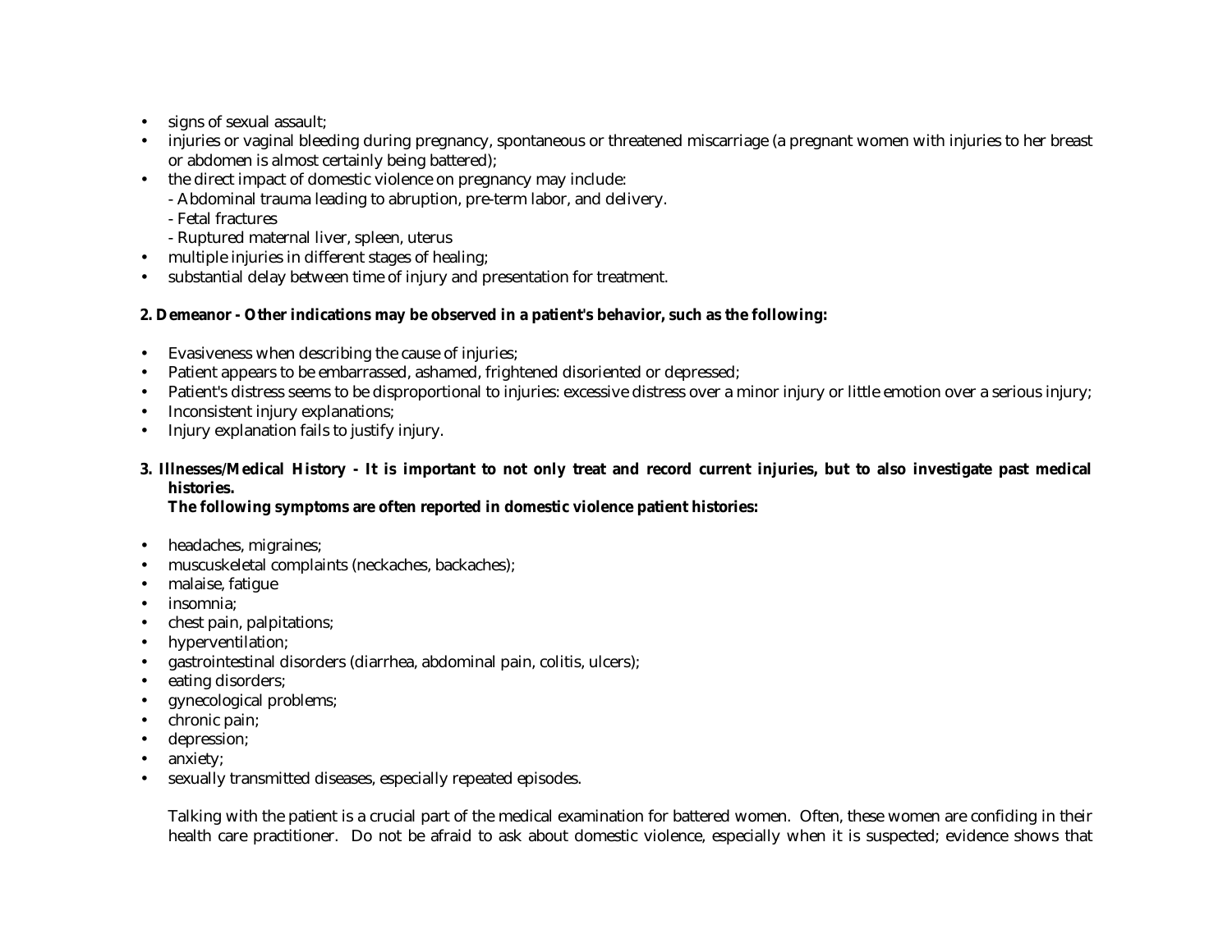- signs of sexual assault;
- injuries or vaginal bleeding during pregnancy, spontaneous or threatened miscarriage (a pregnant women with injuries to her breast or abdomen is almost certainly being battered);
- the direct impact of domestic violence on pregnancy may include:
  - Abdominal trauma leading to abruption, pre-term labor, and delivery.
  - Fetal fractures
  - Ruptured maternal liver, spleen, uterus
- multiple injuries in different stages of healing;
- substantial delay between time of injury and presentation for treatment.

**2. Demeanor - Other indications may be observed in a patient's behavior, such as the following:**

- Evasiveness when describing the cause of injuries;
- Patient appears to be embarrassed, ashamed, frightened disoriented or depressed;
- Patient's distress seems to be disproportional to injuries: excessive distress over a minor injury or little emotion over a serious injury;
- Inconsistent injury explanations;
- Injury explanation fails to justify injury.

**3. Illnesses/Medical History - It is important to not only treat and record current injuries, but to also investigate past medical histories.**
**The following symptoms are often reported in domestic violence patient histories:**

- headaches, migraines;
- muscuskeletal complaints (neckaches, backaches);
- malaise, fatigue
- insomnia;
- chest pain, palpitations;
- hyperventilation;
- gastrointestinal disorders (diarrhea, abdominal pain, colitis, ulcers);
- eating disorders;
- gynecological problems;
- chronic pain;
- depression;
- anxiety;
- sexually transmitted diseases, especially repeated episodes.

Talking with the patient is a crucial part of the medical examination for battered women. Often, these women are confiding in their health care practitioner. Do not be afraid to ask about domestic violence, especially when it is suspected; evidence shows that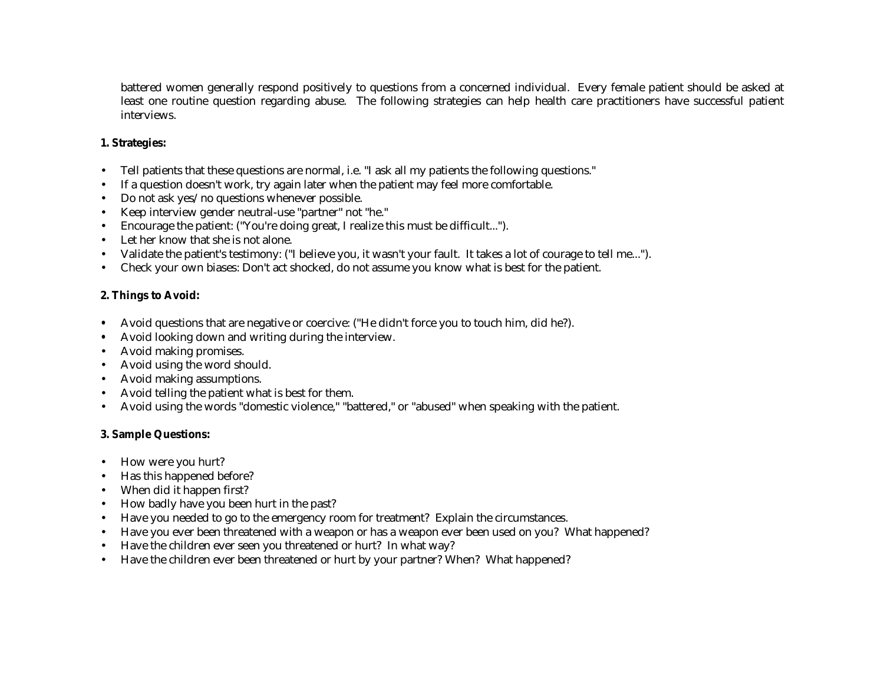battered women generally respond positively to questions from a concerned individual. Every female patient should be asked at least one routine question regarding abuse. The following strategies can help health care practitioners have successful patient interviews.

**1. Strategies:**

- Tell patients that these questions are normal, i.e. "I ask all my patients the following questions."
- If a question doesn't work, try again later when the patient may feel more comfortable.
- Do not ask yes/no questions whenever possible.
- Keep interview gender neutral-use "partner" not "he."
- Encourage the patient: ("You're doing great, I realize this must be difficult...").
- Let her know that she is not alone.
- Validate the patient's testimony: ("I believe you, it wasn't your fault. It takes a lot of courage to tell me...").
- Check your own biases: Don't act shocked, do not assume you know what is best for the patient.

**2. Things to Avoid:**

- Avoid questions that are negative or coercive: ("He didn't force you to touch him, did he?).
- Avoid looking down and writing during the interview.
- Avoid making promises.
- Avoid using the word should.
- Avoid making assumptions.
- Avoid telling the patient what is best for them.
- Avoid using the words "domestic violence," "battered," or "abused" when speaking with the patient.

**3. Sample Questions:**

- How were you hurt?
- Has this happened before?
- When did it happen first?
- How badly have you been hurt in the past?
- Have you needed to go to the emergency room for treatment? Explain the circumstances.
- Have you ever been threatened with a weapon or has a weapon ever been used on you? What happened?
- Have the children ever seen you threatened or hurt? In what way?
- Have the children ever been threatened or hurt by your partner? When? What happened?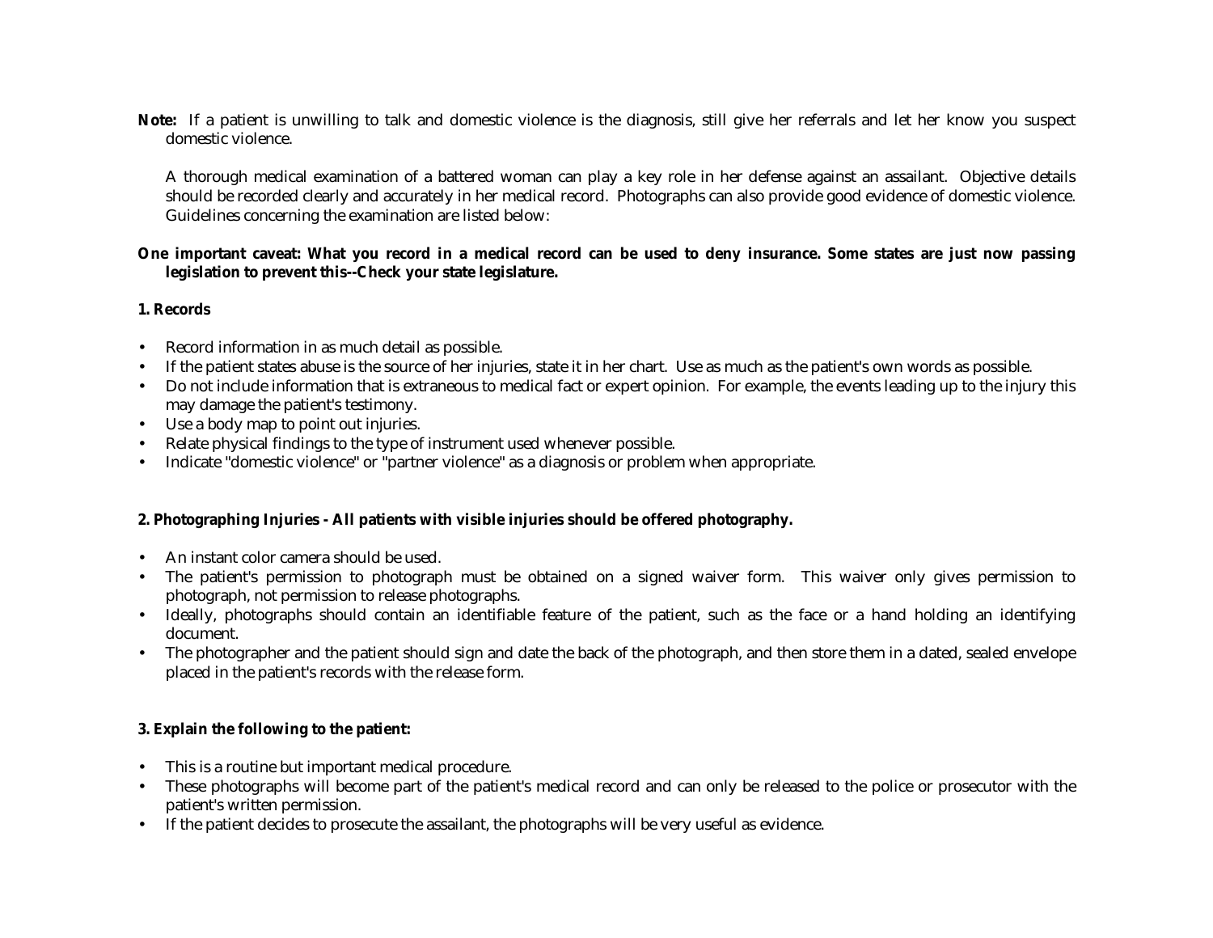**Note:** If a patient is unwilling to talk and domestic violence is the diagnosis, still give her referrals and let her know you suspect domestic violence.

A thorough medical examination of a battered woman can play a key role in her defense against an assailant. Objective details should be recorded clearly and accurately in her medical record. Photographs can also provide good evidence of domestic violence. Guidelines concerning the examination are listed below:

**One important caveat: What you record in a medical record can be used to deny insurance. Some states are just now passing legislation to prevent this--Check your state legislature.**

**1. Records**

- Record information in as much detail as possible.
- If the patient states abuse is the source of her injuries, state it in her chart. Use as much as the patient's own words as possible.
- Do not include information that is extraneous to medical fact or expert opinion. For example, the events leading up to the injury this may damage the patient's testimony.
- Use a body map to point out injuries.
- Relate physical findings to the type of instrument used whenever possible.
- Indicate "domestic violence" or "partner violence" as a diagnosis or problem when appropriate.

**2. Photographing Injuries - All patients with visible injuries should be offered photography.**

- An instant color camera should be used.
- The patient's permission to photograph must be obtained on a signed waiver form. This waiver only gives permission to photograph, not permission to release photographs.
- Ideally, photographs should contain an identifiable feature of the patient, such as the face or a hand holding an identifying document.
- The photographer and the patient should sign and date the back of the photograph, and then store them in a dated, sealed envelope placed in the patient's records with the release form.

**3. Explain the following to the patient:**

- This is a routine but important medical procedure.
- These photographs will become part of the patient's medical record and can only be released to the police or prosecutor with the patient's written permission.
- If the patient decides to prosecute the assailant, the photographs will be very useful as evidence.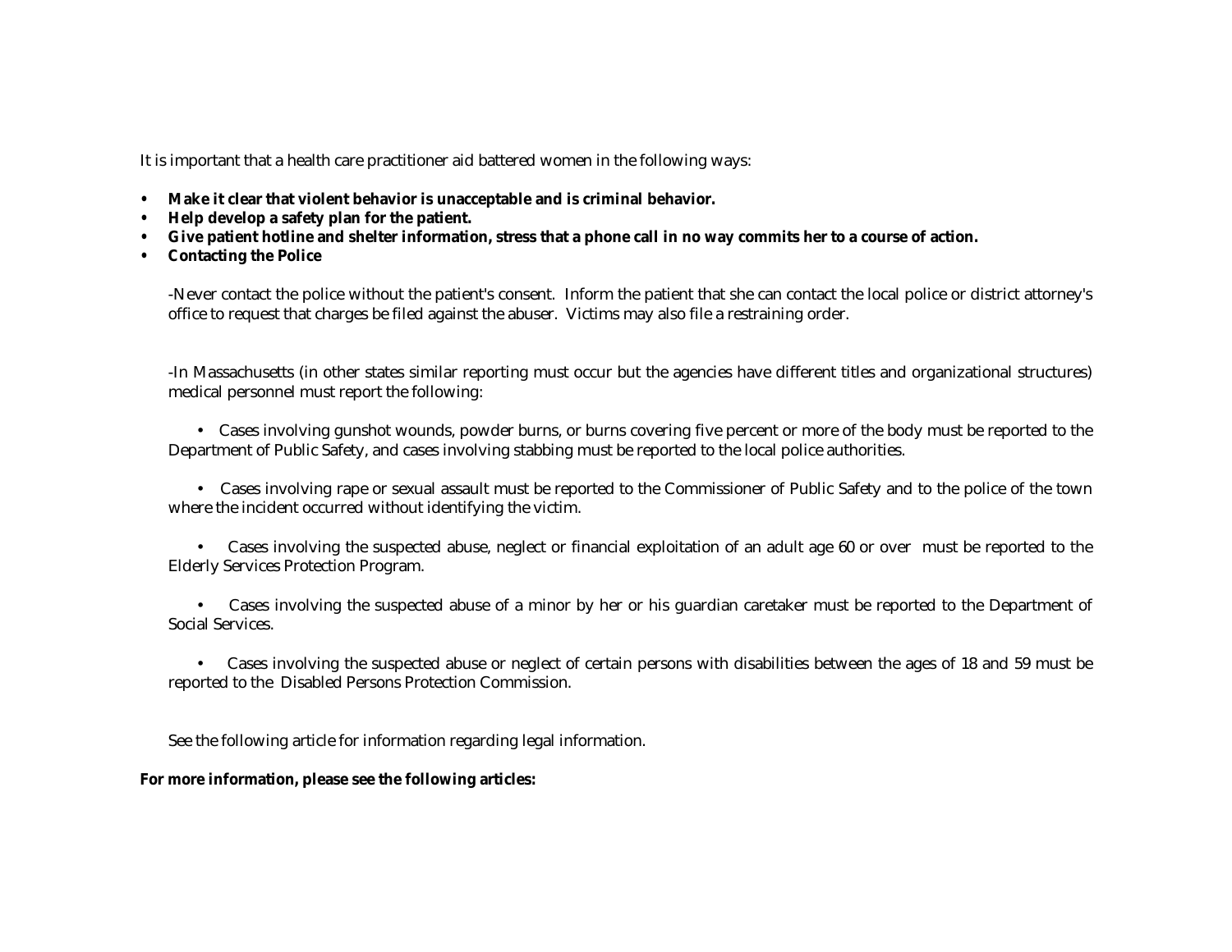It is important that a health care practitioner aid battered women in the following ways:

- **Make it clear that violent behavior is unacceptable and is criminal behavior.**
- **Help develop a safety plan for the patient.**
- **Give patient hotline and shelter information, stress that a phone call in no way commits her to a course of action.**
- **Contacting the Police**

  -Never contact the police without the patient's consent. Inform the patient that she can contact the local police or district attorney's office to request that charges be filed against the abuser. Victims may also file a restraining order.

  -In Massachusetts (in other states similar reporting must occur but the agencies have different titles and organizational structures) medical personnel must report the following:

  - Cases involving gunshot wounds, powder burns, or burns covering five percent or more of the body must be reported to the Department of Public Safety, and cases involving stabbing must be reported to the local police authorities.

  - Cases involving rape or sexual assault must be reported to the Commissioner of Public Safety and to the police of the town where the incident occurred without identifying the victim.

  - Cases involving the suspected abuse, neglect or financial exploitation of an adult age 60 or over must be reported to the Elderly Services Protection Program.

  - Cases involving the suspected abuse of a minor by her or his guardian caretaker must be reported to the Department of Social Services.

  - Cases involving the suspected abuse or neglect of certain persons with disabilities between the ages of 18 and 59 must be reported to the Disabled Persons Protection Commission.

  See the following article for information regarding legal information.

**For more information, please see the following articles:**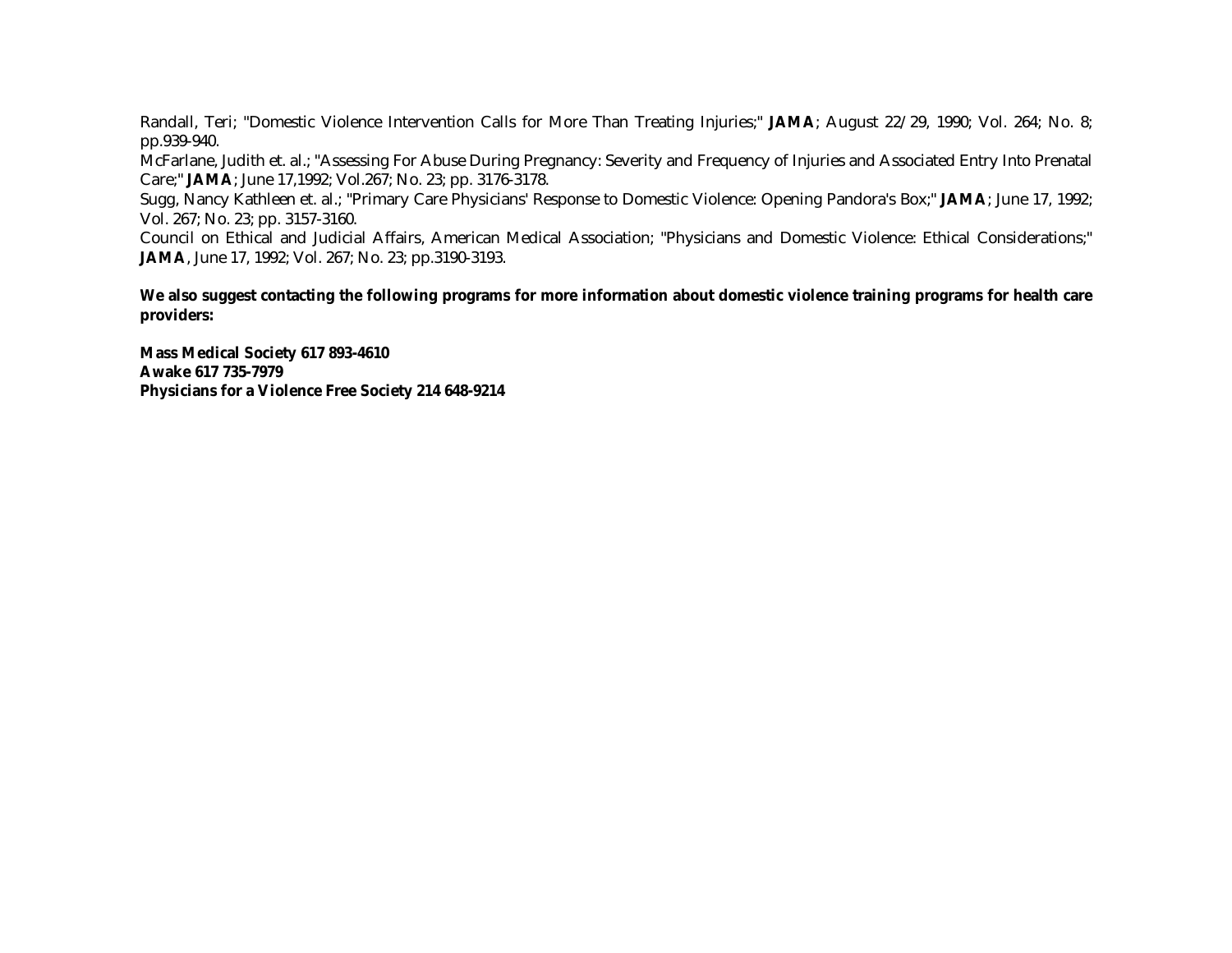Randall, Teri; "Domestic Violence Intervention Calls for More Than Treating Injuries;" **JAMA**; August 22/29, 1990; Vol. 264; No. 8; pp.939-940.

McFarlane, Judith et. al.; "Assessing For Abuse During Pregnancy: Severity and Frequency of Injuries and Associated Entry Into Prenatal Care;" **JAMA**; June 17,1992; Vol.267; No. 23; pp. 3176-3178.

Sugg, Nancy Kathleen et. al.; "Primary Care Physicians' Response to Domestic Violence: Opening Pandora's Box;" **JAMA**; June 17, 1992; Vol. 267; No. 23; pp. 3157-3160.

Council on Ethical and Judicial Affairs, American Medical Association; "Physicians and Domestic Violence: Ethical Considerations;" **JAMA**, June 17, 1992; Vol. 267; No. 23; pp.3190-3193.

**We also suggest contacting the following programs for more information about domestic violence training programs for health care providers:**

**Mass Medical Society 617 893-4610**
**Awake 617 735-7979**
**Physicians for a Violence Free Society 214 648-9214**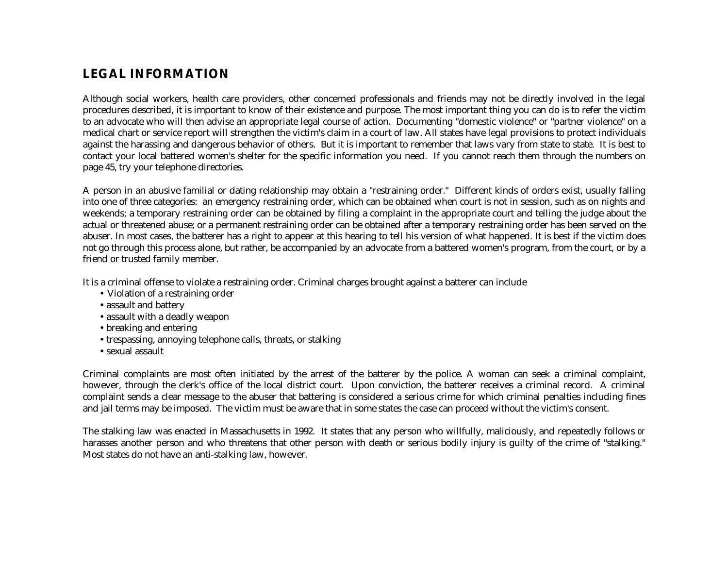## LEGAL INFORMATION

Although social workers, health care providers, other concerned professionals and friends may not be directly involved in the legal procedures described, it is important to know of their existence and purpose. The most important thing you can do is to refer the victim to an advocate who will then advise an appropriate legal course of action. Documenting "domestic violence" or "partner violence" on a medical chart or service report will strengthen the victim's claim in a court of law. All states have legal provisions to protect individuals against the harassing and dangerous behavior of others. But it is important to remember that laws vary from state to state. It is best to contact your local battered women's shelter for the specific information you need. If you cannot reach them through the numbers on page 45, try your telephone directories.

A person in an abusive familial or dating relationship may obtain a "restraining order." Different kinds of orders exist, usually falling into one of three categories: an emergency restraining order, which can be obtained when court is not in session, such as on nights and weekends; a temporary restraining order can be obtained by filing a complaint in the appropriate court and telling the judge about the actual or threatened abuse; or a permanent restraining order can be obtained after a temporary restraining order has been served on the abuser. In most cases, the batterer has a right to appear at this hearing to tell his version of what happened. It is best if the victim does not go through this process alone, but rather, be accompanied by an advocate from a battered women's program, from the court, or by a friend or trusted family member.

It is a criminal offense to violate a restraining order. Criminal charges brought against a batterer can include

- Violation of a restraining order
- assault and battery
- assault with a deadly weapon
- breaking and entering
- trespassing, annoying telephone calls, threats, or stalking
- sexual assault

Criminal complaints are most often initiated by the arrest of the batterer by the police. A woman can seek a criminal complaint, however, through the clerk's office of the local district court. Upon conviction, the batterer receives a criminal record. A criminal complaint sends a clear message to the abuser that battering is considered a serious crime for which criminal penalties including fines and jail terms may be imposed. The victim must be aware that in some states the case can proceed without the victim's consent.

The stalking law was enacted in Massachusetts in 1992. It states that any person who willfully, maliciously, and repeatedly follows or harasses another person and who threatens that other person with death or serious bodily injury is guilty of the crime of "stalking." Most states do not have an anti-stalking law, however.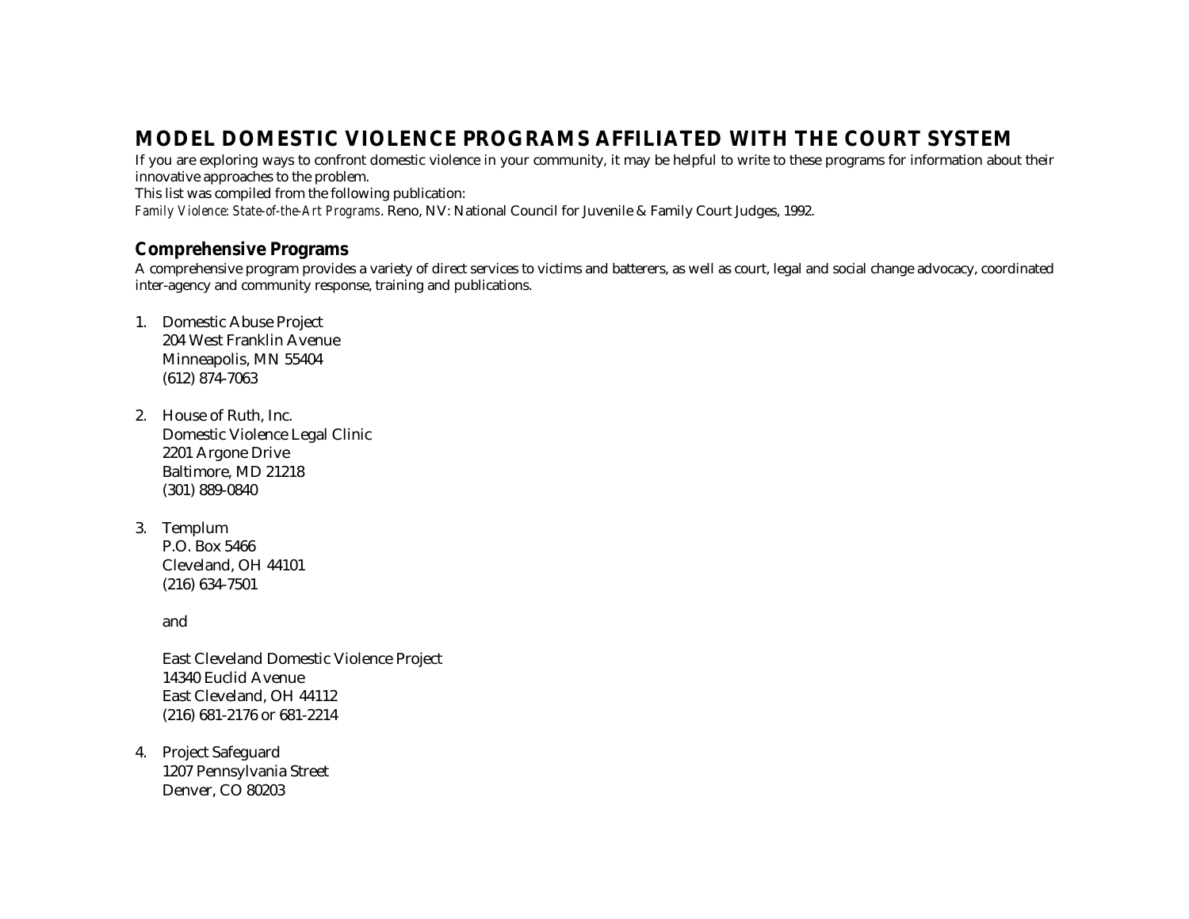# MODEL DOMESTIC VIOLENCE PROGRAMS AFFILIATED WITH THE COURT SYSTEM

If you are exploring ways to confront domestic violence in your community, it may be helpful to write to these programs for information about their innovative approaches to the problem.

This list was compiled from the following publication:

*Family Violence: State-of-the-Art Programs*. Reno, NV: National Council for Juvenile & Family Court Judges, 1992.

## Comprehensive Programs

A comprehensive program provides a variety of direct services to victims and batterers, as well as court, legal and social change advocacy, coordinated inter-agency and community response, training and publications.

1. Domestic Abuse Project
   204 West Franklin Avenue
   Minneapolis, MN 55404
   (612) 874-7063

2. House of Ruth, Inc.
   Domestic Violence Legal Clinic
   2201 Argone Drive
   Baltimore, MD 21218
   (301) 889-0840

3. Templum
   P.O. Box 5466
   Cleveland, OH 44101
   (216) 634-7501

   and

   East Cleveland Domestic Violence Project
   14340 Euclid Avenue
   East Cleveland, OH 44112
   (216) 681-2176 or 681-2214

4. Project Safeguard
   1207 Pennsylvania Street
   Denver, CO 80203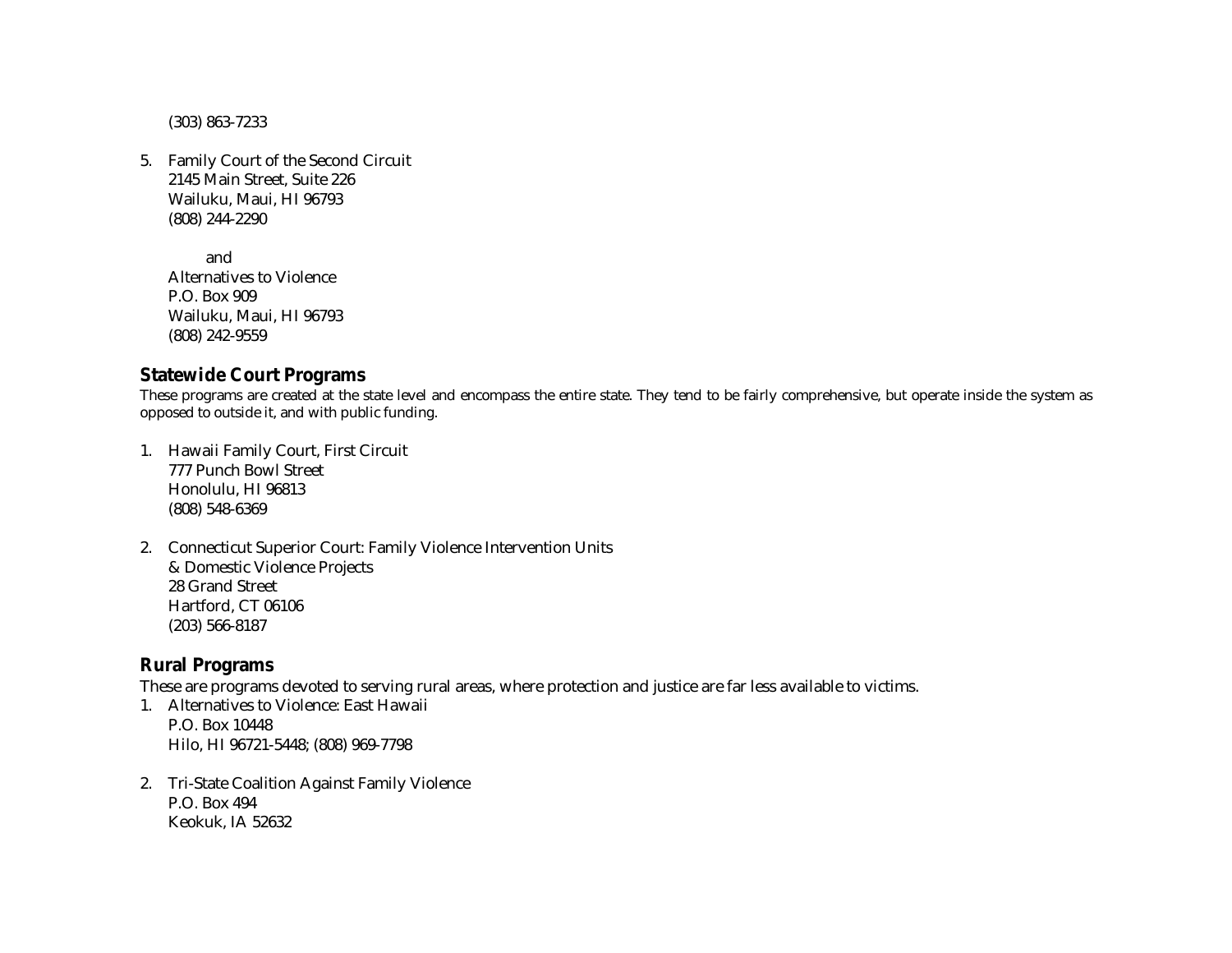(303) 863-7233

5. Family Court of the Second Circuit
   2145 Main Street, Suite 226
   Wailuku, Maui, HI 96793
   (808) 244-2290

   and
   Alternatives to Violence
   P.O. Box 909
   Wailuku, Maui, HI 96793
   (808) 242-9559

## Statewide Court Programs

These programs are created at the state level and encompass the entire state. They tend to be fairly comprehensive, but operate inside the system as opposed to outside it, and with public funding.

1. Hawaii Family Court, First Circuit
   777 Punch Bowl Street
   Honolulu, HI 96813
   (808) 548-6369

2. Connecticut Superior Court: Family Violence Intervention Units
   & Domestic Violence Projects
   28 Grand Street
   Hartford, CT 06106
   (203) 566-8187

## Rural Programs

These are programs devoted to serving rural areas, where protection and justice are far less available to victims.

1. Alternatives to Violence: East Hawaii
   P.O. Box 10448
   Hilo, HI 96721-5448; (808) 969-7798

2. Tri-State Coalition Against Family Violence
   P.O. Box 494
   Keokuk, IA 52632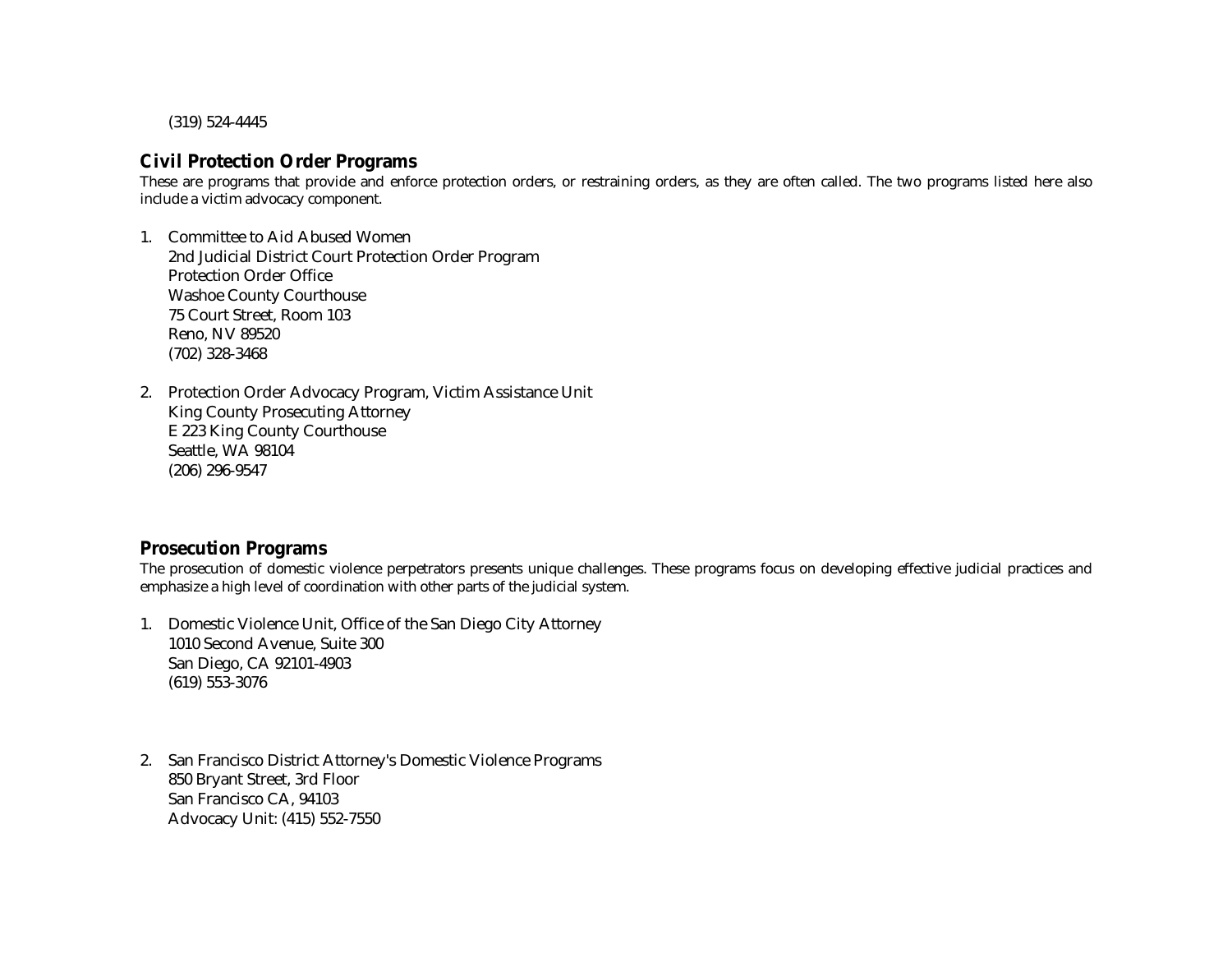(319) 524-4445

## Civil Protection Order Programs

These are programs that provide and enforce protection orders, or restraining orders, as they are often called. The two programs listed here also include a victim advocacy component.

1. Committee to Aid Abused Women  
   2nd Judicial District Court Protection Order Program  
   Protection Order Office  
   Washoe County Courthouse  
   75 Court Street, Room 103  
   Reno, NV 89520  
   (702) 328-3468

2. Protection Order Advocacy Program, Victim Assistance Unit  
   King County Prosecuting Attorney  
   E 223 King County Courthouse  
   Seattle, WA 98104  
   (206) 296-9547

## Prosecution Programs

The prosecution of domestic violence perpetrators presents unique challenges. These programs focus on developing effective judicial practices and emphasize a high level of coordination with other parts of the judicial system.

1. Domestic Violence Unit, Office of the San Diego City Attorney  
   1010 Second Avenue, Suite 300  
   San Diego, CA 92101-4903  
   (619) 553-3076

2. San Francisco District Attorney's Domestic Violence Programs  
   850 Bryant Street, 3rd Floor  
   San Francisco CA, 94103  
   Advocacy Unit: (415) 552-7550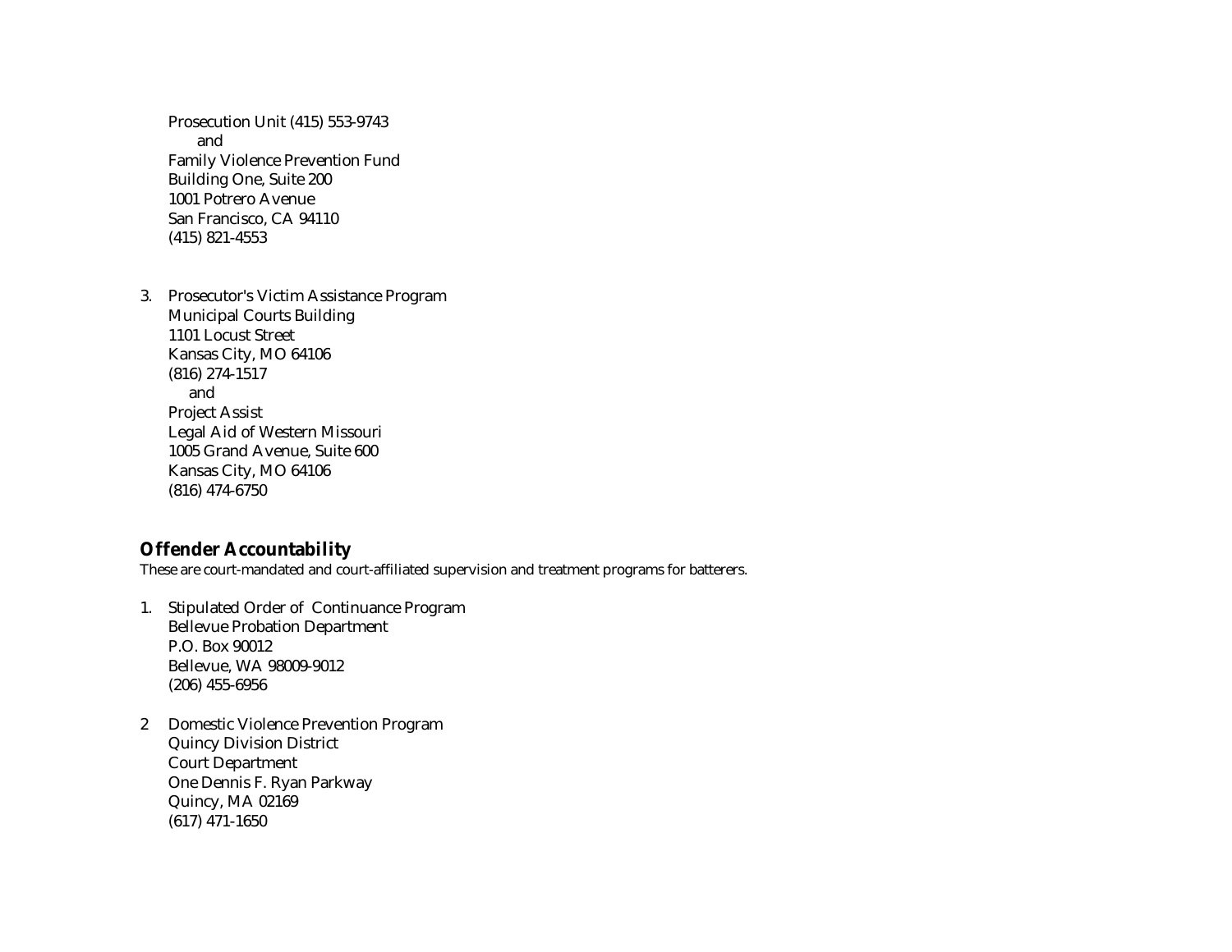Prosecution Unit (415) 553-9743
and
Family Violence Prevention Fund
Building One, Suite 200
1001 Potrero Avenue
San Francisco, CA 94110
(415) 821-4553

3. Prosecutor's Victim Assistance Program
   Municipal Courts Building
   1101 Locust Street
   Kansas City, MO 64106
   (816) 274-1517
   and
   Project Assist
   Legal Aid of Western Missouri
   1005 Grand Avenue, Suite 600
   Kansas City, MO 64106
   (816) 474-6750

## Offender Accountability

These are court-mandated and court-affiliated supervision and treatment programs for batterers.

1. Stipulated Order of Continuance Program
   Bellevue Probation Department
   P.O. Box 90012
   Bellevue, WA 98009-9012
   (206) 455-6956

2 Domestic Violence Prevention Program
  Quincy Division District
  Court Department
  One Dennis F. Ryan Parkway
  Quincy, MA 02169
  (617) 471-1650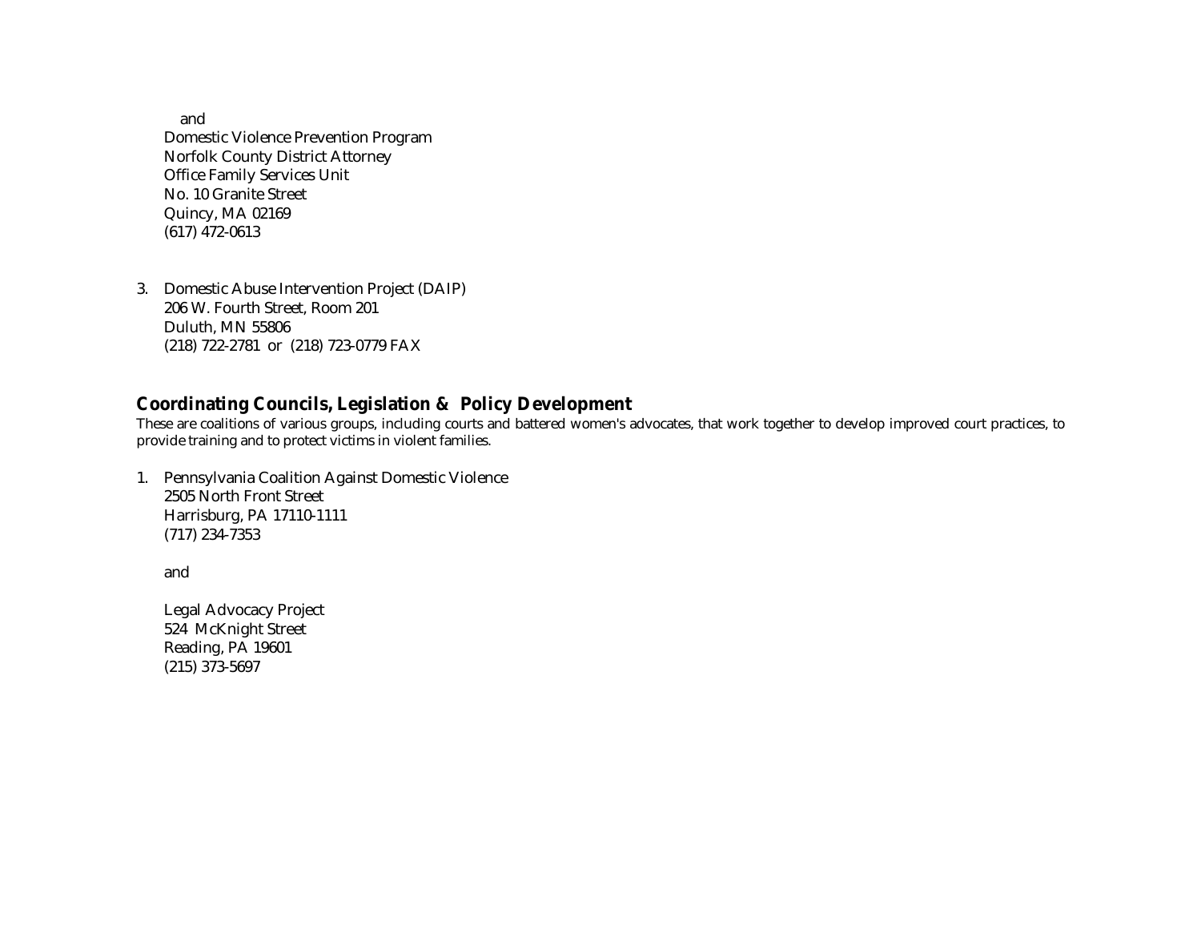and

Domestic Violence Prevention Program
Norfolk County District Attorney
Office Family Services Unit
No. 10 Granite Street
Quincy, MA 02169
(617) 472-0613

3. Domestic Abuse Intervention Project (DAIP)
   206 W. Fourth Street, Room 201
   Duluth, MN 55806
   (218) 722-2781 or (218) 723-0779 FAX

## Coordinating Councils, Legislation & Policy Development

These are coalitions of various groups, including courts and battered women's advocates, that work together to develop improved court practices, to provide training and to protect victims in violent families.

1. Pennsylvania Coalition Against Domestic Violence
   2505 North Front Street
   Harrisburg, PA 17110-1111
   (717) 234-7353

   and

   Legal Advocacy Project
   524 McKnight Street
   Reading, PA 19601
   (215) 373-5697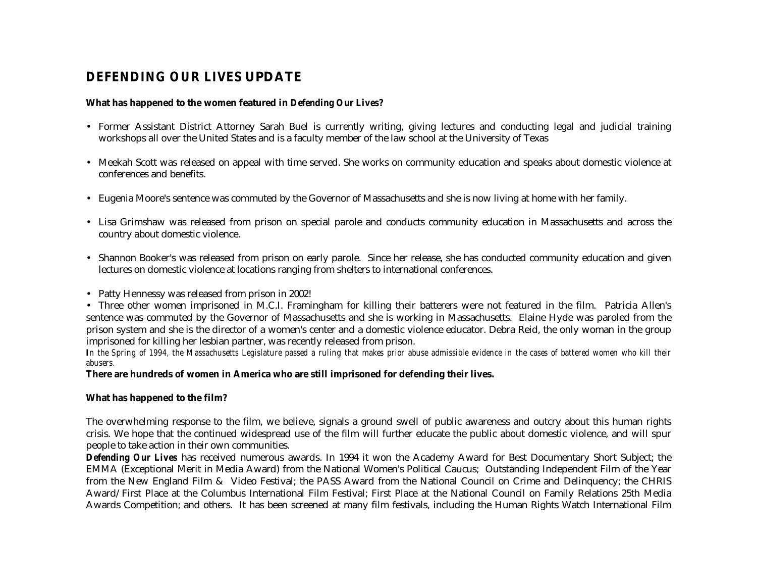## DEFENDING OUR LIVES UPDATE

**What has happened to the women featured in *Defending Our Lives*?**

- Former Assistant District Attorney Sarah Buel is currently writing, giving lectures and conducting legal and judicial training workshops all over the United States and is a faculty member of the law school at the University of Texas

- Meekah Scott was released on appeal with time served. She works on community education and speaks about domestic violence at conferences and benefits.

- Eugenia Moore's sentence was commuted by the Governor of Massachusetts and she is now living at home with her family.

- Lisa Grimshaw was released from prison on special parole and conducts community education in Massachusetts and across the country about domestic violence.

- Shannon Booker's was released from prison on early parole. Since her release, she has conducted community education and given lectures on domestic violence at locations ranging from shelters to international conferences.

- Patty Hennessy was released from prison in 2002!

- Three other women imprisoned in M.C.I. Framingham for killing their batterers were not featured in the film. Patricia Allen's sentence was commuted by the Governor of Massachusetts and she is working in Massachusetts. Elaine Hyde was paroled from the prison system and she is the director of a women's center and a domestic violence educator. Debra Reid, the only woman in the group imprisoned for killing her lesbian partner, was recently released from prison.

*In the Spring of 1994, the Massachusetts Legislature passed a ruling that makes prior abuse admissible evidence in the cases of battered women who kill their abusers.*

**There are hundreds of women in America who are still imprisoned for defending their lives.**

**What has happened to the film?**

The overwhelming response to the film, we believe, signals a ground swell of public awareness and outcry about this human rights crisis. We hope that the continued widespread use of the film will further educate the public about domestic violence, and will spur people to take action in their own communities.

***Defending Our Lives*** has received numerous awards. In 1994 it won the Academy Award for Best Documentary Short Subject; the EMMA (Exceptional Merit in Media Award) from the National Women's Political Caucus; Outstanding Independent Film of the Year from the New England Film & Video Festival; the PASS Award from the National Council on Crime and Delinquency; the CHRIS Award/First Place at the Columbus International Film Festival; First Place at the National Council on Family Relations 25th Media Awards Competition; and others. It has been screened at many film festivals, including the Human Rights Watch International Film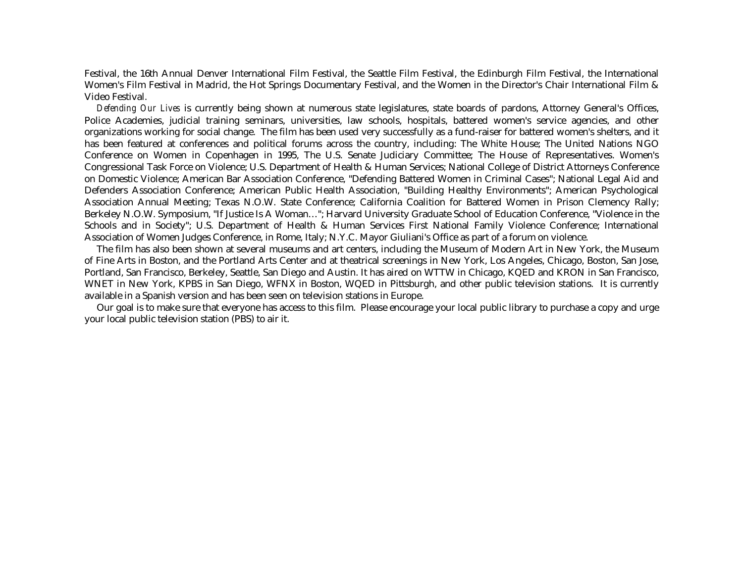Festival, the 16th Annual Denver International Film Festival, the Seattle Film Festival, the Edinburgh Film Festival, the International Women's Film Festival in Madrid, the Hot Springs Documentary Festival, and the Women in the Director's Chair International Film & Video Festival.

*Defending Our Lives* is currently being shown at numerous state legislatures, state boards of pardons, Attorney General's Offices, Police Academies, judicial training seminars, universities, law schools, hospitals, battered women's service agencies, and other organizations working for social change. The film has been used very successfully as a fund-raiser for battered women's shelters, and it has been featured at conferences and political forums across the country, including: The White House; The United Nations NGO Conference on Women in Copenhagen in 1995, The U.S. Senate Judiciary Committee; The House of Representatives. Women's Congressional Task Force on Violence; U.S. Department of Health & Human Services; National College of District Attorneys Conference on Domestic Violence; American Bar Association Conference, "Defending Battered Women in Criminal Cases"; National Legal Aid and Defenders Association Conference; American Public Health Association, "Building Healthy Environments"; American Psychological Association Annual Meeting; Texas N.O.W. State Conference; California Coalition for Battered Women in Prison Clemency Rally; Berkeley N.O.W. Symposium, "If Justice Is A Woman…"; Harvard University Graduate School of Education Conference, "Violence in the Schools and in Society"; U.S. Department of Health & Human Services First National Family Violence Conference; International Association of Women Judges Conference, in Rome, Italy; N.Y.C. Mayor Giuliani's Office as part of a forum on violence.

The film has also been shown at several museums and art centers, including the Museum of Modern Art in New York, the Museum of Fine Arts in Boston, and the Portland Arts Center and at theatrical screenings in New York, Los Angeles, Chicago, Boston, San Jose, Portland, San Francisco, Berkeley, Seattle, San Diego and Austin. It has aired on WTTW in Chicago, KQED and KRON in San Francisco, WNET in New York, KPBS in San Diego, WFNX in Boston, WQED in Pittsburgh, and other public television stations. It is currently available in a Spanish version and has been seen on television stations in Europe.

Our goal is to make sure that everyone has access to this film. Please encourage your local public library to purchase a copy and urge your local public television station (PBS) to air it.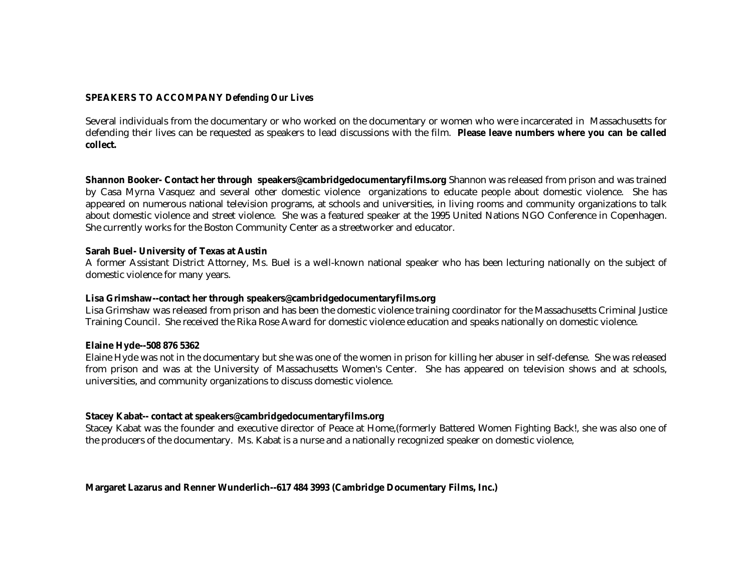**SPEAKERS TO ACCOMPANY *Defending Our Lives***

Several individuals from the documentary or who worked on the documentary or women who were incarcerated in Massachusetts for defending their lives can be requested as speakers to lead discussions with the film. **Please leave numbers where you can be called collect.**

**Shannon Booker- Contact her through speakers@cambridgedocumentaryfilms.org** Shannon was released from prison and was trained by Casa Myrna Vasquez and several other domestic violence organizations to educate people about domestic violence. She has appeared on numerous national television programs, at schools and universities, in living rooms and community organizations to talk about domestic violence and street violence. She was a featured speaker at the 1995 United Nations NGO Conference in Copenhagen. She currently works for the Boston Community Center as a streetworker and educator.

**Sarah Buel- University of Texas at Austin**
A former Assistant District Attorney, Ms. Buel is a well-known national speaker who has been lecturing nationally on the subject of domestic violence for many years.

**Lisa Grimshaw--contact her through speakers@cambridgedocumentaryfilms.org**
Lisa Grimshaw was released from prison and has been the domestic violence training coordinator for the Massachusetts Criminal Justice Training Council. She received the Rika Rose Award for domestic violence education and speaks nationally on domestic violence.

**Elaine Hyde--508 876 5362**
Elaine Hyde was not in the documentary but she was one of the women in prison for killing her abuser in self-defense. She was released from prison and was at the University of Massachusetts Women's Center. She has appeared on television shows and at schools, universities, and community organizations to discuss domestic violence.

**Stacey Kabat-- contact at speakers@cambridgedocumentaryfilms.org**
Stacey Kabat was the founder and executive director of Peace at Home,(formerly Battered Women Fighting Back!, she was also one of the producers of the documentary. Ms. Kabat is a nurse and a nationally recognized speaker on domestic violence,

**Margaret Lazarus and Renner Wunderlich--617 484 3993 (Cambridge Documentary Films, Inc.)**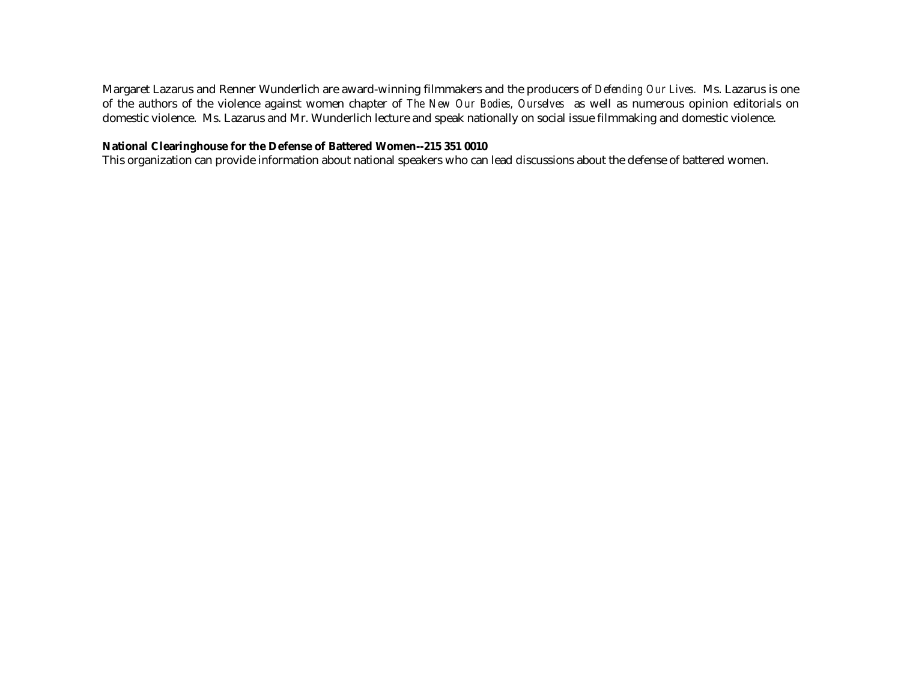Margaret Lazarus and Renner Wunderlich are award-winning filmmakers and the producers of *Defending Our Lives.* Ms. Lazarus is one of the authors of the violence against women chapter of *The New Our Bodies, Ourselves* as well as numerous opinion editorials on domestic violence. Ms. Lazarus and Mr. Wunderlich lecture and speak nationally on social issue filmmaking and domestic violence.

**National Clearinghouse for the Defense of Battered Women--215 351 0010**
This organization can provide information about national speakers who can lead discussions about the defense of battered women.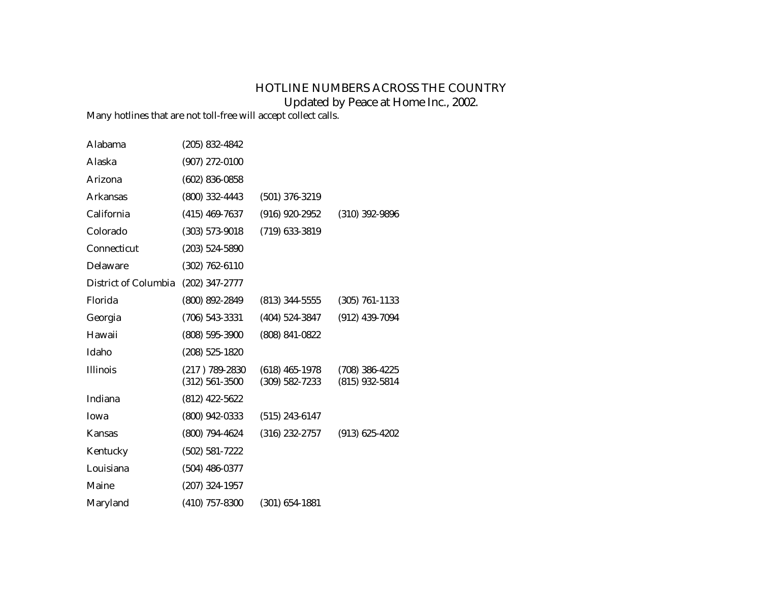# HOTLINE NUMBERS ACROSS THE COUNTRY

Updated by Peace at Home Inc., 2002.

Many hotlines that are not toll-free will accept collect calls.

| | | | |
|---|---|---|---|
| Alabama | (205) 832-4842 | | |
| Alaska | (907) 272-0100 | | |
| Arizona | (602) 836-0858 | | |
| Arkansas | (800) 332-4443 | (501) 376-3219 | |
| California | (415) 469-7637 | (916) 920-2952 | (310) 392-9896 |
| Colorado | (303) 573-9018 | (719) 633-3819 | |
| Connecticut | (203) 524-5890 | | |
| Delaware | (302) 762-6110 | | |
| District of Columbia | (202) 347-2777 | | |
| Florida | (800) 892-2849 | (813) 344-5555 | (305) 761-1133 |
| Georgia | (706) 543-3331 | (404) 524-3847 | (912) 439-7094 |
| Hawaii | (808) 595-3900 | (808) 841-0822 | |
| Idaho | (208) 525-1820 | | |
| Illinois | (217 ) 789-2830 | (618) 465-1978 | (708) 386-4225 |
| | (312) 561-3500 | (309) 582-7233 | (815) 932-5814 |
| Indiana | (812) 422-5622 | | |
| Iowa | (800) 942-0333 | (515) 243-6147 | |
| Kansas | (800) 794-4624 | (316) 232-2757 | (913) 625-4202 |
| Kentucky | (502) 581-7222 | | |
| Louisiana | (504) 486-0377 | | |
| Maine | (207) 324-1957 | | |
| Maryland | (410) 757-8300 | (301) 654-1881 | |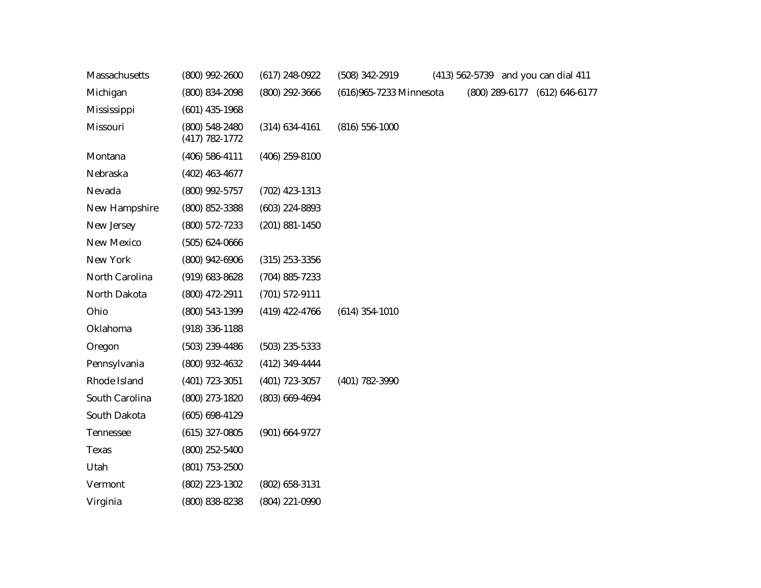| | | | | | |
|---|---|---|---|---|---|
| Massachusetts | (800) 992-2600 | (617) 248-0922 | (508) 342-2919 | (413) 562-5739 | and you can dial 411 |
| Michigan | (800) 834-2098 | (800) 292-3666 | (616)965-7233 Minnesota | (800) 289-6177 | (612) 646-6177 |
| Mississippi | (601) 435-1968 | | | | |
| Missouri | (800) 548-2480<br>(417) 782-1772 | (314) 634-4161 | (816) 556-1000 | | |
| Montana | (406) 586-4111 | (406) 259-8100 | | | |
| Nebraska | (402) 463-4677 | | | | |
| Nevada | (800) 992-5757 | (702) 423-1313 | | | |
| New Hampshire | (800) 852-3388 | (603) 224-8893 | | | |
| New Jersey | (800) 572-7233 | (201) 881-1450 | | | |
| New Mexico | (505) 624-0666 | | | | |
| New York | (800) 942-6906 | (315) 253-3356 | | | |
| North Carolina | (919) 683-8628 | (704) 885-7233 | | | |
| North Dakota | (800) 472-2911 | (701) 572-9111 | | | |
| Ohio | (800) 543-1399 | (419) 422-4766 | (614) 354-1010 | | |
| Oklahoma | (918) 336-1188 | | | | |
| Oregon | (503) 239-4486 | (503) 235-5333 | | | |
| Pennsylvania | (800) 932-4632 | (412) 349-4444 | | | |
| Rhode Island | (401) 723-3051 | (401) 723-3057 | (401) 782-3990 | | |
| South Carolina | (800) 273-1820 | (803) 669-4694 | | | |
| South Dakota | (605) 698-4129 | | | | |
| Tennessee | (615) 327-0805 | (901) 664-9727 | | | |
| Texas | (800) 252-5400 | | | | |
| Utah | (801) 753-2500 | | | | |
| Vermont | (802) 223-1302 | (802) 658-3131 | | | |
| Virginia | (800) 838-8238 | (804) 221-0990 | | | |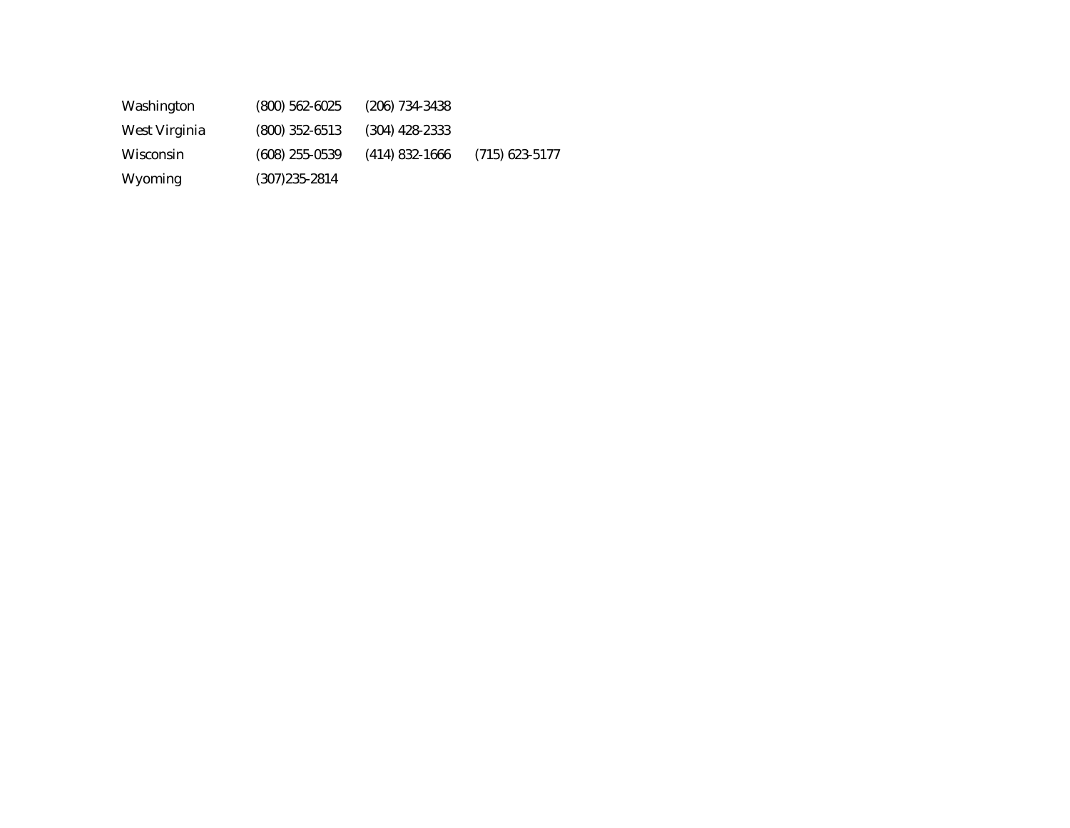| | | | |
|---|---|---|---|
| Washington | (800) 562-6025 | (206) 734-3438 | |
| West Virginia | (800) 352-6513 | (304) 428-2333 | |
| Wisconsin | (608) 255-0539 | (414) 832-1666 | (715) 623-5177 |
| Wyoming | (307)235-2814 | | |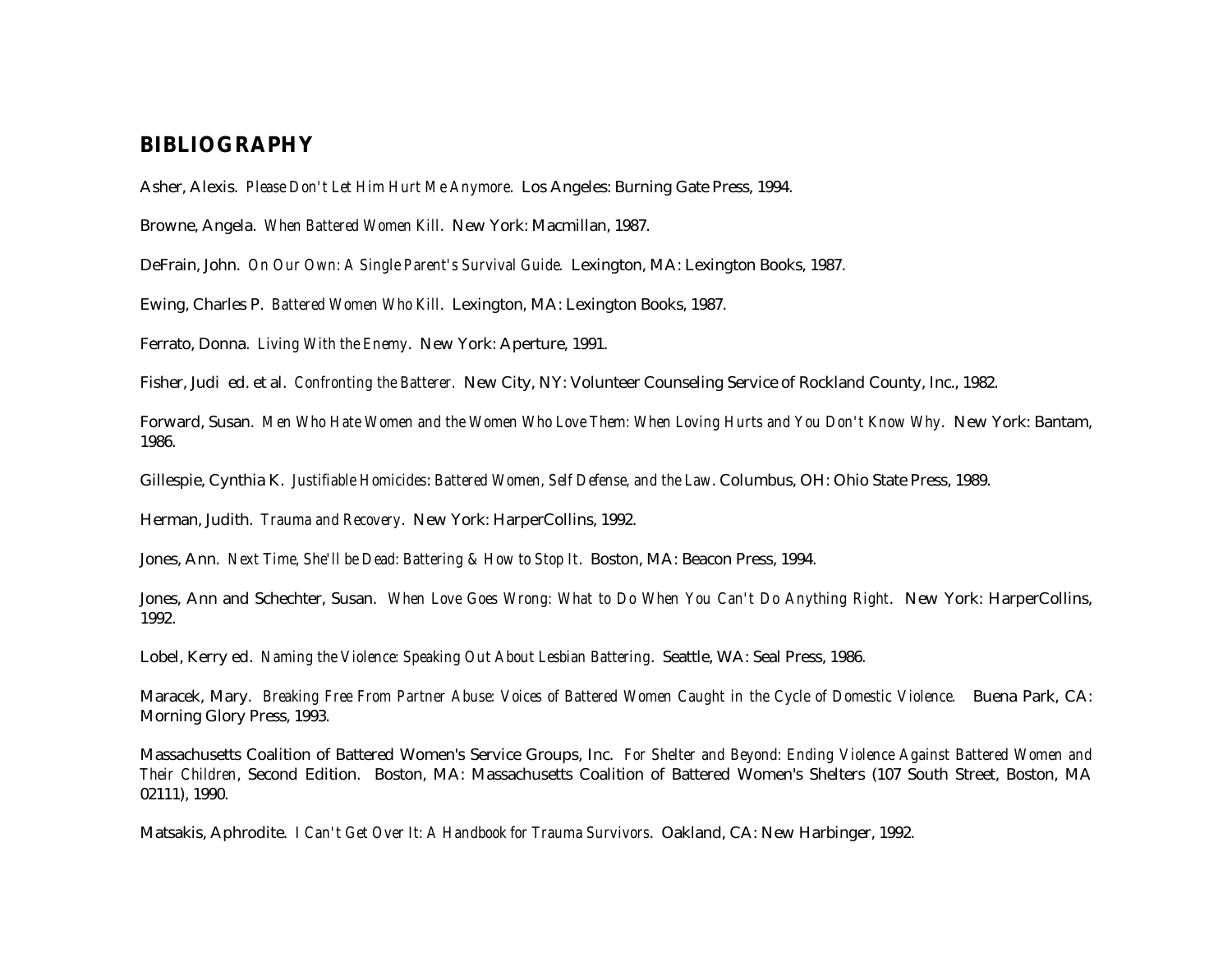## BIBLIOGRAPHY

Asher, Alexis. *Please Don't Let Him Hurt Me Anymore*. Los Angeles: Burning Gate Press, 1994.

Browne, Angela. *When Battered Women Kill*. New York: Macmillan, 1987.

DeFrain, John. *On Our Own: A Single Parent's Survival Guide*. Lexington, MA: Lexington Books, 1987.

Ewing, Charles P. *Battered Women Who Kill*. Lexington, MA: Lexington Books, 1987.

Ferrato, Donna. *Living With the Enemy*. New York: Aperture, 1991.

Fisher, Judi ed. et al. *Confronting the Batterer.* New City, NY: Volunteer Counseling Service of Rockland County, Inc., 1982.

Forward, Susan. *Men Who Hate Women and the Women Who Love Them: When Loving Hurts and You Don't Know Why*. New York: Bantam, 1986.

Gillespie, Cynthia K. *Justifiable Homicides: Battered Women, Self Defense, and the Law*. Columbus, OH: Ohio State Press, 1989.

Herman, Judith. *Trauma and Recovery*. New York: HarperCollins, 1992.

Jones, Ann. *Next Time, She'll be Dead: Battering & How to Stop It*. Boston, MA: Beacon Press, 1994.

Jones, Ann and Schechter, Susan. *When Love Goes Wrong: What to Do When You Can't Do Anything Right*. New York: HarperCollins, 1992.

Lobel, Kerry ed. *Naming the Violence: Speaking Out About Lesbian Battering*. Seattle, WA: Seal Press, 1986.

Maracek, Mary. *Breaking Free From Partner Abuse: Voices of Battered Women Caught in the Cycle of Domestic Violence.* Buena Park, CA: Morning Glory Press, 1993.

Massachusetts Coalition of Battered Women's Service Groups, Inc. *For Shelter and Beyond: Ending Violence Against Battered Women and Their Children*, Second Edition. Boston, MA: Massachusetts Coalition of Battered Women's Shelters (107 South Street, Boston, MA 02111), 1990.

Matsakis, Aphrodite. *I Can't Get Over It: A Handbook for Trauma Survivors*. Oakland, CA: New Harbinger, 1992.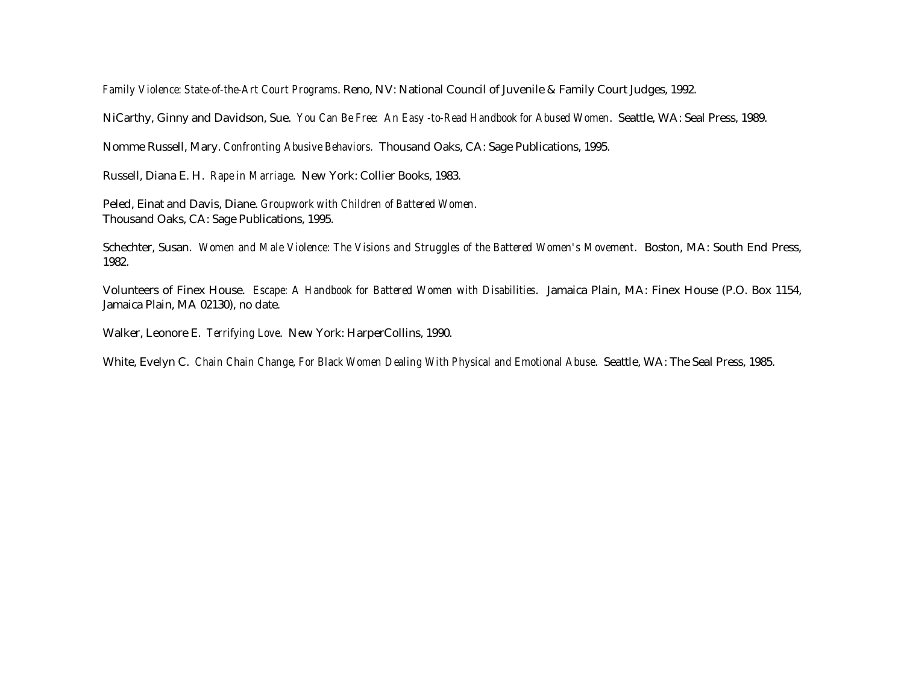*Family Violence: State-of-the-Art Court Programs*. Reno, NV: National Council of Juvenile & Family Court Judges, 1992.

NiCarthy, Ginny and Davidson, Sue. *You Can Be Free: An Easy -to-Read Handbook for Abused Women*. Seattle, WA: Seal Press, 1989.

Nomme Russell, Mary. *Confronting Abusive Behaviors.* Thousand Oaks, CA: Sage Publications, 1995.

Russell, Diana E. H. *Rape in Marriage*. New York: Collier Books, 1983.

Peled, Einat and Davis, Diane. *Groupwork with Children of Battered Women.*
Thousand Oaks, CA: Sage Publications, 1995.

Schechter, Susan. *Women and Male Violence: The Visions and Struggles of the Battered Women's Movement*. Boston, MA: South End Press, 1982.

Volunteers of Finex House. *Escape: A Handbook for Battered Women with Disabilities*. Jamaica Plain, MA: Finex House (P.O. Box 1154, Jamaica Plain, MA 02130), no date.

Walker, Leonore E. *Terrifying Love*. New York: HarperCollins, 1990.

White, Evelyn C. *Chain Chain Change, For Black Women Dealing With Physical and Emotional Abuse*. Seattle, WA: The Seal Press, 1985.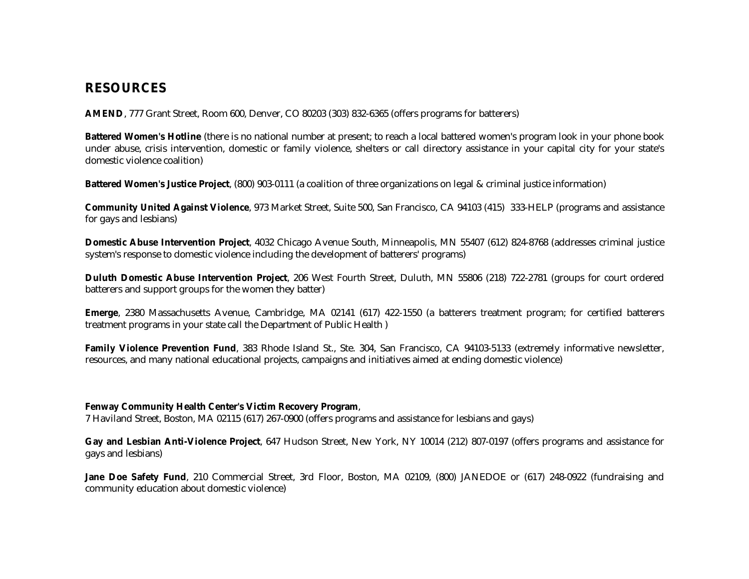## RESOURCES

**AMEND**, 777 Grant Street, Room 600, Denver, CO 80203 (303) 832-6365 (offers programs for batterers)

**Battered Women's Hotline** (there is no national number at present; to reach a local battered women's program look in your phone book under abuse, crisis intervention, domestic or family violence, shelters or call directory assistance in your capital city for your state's domestic violence coalition)

**Battered Women's Justice Project**, (800) 903-0111 (a coalition of three organizations on legal & criminal justice information)

**Community United Against Violence**, 973 Market Street, Suite 500, San Francisco, CA 94103 (415) 333-HELP (programs and assistance for gays and lesbians)

**Domestic Abuse Intervention Project**, 4032 Chicago Avenue South, Minneapolis, MN 55407 (612) 824-8768 (addresses criminal justice system's response to domestic violence including the development of batterers' programs)

**Duluth Domestic Abuse Intervention Project**, 206 West Fourth Street, Duluth, MN 55806 (218) 722-2781 (groups for court ordered batterers and support groups for the women they batter)

**Emerge**, 2380 Massachusetts Avenue, Cambridge, MA 02141 (617) 422-1550 (a batterers treatment program; for certified batterers treatment programs in your state call the Department of Public Health )

**Family Violence Prevention Fund**, 383 Rhode Island St., Ste. 304, San Francisco, CA 94103-5133 (extremely informative newsletter, resources, and many national educational projects, campaigns and initiatives aimed at ending domestic violence)

**Fenway Community Health Center's Victim Recovery Program**,
7 Haviland Street, Boston, MA 02115 (617) 267-0900 (offers programs and assistance for lesbians and gays)

**Gay and Lesbian Anti-Violence Project**, 647 Hudson Street, New York, NY 10014 (212) 807-0197 (offers programs and assistance for gays and lesbians)

**Jane Doe Safety Fund**, 210 Commercial Street, 3rd Floor, Boston, MA 02109, (800) JANEDOE or (617) 248-0922 (fundraising and community education about domestic violence)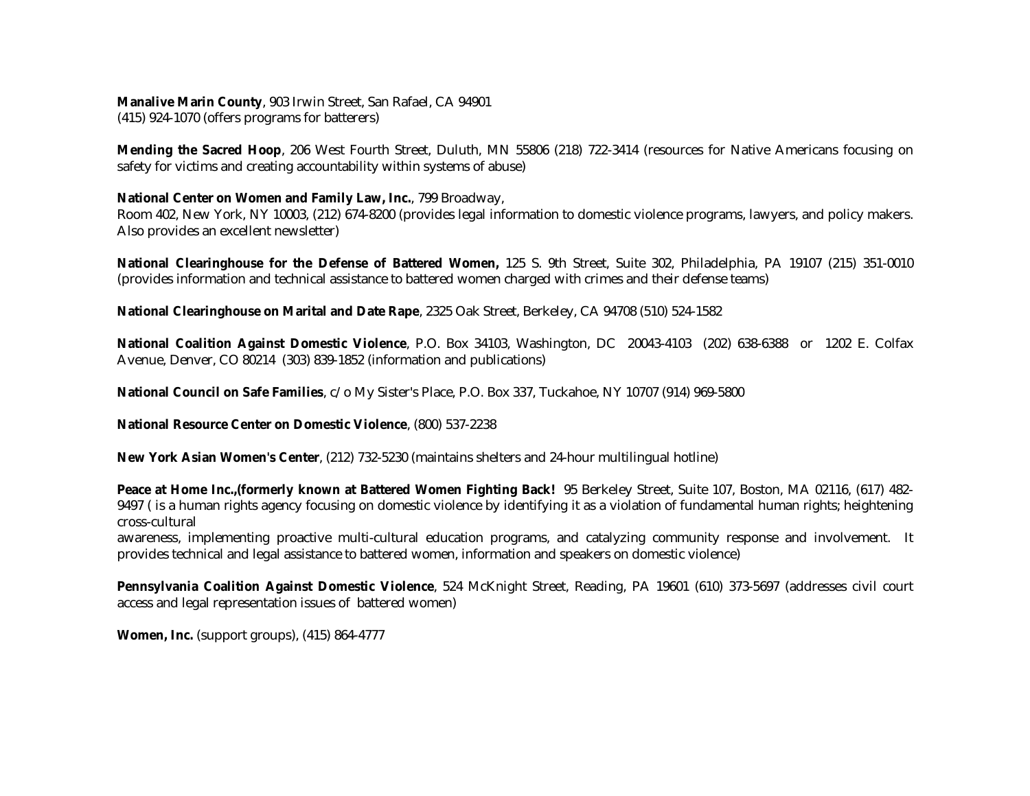**Manalive Marin County**, 903 Irwin Street, San Rafael, CA 94901
(415) 924-1070 (offers programs for batterers)

**Mending the Sacred Hoop**, 206 West Fourth Street, Duluth, MN 55806 (218) 722-3414 (resources for Native Americans focusing on safety for victims and creating accountability within systems of abuse)

**National Center on Women and Family Law, Inc.**, 799 Broadway,
Room 402, New York, NY 10003, (212) 674-8200 (provides legal information to domestic violence programs, lawyers, and policy makers. Also provides an excellent newsletter)

**National Clearinghouse for the Defense of Battered Women,** 125 S. 9th Street, Suite 302, Philadelphia, PA 19107 (215) 351-0010 (provides information and technical assistance to battered women charged with crimes and their defense teams)

**National Clearinghouse on Marital and Date Rape**, 2325 Oak Street, Berkeley, CA 94708 (510) 524-1582

**National Coalition Against Domestic Violence**, P.O. Box 34103, Washington, DC 20043-4103 (202) 638-6388 or 1202 E. Colfax Avenue, Denver, CO 80214 (303) 839-1852 (information and publications)

**National Council on Safe Families**, c/o My Sister's Place, P.O. Box 337, Tuckahoe, NY 10707 (914) 969-5800

**National Resource Center on Domestic Violence**, (800) 537-2238

**New York Asian Women's Center**, (212) 732-5230 (maintains shelters and 24-hour multilingual hotline)

**Peace at Home Inc.,(formerly known at Battered Women Fighting Back!** 95 Berkeley Street, Suite 107, Boston, MA 02116, (617) 482-9497 ( is a human rights agency focusing on domestic violence by identifying it as a violation of fundamental human rights; heightening cross-cultural
awareness, implementing proactive multi-cultural education programs, and catalyzing community response and involvement. It provides technical and legal assistance to battered women, information and speakers on domestic violence)

**Pennsylvania Coalition Against Domestic Violence**, 524 McKnight Street, Reading, PA 19601 (610) 373-5697 (addresses civil court access and legal representation issues of battered women)

**Women, Inc.** (support groups), (415) 864-4777